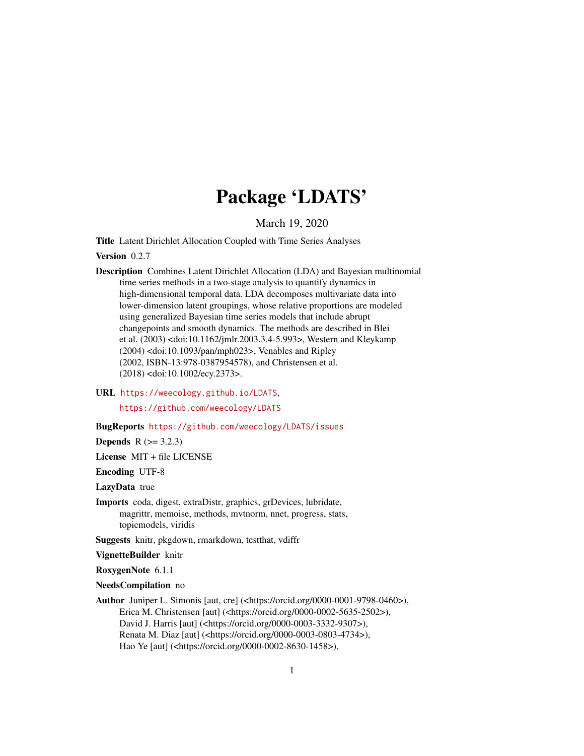# Package 'LDATS'

March 19, 2020

**Title** Latent Dirichlet Allocation Coupled with Time Series Analyses

**Version** 0.2.7

**Description** Combines Latent Dirichlet Allocation (LDA) and Bayesian multinomial time series methods in a two-stage analysis to quantify dynamics in high-dimensional temporal data. LDA decomposes multivariate data into lower-dimension latent groupings, whose relative proportions are modeled using generalized Bayesian time series models that include abrupt changepoints and smooth dynamics. The methods are described in Blei et al. (2003) <doi:10.1162/jmlr.2003.3.4-5.993>, Western and Kleykamp (2004) <doi:10.1093/pan/mph023>, Venables and Ripley (2002, ISBN-13:978-0387954578), and Christensen et al. (2018) <doi:10.1002/ecy.2373>.

**URL** https://weecology.github.io/LDATS, https://github.com/weecology/LDATS

**BugReports** https://github.com/weecology/LDATS/issues

**Depends** R (>= 3.2.3)

**License** MIT + file LICENSE

**Encoding** UTF-8

**LazyData** true

**Imports** coda, digest, extraDistr, graphics, grDevices, lubridate, magrittr, memoise, methods, mvtnorm, nnet, progress, stats, topicmodels, viridis

**Suggests** knitr, pkgdown, rmarkdown, testthat, vdiffr

**VignetteBuilder** knitr

**RoxygenNote** 6.1.1

**NeedsCompilation** no

**Author** Juniper L. Simonis [aut, cre] (<https://orcid.org/0000-0001-9798-0460>), Erica M. Christensen [aut] (<https://orcid.org/0000-0002-5635-2502>), David J. Harris [aut] (<https://orcid.org/0000-0003-3332-9307>), Renata M. Diaz [aut] (<https://orcid.org/0000-0003-0803-4734>), Hao Ye [aut] (<https://orcid.org/0000-0002-8630-1458>),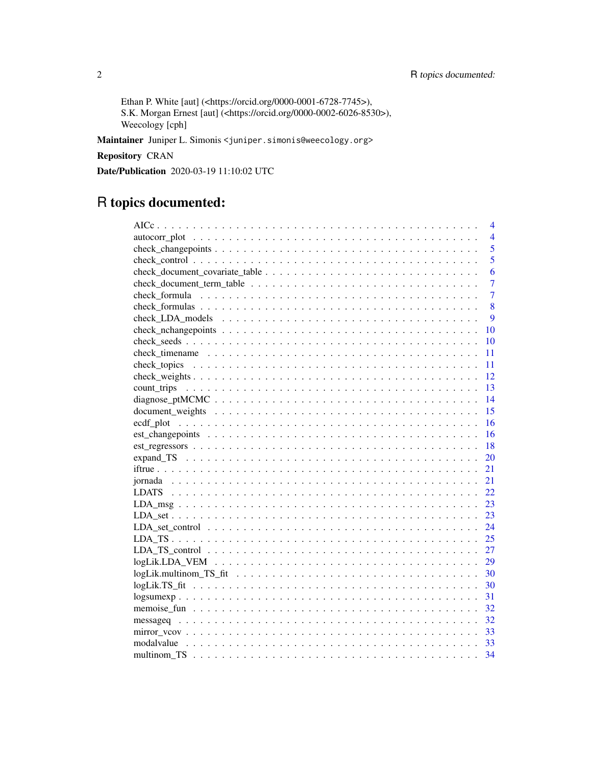Ethan P. White [aut] (<https://orcid.org/0000-0001-6728-7745>),
S.K. Morgan Ernest [aut] (<https://orcid.org/0000-0002-6026-8530>),
Weecology [cph]

**Maintainer** Juniper L. Simonis <juniper.simonis@weecology.org>

**Repository** CRAN

**Date/Publication** 2020-03-19 11:10:02 UTC

# R topics documented:

AICc . . . . . . . . . . . . . . . . . . . . . . . . . . . . . . . . . . . . . . . . . . . 4
autocorr_plot . . . . . . . . . . . . . . . . . . . . . . . . . . . . . . . . . . . . . . . 4
check_changepoints . . . . . . . . . . . . . . . . . . . . . . . . . . . . . . . . . . . . 5
check_control . . . . . . . . . . . . . . . . . . . . . . . . . . . . . . . . . . . . . . . 5
check_document_covariate_table . . . . . . . . . . . . . . . . . . . . . . . . . . . . . 6
check_document_term_table . . . . . . . . . . . . . . . . . . . . . . . . . . . . . . . 7
check_formula . . . . . . . . . . . . . . . . . . . . . . . . . . . . . . . . . . . . . . 7
check_formulas . . . . . . . . . . . . . . . . . . . . . . . . . . . . . . . . . . . . . . 8
check_LDA_models . . . . . . . . . . . . . . . . . . . . . . . . . . . . . . . . . . . . 9
check_nchangepoints . . . . . . . . . . . . . . . . . . . . . . . . . . . . . . . . . . . 10
check_seeds . . . . . . . . . . . . . . . . . . . . . . . . . . . . . . . . . . . . . . . 10
check_timename . . . . . . . . . . . . . . . . . . . . . . . . . . . . . . . . . . . . . 11
check_topics . . . . . . . . . . . . . . . . . . . . . . . . . . . . . . . . . . . . . . . 11
check_weights . . . . . . . . . . . . . . . . . . . . . . . . . . . . . . . . . . . . . . 12
count_trips . . . . . . . . . . . . . . . . . . . . . . . . . . . . . . . . . . . . . . . 13
diagnose_ptMCMC . . . . . . . . . . . . . . . . . . . . . . . . . . . . . . . . . . . . 14
document_weights . . . . . . . . . . . . . . . . . . . . . . . . . . . . . . . . . . . . 15
ecdf_plot . . . . . . . . . . . . . . . . . . . . . . . . . . . . . . . . . . . . . . . . 16
est_changepoints . . . . . . . . . . . . . . . . . . . . . . . . . . . . . . . . . . . . 16
est_regressors . . . . . . . . . . . . . . . . . . . . . . . . . . . . . . . . . . . . . 18
expand_TS . . . . . . . . . . . . . . . . . . . . . . . . . . . . . . . . . . . . . . . 20
iftrue . . . . . . . . . . . . . . . . . . . . . . . . . . . . . . . . . . . . . . . . . . 21
jornada . . . . . . . . . . . . . . . . . . . . . . . . . . . . . . . . . . . . . . . . . 21
LDATS . . . . . . . . . . . . . . . . . . . . . . . . . . . . . . . . . . . . . . . . . 22
LDA_msg . . . . . . . . . . . . . . . . . . . . . . . . . . . . . . . . . . . . . . . . 23
LDA_set . . . . . . . . . . . . . . . . . . . . . . . . . . . . . . . . . . . . . . . . 23
LDA_set_control . . . . . . . . . . . . . . . . . . . . . . . . . . . . . . . . . . . . 24
LDA_TS . . . . . . . . . . . . . . . . . . . . . . . . . . . . . . . . . . . . . . . . . 25
LDA_TS_control . . . . . . . . . . . . . . . . . . . . . . . . . . . . . . . . . . . . . 27
logLik.LDA_VEM . . . . . . . . . . . . . . . . . . . . . . . . . . . . . . . . . . . . 29
logLik.multinom_TS_fit . . . . . . . . . . . . . . . . . . . . . . . . . . . . . . . . . 30
logLik.TS_fit . . . . . . . . . . . . . . . . . . . . . . . . . . . . . . . . . . . . . . 30
logsumexp . . . . . . . . . . . . . . . . . . . . . . . . . . . . . . . . . . . . . . . 31
memoise_fun . . . . . . . . . . . . . . . . . . . . . . . . . . . . . . . . . . . . . . 32
messageq . . . . . . . . . . . . . . . . . . . . . . . . . . . . . . . . . . . . . . . . 32
mirror_vcov . . . . . . . . . . . . . . . . . . . . . . . . . . . . . . . . . . . . . . . 33
modalvalue . . . . . . . . . . . . . . . . . . . . . . . . . . . . . . . . . . . . . . . 33
multinom_TS . . . . . . . . . . . . . . . . . . . . . . . . . . . . . . . . . . . . . . 34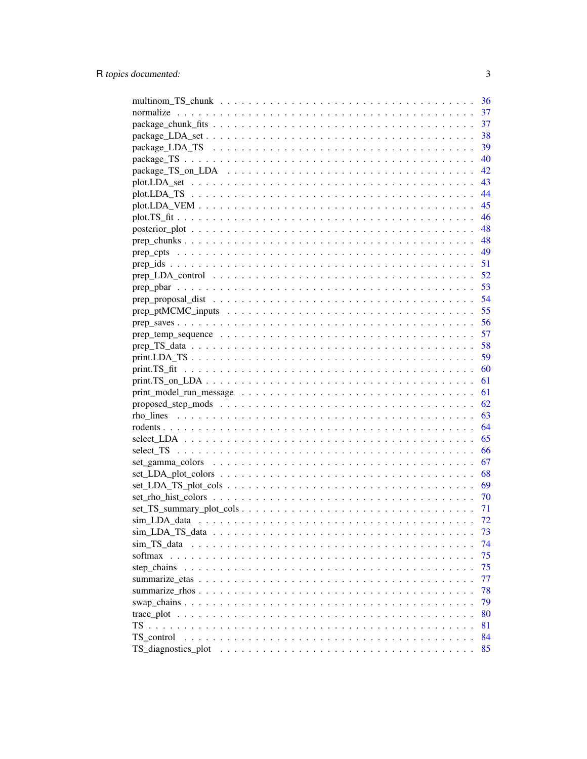multinom_TS_chunk . . . . . . . . . . . . . . . . . . . . . . . . . . . . . . . . . 36
normalize . . . . . . . . . . . . . . . . . . . . . . . . . . . . . . . . . . . . . 37
package_chunk_fits . . . . . . . . . . . . . . . . . . . . . . . . . . . . . . . . . 37
package_LDA_set . . . . . . . . . . . . . . . . . . . . . . . . . . . . . . . . . . 38
package_LDA_TS . . . . . . . . . . . . . . . . . . . . . . . . . . . . . . . . . . 39
package_TS . . . . . . . . . . . . . . . . . . . . . . . . . . . . . . . . . . . . 40
package_TS_on_LDA . . . . . . . . . . . . . . . . . . . . . . . . . . . . . . . . 42
plot.LDA_set . . . . . . . . . . . . . . . . . . . . . . . . . . . . . . . . . . . 43
plot.LDA_TS . . . . . . . . . . . . . . . . . . . . . . . . . . . . . . . . . . . 44
plot.LDA_VEM . . . . . . . . . . . . . . . . . . . . . . . . . . . . . . . . . . . 45
plot.TS_fit . . . . . . . . . . . . . . . . . . . . . . . . . . . . . . . . . . . . 46
posterior_plot . . . . . . . . . . . . . . . . . . . . . . . . . . . . . . . . . . 48
prep_chunks . . . . . . . . . . . . . . . . . . . . . . . . . . . . . . . . . . . 48
prep_cpts . . . . . . . . . . . . . . . . . . . . . . . . . . . . . . . . . . . . 49
prep_ids . . . . . . . . . . . . . . . . . . . . . . . . . . . . . . . . . . . . . 51
prep_LDA_control . . . . . . . . . . . . . . . . . . . . . . . . . . . . . . . . . 52
prep_pbar . . . . . . . . . . . . . . . . . . . . . . . . . . . . . . . . . . . . 53
prep_proposal_dist . . . . . . . . . . . . . . . . . . . . . . . . . . . . . . . . 54
prep_ptMCMC_inputs . . . . . . . . . . . . . . . . . . . . . . . . . . . . . . . 55
prep_saves . . . . . . . . . . . . . . . . . . . . . . . . . . . . . . . . . . . . 56
prep_temp_sequence . . . . . . . . . . . . . . . . . . . . . . . . . . . . . . . . 57
prep_TS_data . . . . . . . . . . . . . . . . . . . . . . . . . . . . . . . . . . . 58
print.LDA_TS . . . . . . . . . . . . . . . . . . . . . . . . . . . . . . . . . . . 59
print.TS_fit . . . . . . . . . . . . . . . . . . . . . . . . . . . . . . . . . . . 60
print.TS_on_LDA . . . . . . . . . . . . . . . . . . . . . . . . . . . . . . . . . . 61
print_model_run_message . . . . . . . . . . . . . . . . . . . . . . . . . . . . . 61
proposed_step_mods . . . . . . . . . . . . . . . . . . . . . . . . . . . . . . . . 62
rho_lines . . . . . . . . . . . . . . . . . . . . . . . . . . . . . . . . . . . . . 63
rodents . . . . . . . . . . . . . . . . . . . . . . . . . . . . . . . . . . . . . . 64
select_LDA . . . . . . . . . . . . . . . . . . . . . . . . . . . . . . . . . . . . 65
select_TS . . . . . . . . . . . . . . . . . . . . . . . . . . . . . . . . . . . . . 66
set_gamma_colors . . . . . . . . . . . . . . . . . . . . . . . . . . . . . . . . . 67
set_LDA_plot_colors . . . . . . . . . . . . . . . . . . . . . . . . . . . . . . . . 68
set_LDA_TS_plot_cols . . . . . . . . . . . . . . . . . . . . . . . . . . . . . . . 69
set_rho_hist_colors . . . . . . . . . . . . . . . . . . . . . . . . . . . . . . . . 70
set_TS_summary_plot_cols . . . . . . . . . . . . . . . . . . . . . . . . . . . . . 71
sim_LDA_data . . . . . . . . . . . . . . . . . . . . . . . . . . . . . . . . . . . 72
sim_LDA_TS_data . . . . . . . . . . . . . . . . . . . . . . . . . . . . . . . . . . 73
sim_TS_data . . . . . . . . . . . . . . . . . . . . . . . . . . . . . . . . . . . . 74
softmax . . . . . . . . . . . . . . . . . . . . . . . . . . . . . . . . . . . . . . 75
step_chains . . . . . . . . . . . . . . . . . . . . . . . . . . . . . . . . . . . . 75
summarize_etas . . . . . . . . . . . . . . . . . . . . . . . . . . . . . . . . . . 77
summarize_rhos . . . . . . . . . . . . . . . . . . . . . . . . . . . . . . . . . . 78
swap_chains . . . . . . . . . . . . . . . . . . . . . . . . . . . . . . . . . . . . 79
trace_plot . . . . . . . . . . . . . . . . . . . . . . . . . . . . . . . . . . . . . 80
TS . . . . . . . . . . . . . . . . . . . . . . . . . . . . . . . . . . . . . . . . . 81
TS_control . . . . . . . . . . . . . . . . . . . . . . . . . . . . . . . . . . . . . 84
TS_diagnostics_plot . . . . . . . . . . . . . . . . . . . . . . . . . . . . . . . . 85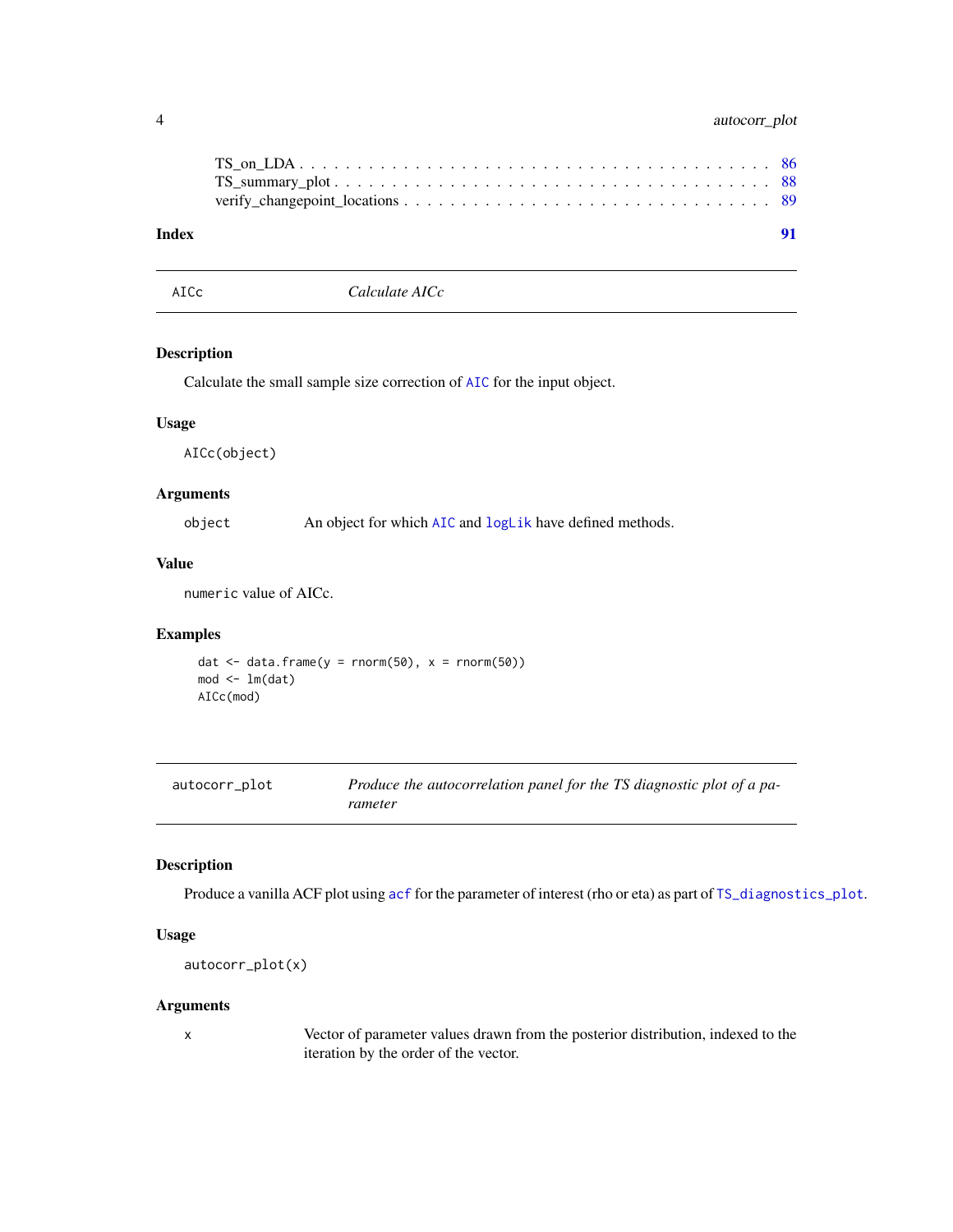TS_on_LDA . . . . . . . . . . . . . . . . . . . . . . . . . . . . . . . . . . . . . . 86
TS_summary_plot . . . . . . . . . . . . . . . . . . . . . . . . . . . . . . . . . . . 88
verify_changepoint_locations . . . . . . . . . . . . . . . . . . . . . . . . . . . . 89

**Index** **91**

---

## AICc — *Calculate AICc*

---

### Description

Calculate the small sample size correction of `AIC` for the input object.

### Usage

```
AICc(object)
```

### Arguments

| | |
|---|---|
| `object` | An object for which `AIC` and `logLik` have defined methods. |

### Value

`numeric` value of AICc.

### Examples

```
dat <- data.frame(y = rnorm(50), x = rnorm(50))
mod <- lm(dat)
AICc(mod)
```

---

## autocorr_plot — *Produce the autocorrelation panel for the TS diagnostic plot of a parameter*

---

### Description

Produce a vanilla ACF plot using `acf` for the parameter of interest (rho or eta) as part of `TS_diagnostics_plot`.

### Usage

```
autocorr_plot(x)
```

### Arguments

| | |
|---|---|
| `x` | Vector of parameter values drawn from the posterior distribution, indexed to the iteration by the order of the vector. |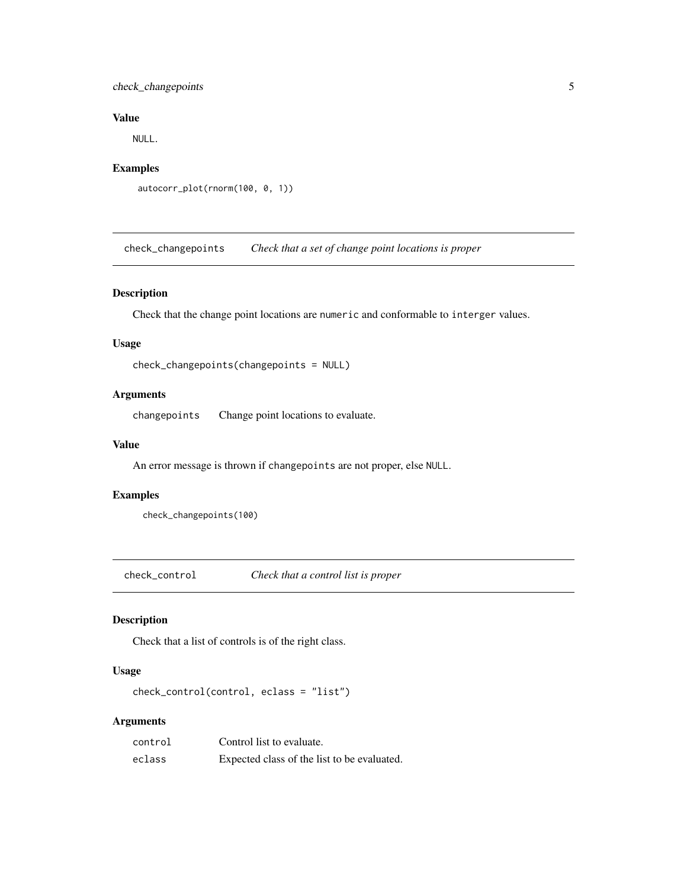### Value

NULL.

### Examples

```
autocorr_plot(rnorm(100, 0, 1))
```

## check_changepoints — *Check that a set of change point locations is proper*

### Description

Check that the change point locations are `numeric` and conformable to `interger` values.

### Usage

```
check_changepoints(changepoints = NULL)
```

### Arguments

| | |
|---|---|
| changepoints | Change point locations to evaluate. |

### Value

An error message is thrown if `changepoints` are not proper, else `NULL`.

### Examples

```
check_changepoints(100)
```

## check_control — *Check that a control list is proper*

### Description

Check that a list of controls is of the right class.

### Usage

```
check_control(control, eclass = "list")
```

### Arguments

| | |
|---|---|
| control | Control list to evaluate. |
| eclass | Expected class of the list to be evaluated. |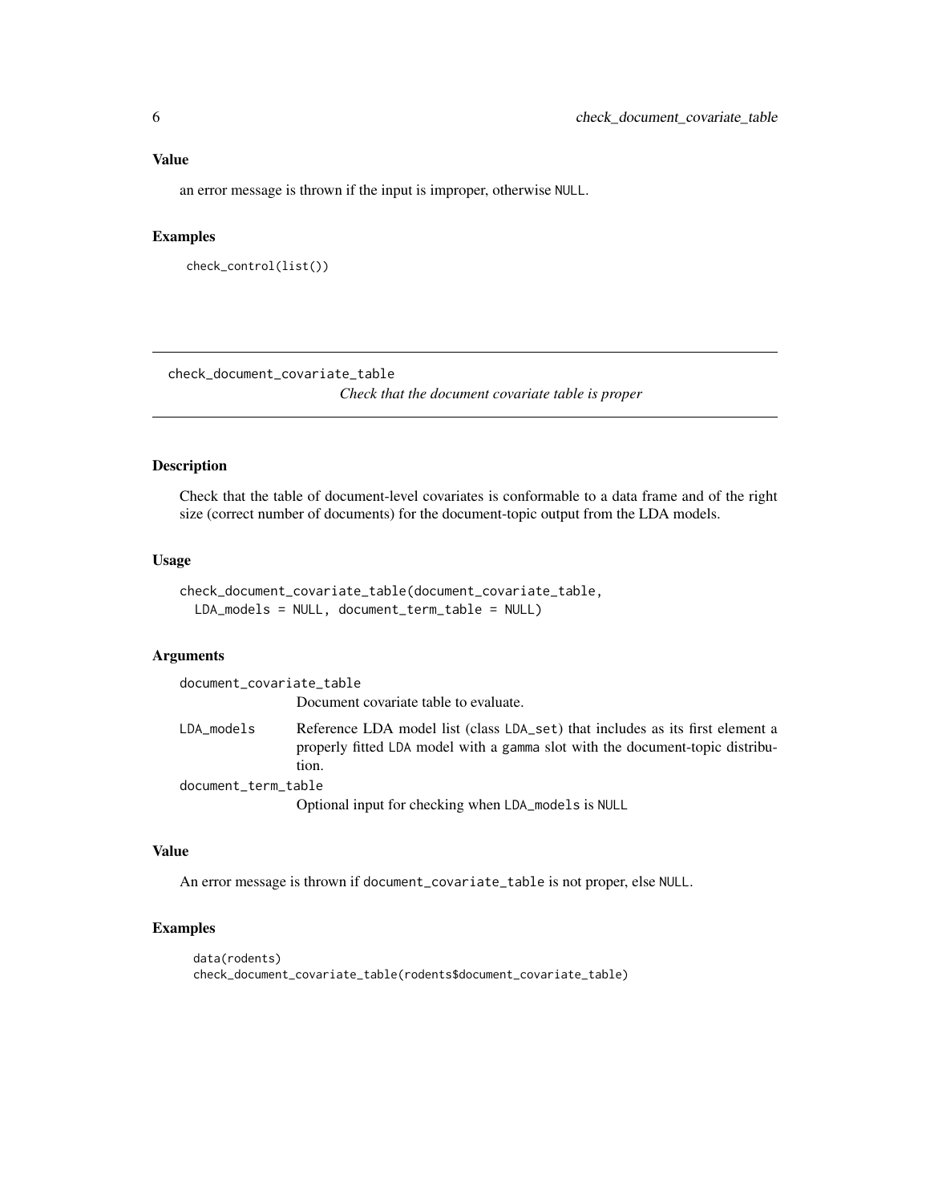## Value

an error message is thrown if the input is improper, otherwise NULL.

## Examples

```
check_control(list())
```

---

# check_document_covariate_table

*Check that the document covariate table is proper*

## Description

Check that the table of document-level covariates is conformable to a data frame and of the right size (correct number of documents) for the document-topic output from the LDA models.

## Usage

```
check_document_covariate_table(document_covariate_table,
  LDA_models = NULL, document_term_table = NULL)
```

## Arguments

- `document_covariate_table`: Document covariate table to evaluate.
- `LDA_models`: Reference LDA model list (class `LDA_set`) that includes as its first element a properly fitted `LDA` model with a `gamma` slot with the document-topic distribution.
- `document_term_table`: Optional input for checking when `LDA_models` is `NULL`

## Value

An error message is thrown if `document_covariate_table` is not proper, else `NULL`.

## Examples

```
data(rodents)
check_document_covariate_table(rodents$document_covariate_table)
```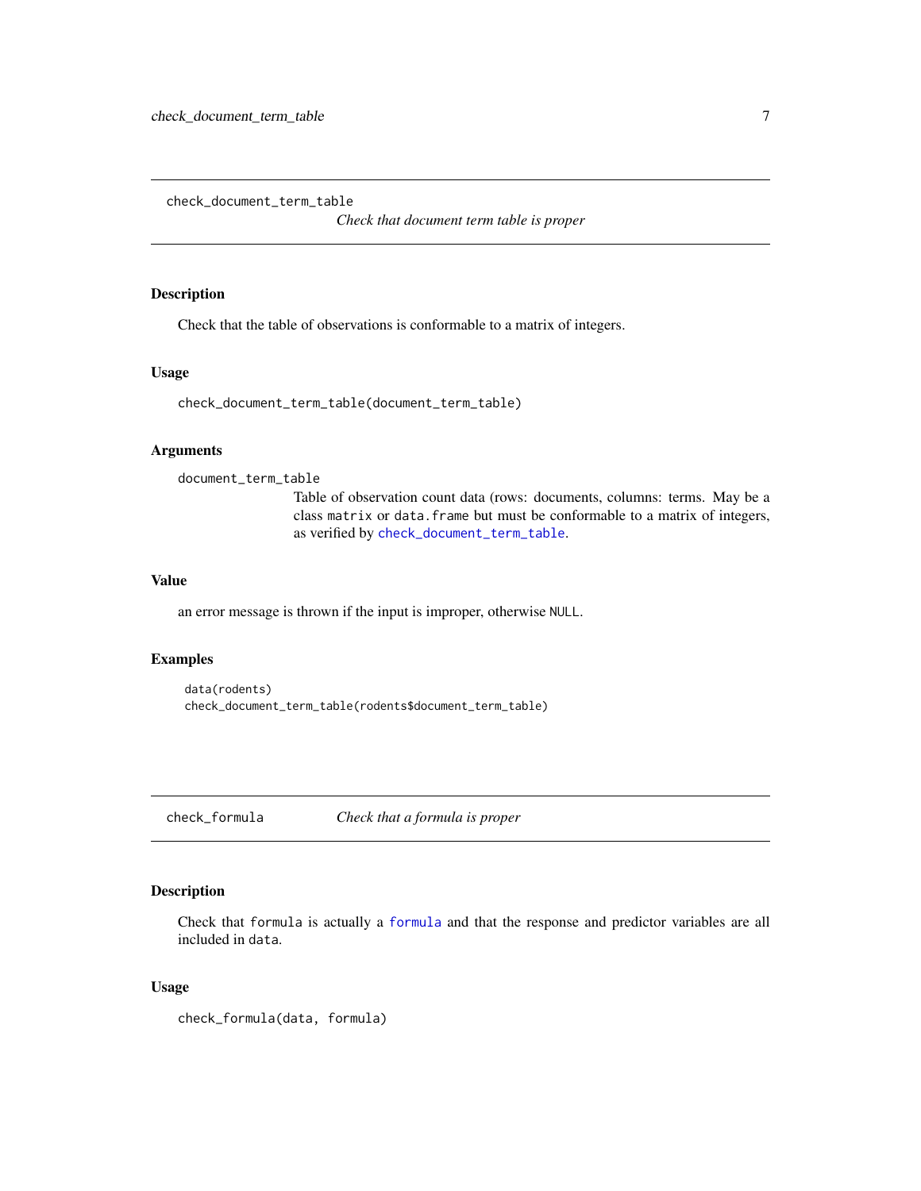## check_document_term_table — *Check that document term table is proper*

### Description

Check that the table of observations is conformable to a matrix of integers.

### Usage

```
check_document_term_table(document_term_table)
```

### Arguments

`document_term_table`
: Table of observation count data (rows: documents, columns: terms. May be a class `matrix` or `data.frame` but must be conformable to a matrix of integers, as verified by `check_document_term_table`.

### Value

an error message is thrown if the input is improper, otherwise `NULL`.

### Examples

```
data(rodents)
check_document_term_table(rodents$document_term_table)
```

## check_formula — *Check that a formula is proper*

### Description

Check that `formula` is actually a `formula` and that the response and predictor variables are all included in `data`.

### Usage

```
check_formula(data, formula)
```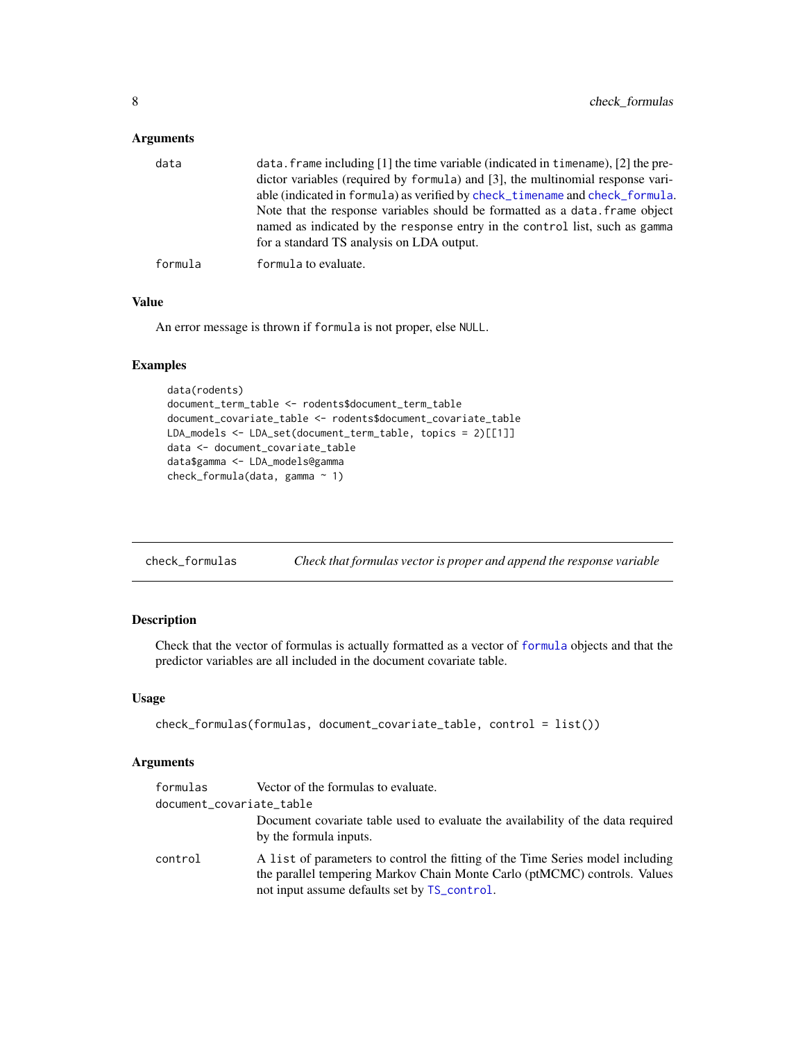### Arguments

- **data**: data.frame including [1] the time variable (indicated in timename), [2] the predictor variables (required by formula) and [3], the multinomial response variable (indicated in formula) as verified by check_timename and check_formula. Note that the response variables should be formatted as a data.frame object named as indicated by the response entry in the control list, such as gamma for a standard TS analysis on LDA output.
- **formula**: formula to evaluate.

### Value

An error message is thrown if formula is not proper, else NULL.

### Examples

```
data(rodents)
document_term_table <- rodents$document_term_table
document_covariate_table <- rodents$document_covariate_table
LDA_models <- LDA_set(document_term_table, topics = 2)[[1]]
data <- document_covariate_table
data$gamma <- LDA_models@gamma
check_formula(data, gamma ~ 1)
```

---

## check_formulas — *Check that formulas vector is proper and append the response variable*

### Description

Check that the vector of formulas is actually formatted as a vector of formula objects and that the predictor variables are all included in the document covariate table.

### Usage

```
check_formulas(formulas, document_covariate_table, control = list())
```

### Arguments

- **formulas**: Vector of the formulas to evaluate.
- **document_covariate_table**: Document covariate table used to evaluate the availability of the data required by the formula inputs.
- **control**: A list of parameters to control the fitting of the Time Series model including the parallel tempering Markov Chain Monte Carlo (ptMCMC) controls. Values not input assume defaults set by TS_control.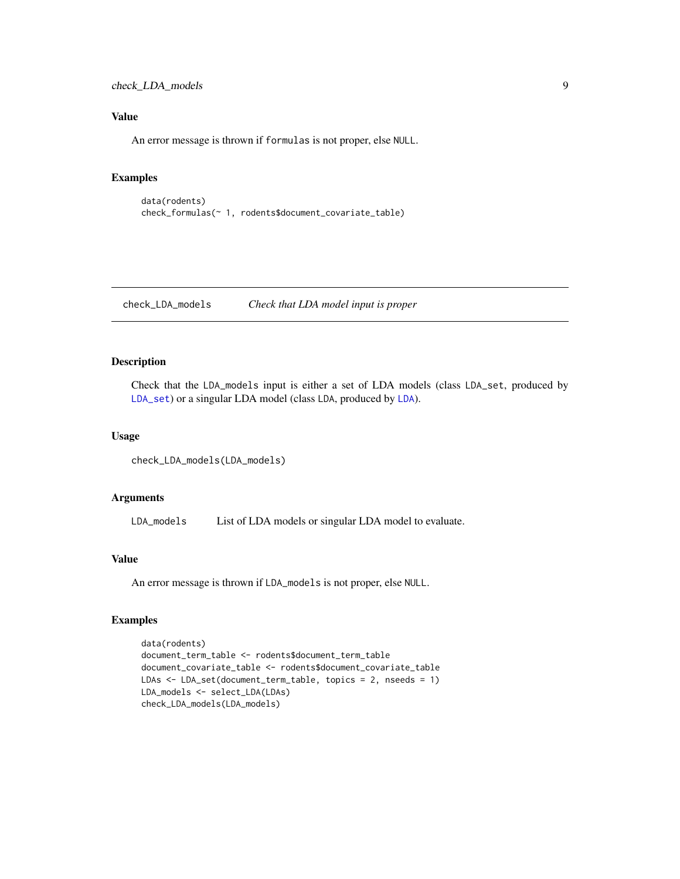### Value

An error message is thrown if `formulas` is not proper, else `NULL`.

### Examples

```
data(rodents)
check_formulas(~ 1, rodents$document_covariate_table)
```

---

## check_LDA_models — *Check that LDA model input is proper*

### Description

Check that the `LDA_models` input is either a set of LDA models (class `LDA_set`, produced by `LDA_set`) or a singular LDA model (class `LDA`, produced by `LDA`).

### Usage

```
check_LDA_models(LDA_models)
```

### Arguments

| | |
|---|---|
| `LDA_models` | List of LDA models or singular LDA model to evaluate. |

### Value

An error message is thrown if `LDA_models` is not proper, else `NULL`.

### Examples

```
data(rodents)
document_term_table <- rodents$document_term_table
document_covariate_table <- rodents$document_covariate_table
LDAs <- LDA_set(document_term_table, topics = 2, nseeds = 1)
LDA_models <- select_LDA(LDAs)
check_LDA_models(LDA_models)
```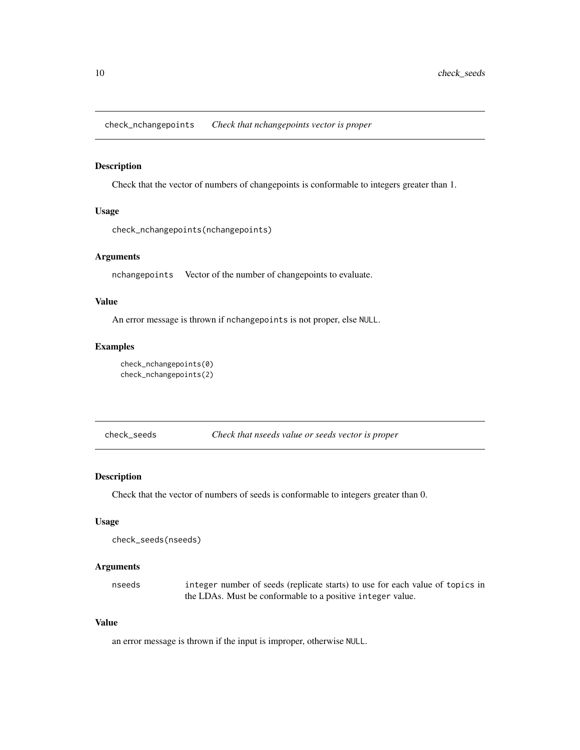## check_nchangepoints *Check that nchangepoints vector is proper*

### Description

Check that the vector of numbers of changepoints is conformable to integers greater than 1.

### Usage

```
check_nchangepoints(nchangepoints)
```

### Arguments

nchangepoints Vector of the number of changepoints to evaluate.

### Value

An error message is thrown if `nchangepoints` is not proper, else `NULL`.

### Examples

```
check_nchangepoints(0)
check_nchangepoints(2)
```

## check_seeds *Check that nseeds value or seeds vector is proper*

### Description

Check that the vector of numbers of seeds is conformable to integers greater than 0.

### Usage

```
check_seeds(nseeds)
```

### Arguments

nseeds `integer` number of seeds (replicate starts) to use for each value of `topics` in the LDAs. Must be conformable to a positive `integer` value.

### Value

an error message is thrown if the input is improper, otherwise `NULL`.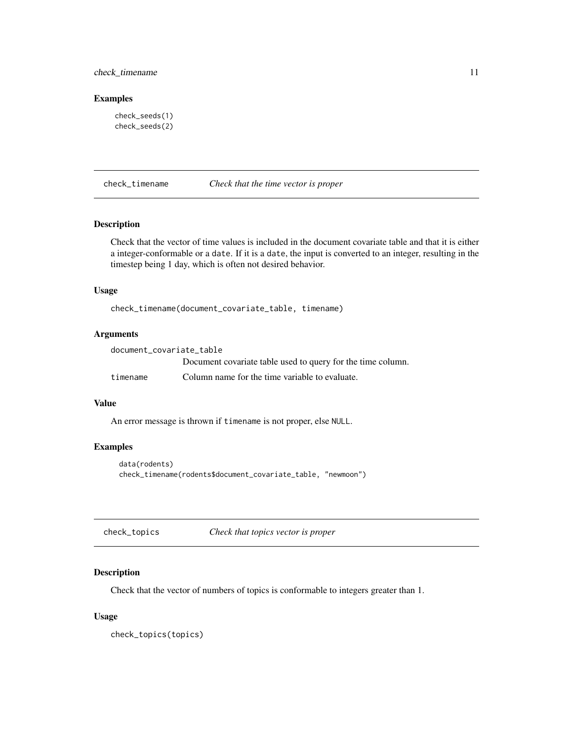## Examples

```
check_seeds(1)
check_seeds(2)
```

---

## check_timename — *Check that the time vector is proper*

### Description

Check that the vector of time values is included in the document covariate table and that it is either a integer-conformable or a `date`. If it is a `date`, the input is converted to an integer, resulting in the timestep being 1 day, which is often not desired behavior.

### Usage

```
check_timename(document_covariate_table, timename)
```

### Arguments

| | |
|---|---|
| `document_covariate_table` | Document covariate table used to query for the time column. |
| `timename` | Column name for the time variable to evaluate. |

### Value

An error message is thrown if `timename` is not proper, else `NULL`.

### Examples

```
data(rodents)
check_timename(rodents$document_covariate_table, "newmoon")
```

---

## check_topics — *Check that topics vector is proper*

### Description

Check that the vector of numbers of topics is conformable to integers greater than 1.

### Usage

```
check_topics(topics)
```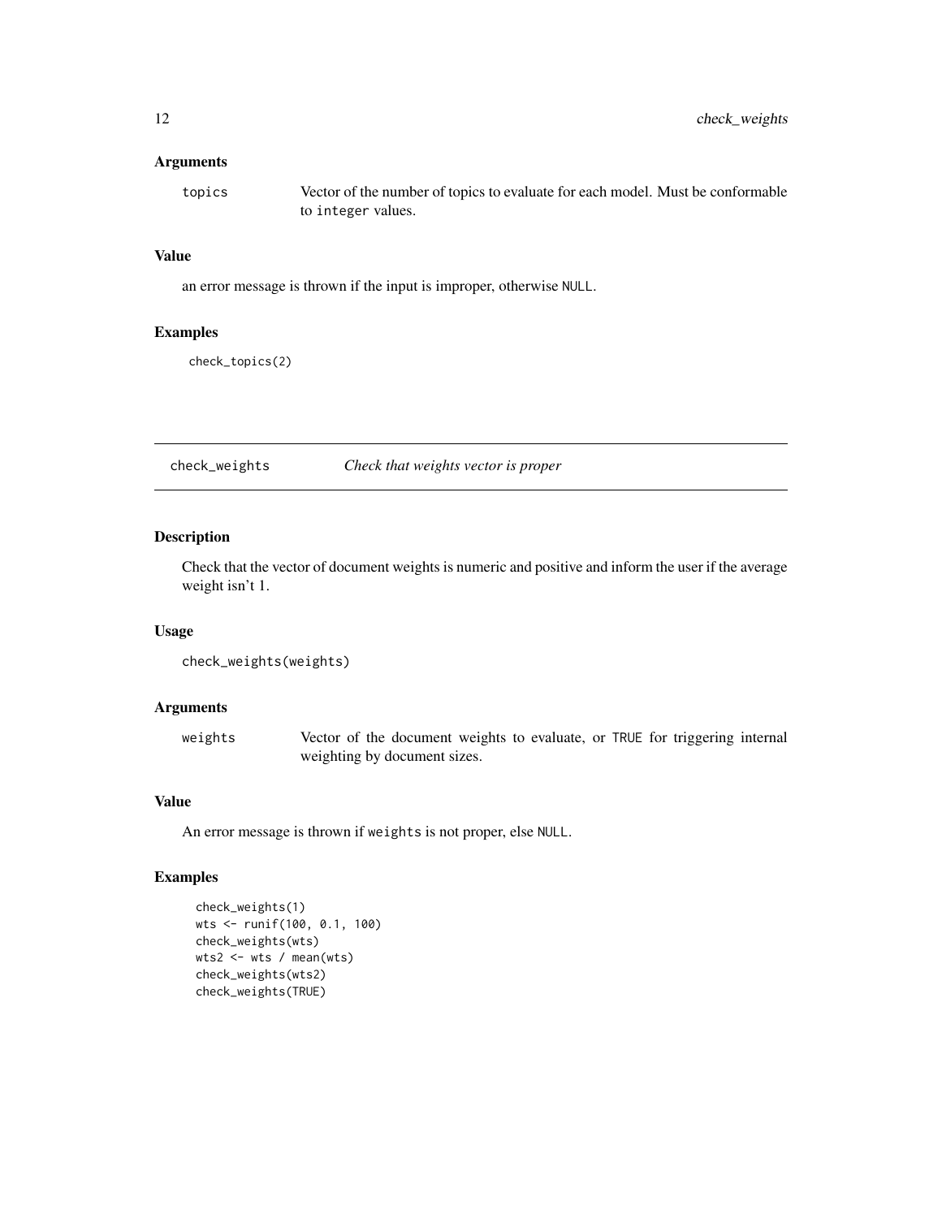### Arguments

topics Vector of the number of topics to evaluate for each model. Must be conformable to integer values.

### Value

an error message is thrown if the input is improper, otherwise NULL.

### Examples

```
check_topics(2)
```

---

## check_weights *Check that weights vector is proper*

---

### Description

Check that the vector of document weights is numeric and positive and inform the user if the average weight isn't 1.

### Usage

```
check_weights(weights)
```

### Arguments

weights Vector of the document weights to evaluate, or TRUE for triggering internal weighting by document sizes.

### Value

An error message is thrown if weights is not proper, else NULL.

### Examples

```
check_weights(1)
wts <- runif(100, 0.1, 100)
check_weights(wts)
wts2 <- wts / mean(wts)
check_weights(wts2)
check_weights(TRUE)
```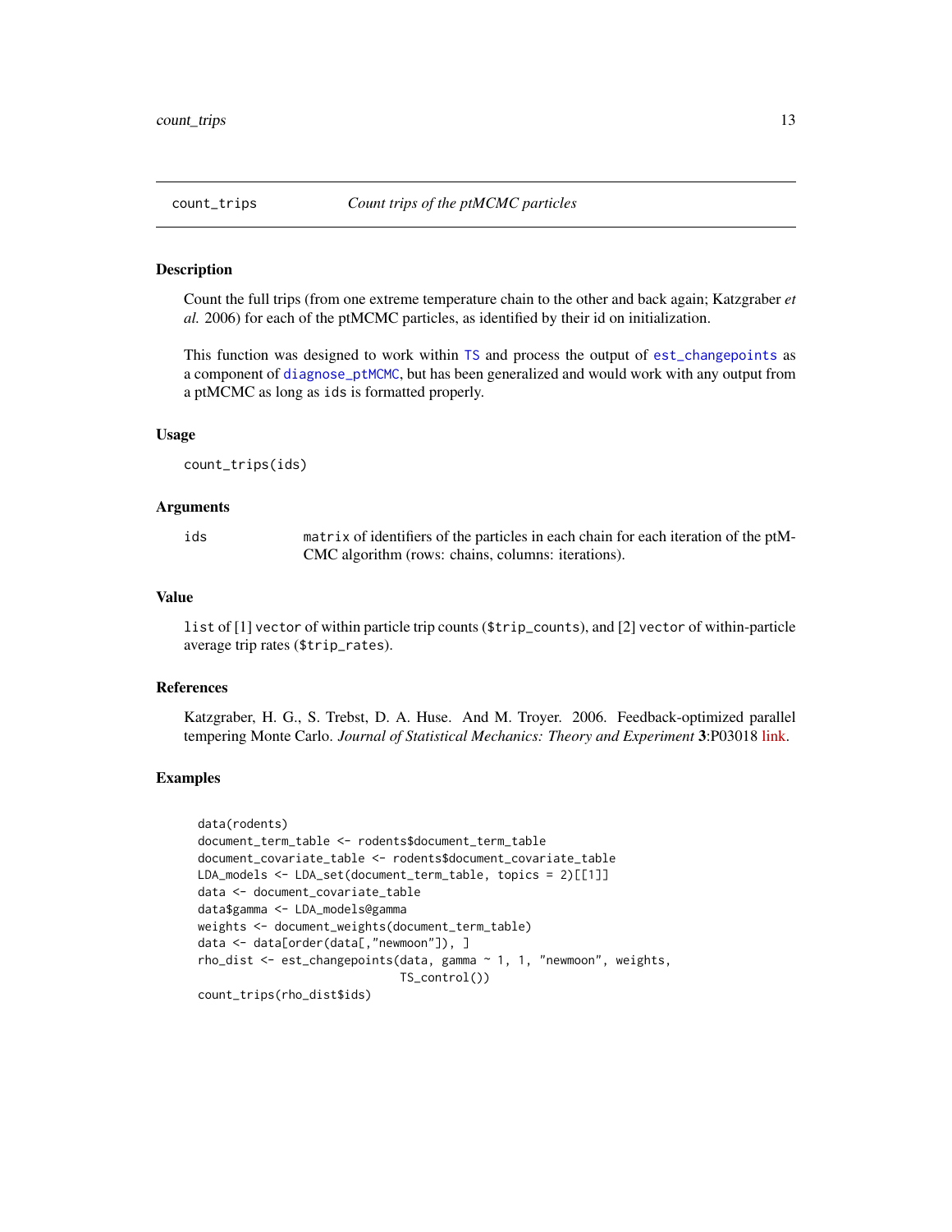## count_trips — *Count trips of the ptMCMC particles*

### Description

Count the full trips (from one extreme temperature chain to the other and back again; Katzgraber *et al.* 2006) for each of the ptMCMC particles, as identified by their id on initialization.

This function was designed to work within `TS` and process the output of `est_changepoints` as a component of `diagnose_ptMCMC`, but has been generalized and would work with any output from a ptMCMC as long as `ids` is formatted properly.

### Usage

```
count_trips(ids)
```

### Arguments

| | |
|---|---|
| `ids` | `matrix` of identifiers of the particles in each chain for each iteration of the ptMCMC algorithm (rows: chains, columns: iterations). |

### Value

`list` of [1] `vector` of within particle trip counts (`$trip_counts`), and [2] `vector` of within-particle average trip rates (`$trip_rates`).

### References

Katzgraber, H. G., S. Trebst, D. A. Huse. And M. Troyer. 2006. Feedback-optimized parallel tempering Monte Carlo. *Journal of Statistical Mechanics: Theory and Experiment* **3**:P03018 link.

### Examples

```
data(rodents)
document_term_table <- rodents$document_term_table
document_covariate_table <- rodents$document_covariate_table
LDA_models <- LDA_set(document_term_table, topics = 2)[[1]]
data <- document_covariate_table
data$gamma <- LDA_models@gamma
weights <- document_weights(document_term_table)
data <- data[order(data[,"newmoon"]), ]
rho_dist <- est_changepoints(data, gamma ~ 1, 1, "newmoon", weights,
                             TS_control())
count_trips(rho_dist$ids)
```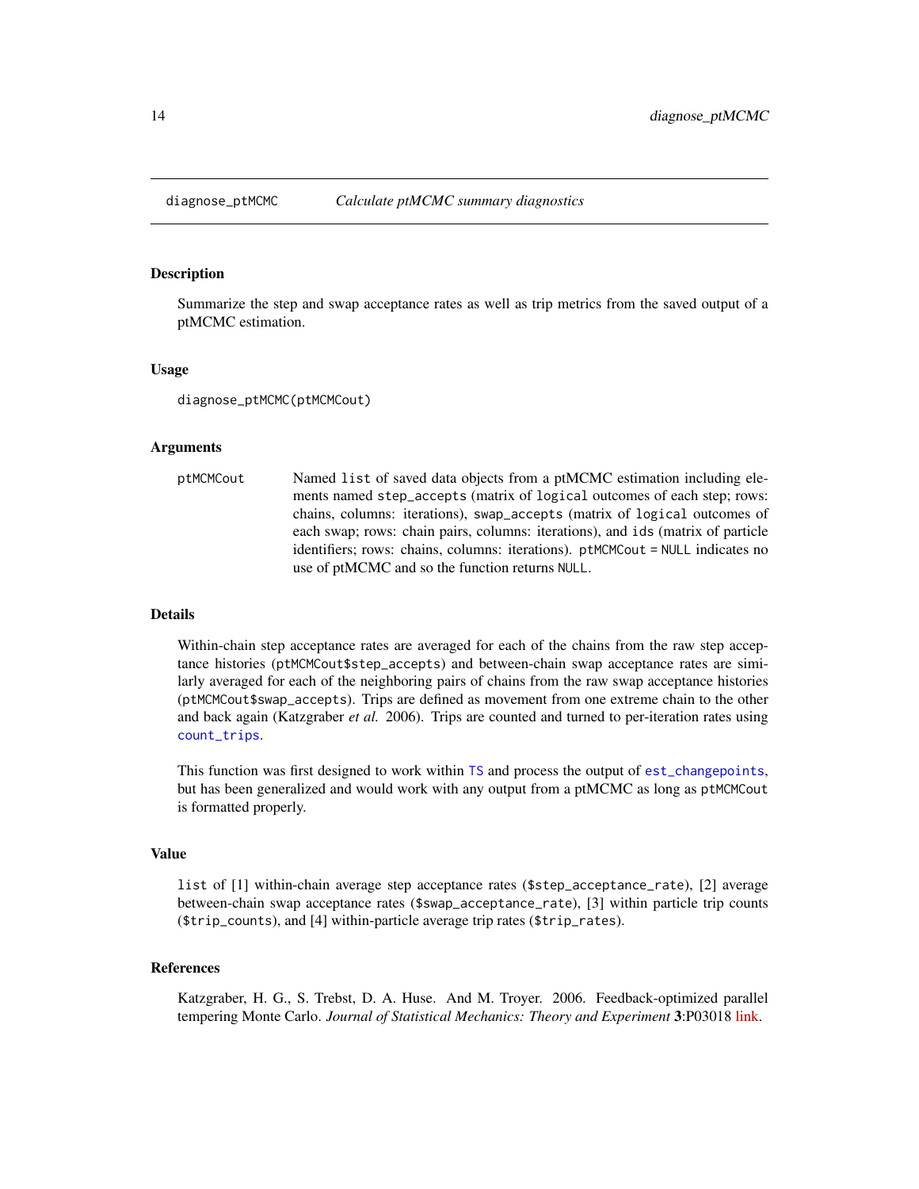## diagnose_ptMCMC *Calculate ptMCMC summary diagnostics*

### Description

Summarize the step and swap acceptance rates as well as trip metrics from the saved output of a ptMCMC estimation.

### Usage

```
diagnose_ptMCMC(ptMCMCout)
```

### Arguments

| | |
|---|---|
| ptMCMCout | Named `list` of saved data objects from a ptMCMC estimation including elements named `step_accepts` (matrix of `logical` outcomes of each step; rows: chains, columns: iterations), `swap_accepts` (matrix of `logical` outcomes of each swap; rows: chain pairs, columns: iterations), and `ids` (matrix of particle identifiers; rows: chains, columns: iterations). `ptMCMCout = NULL` indicates no use of ptMCMC and so the function returns `NULL`. |

### Details

Within-chain step acceptance rates are averaged for each of the chains from the raw step acceptance histories (`ptMCMCout$step_accepts`) and between-chain swap acceptance rates are similarly averaged for each of the neighboring pairs of chains from the raw swap acceptance histories (`ptMCMCout$swap_accepts`). Trips are defined as movement from one extreme chain to the other and back again (Katzgraber *et al.* 2006). Trips are counted and turned to per-iteration rates using `count_trips`.

This function was first designed to work within `TS` and process the output of `est_changepoints`, but has been generalized and would work with any output from a ptMCMC as long as `ptMCMCout` is formatted properly.

### Value

`list` of [1] within-chain average step acceptance rates (`$step_acceptance_rate`), [2] average between-chain swap acceptance rates (`$swap_acceptance_rate`), [3] within particle trip counts (`$trip_counts`), and [4] within-particle average trip rates (`$trip_rates`).

### References

Katzgraber, H. G., S. Trebst, D. A. Huse. And M. Troyer. 2006. Feedback-optimized parallel tempering Monte Carlo. *Journal of Statistical Mechanics: Theory and Experiment* **3**:P03018 link.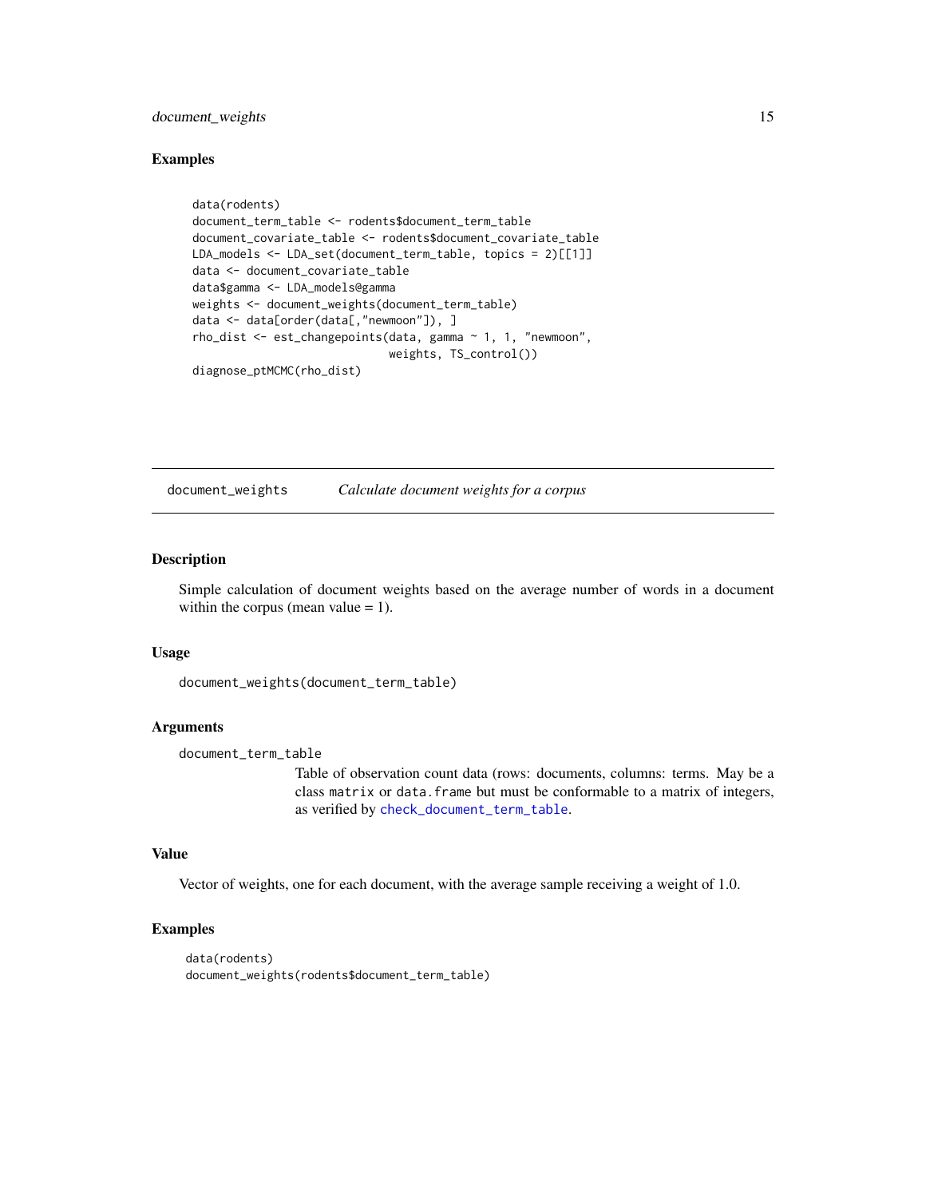## Examples

```
data(rodents)
document_term_table <- rodents$document_term_table
document_covariate_table <- rodents$document_covariate_table
LDA_models <- LDA_set(document_term_table, topics = 2)[[1]]
data <- document_covariate_table
data$gamma <- LDA_models@gamma
weights <- document_weights(document_term_table)
data <- data[order(data[,"newmoon"]), ]
rho_dist <- est_changepoints(data, gamma ~ 1, 1, "newmoon",
                             weights, TS_control())
diagnose_ptMCMC(rho_dist)
```

---

# document_weights    *Calculate document weights for a corpus*

---

## Description

Simple calculation of document weights based on the average number of words in a document within the corpus (mean value = 1).

## Usage

```
document_weights(document_term_table)
```

## Arguments

`document_term_table`
: Table of observation count data (rows: documents, columns: terms. May be a class `matrix` or `data.frame` but must be conformable to a matrix of integers, as verified by `check_document_term_table`.

## Value

Vector of weights, one for each document, with the average sample receiving a weight of 1.0.

## Examples

```
data(rodents)
document_weights(rodents$document_term_table)
```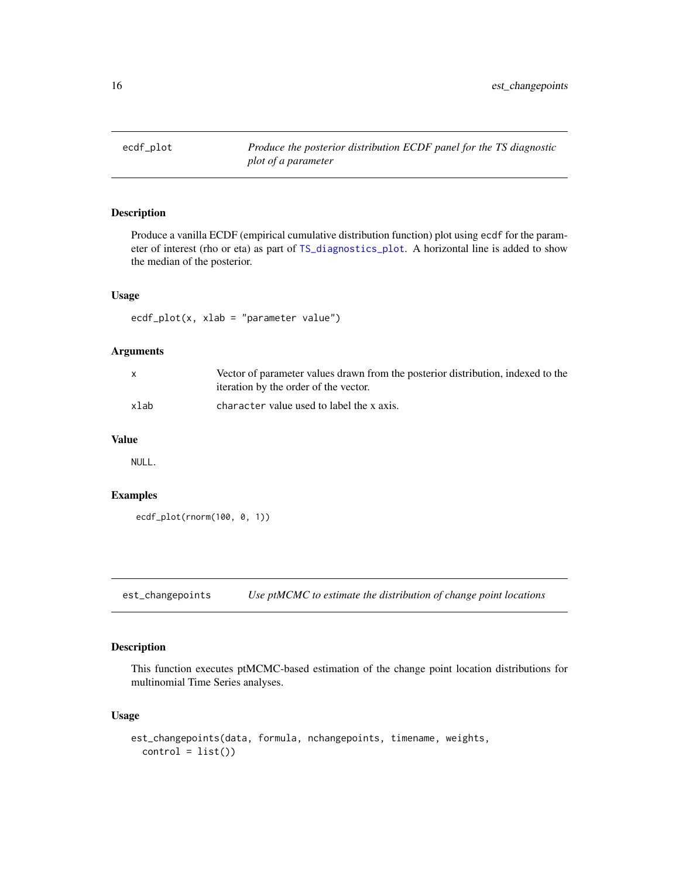## ecdf_plot

*Produce the posterior distribution ECDF panel for the TS diagnostic plot of a parameter*

### Description

Produce a vanilla ECDF (empirical cumulative distribution function) plot using `ecdf` for the parameter of interest (rho or eta) as part of `TS_diagnostics_plot`. A horizontal line is added to show the median of the posterior.

### Usage

```
ecdf_plot(x, xlab = "parameter value")
```

### Arguments

| | |
|---|---|
| x | Vector of parameter values drawn from the posterior distribution, indexed to the iteration by the order of the vector. |
| xlab | `character` value used to label the x axis. |

### Value

`NULL`.

### Examples

```
ecdf_plot(rnorm(100, 0, 1))
```

## est_changepoints

*Use ptMCMC to estimate the distribution of change point locations*

### Description

This function executes ptMCMC-based estimation of the change point location distributions for multinomial Time Series analyses.

### Usage

```
est_changepoints(data, formula, nchangepoints, timename, weights,
  control = list())
```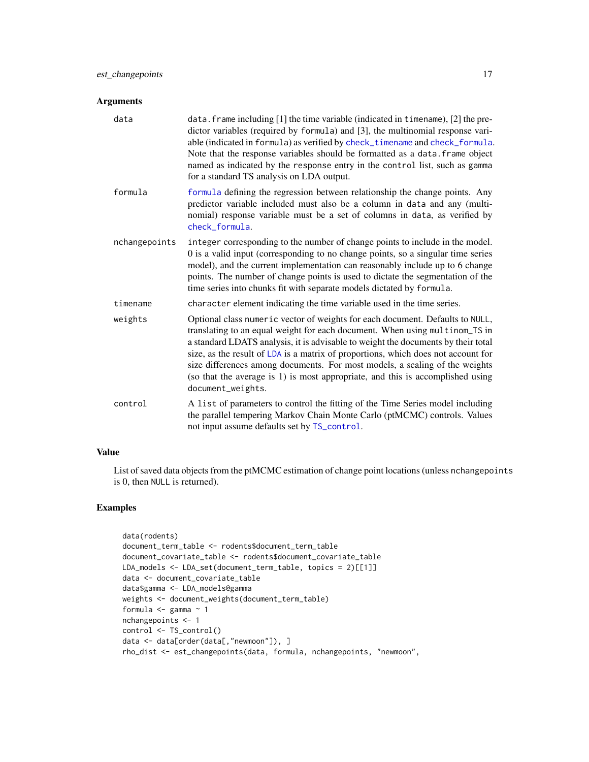## Arguments

**data**
: data.frame including [1] the time variable (indicated in timename), [2] the predictor variables (required by formula) and [3], the multinomial response variable (indicated in formula) as verified by check_timename and check_formula. Note that the response variables should be formatted as a data.frame object named as indicated by the response entry in the control list, such as gamma for a standard TS analysis on LDA output.

**formula**
: formula defining the regression between relationship the change points. Any predictor variable included must also be a column in data and any (multinomial) response variable must be a set of columns in data, as verified by check_formula.

**nchangepoints**
: integer corresponding to the number of change points to include in the model. 0 is a valid input (corresponding to no change points, so a singular time series model), and the current implementation can reasonably include up to 6 change points. The number of change points is used to dictate the segmentation of the time series into chunks fit with separate models dictated by formula.

**timename**
: character element indicating the time variable used in the time series.

**weights**
: Optional class numeric vector of weights for each document. Defaults to NULL, translating to an equal weight for each document. When using multinom_TS in a standard LDATS analysis, it is advisable to weight the documents by their total size, as the result of LDA is a matrix of proportions, which does not account for size differences among documents. For most models, a scaling of the weights (so that the average is 1) is most appropriate, and this is accomplished using document_weights.

**control**
: A list of parameters to control the fitting of the Time Series model including the parallel tempering Markov Chain Monte Carlo (ptMCMC) controls. Values not input assume defaults set by TS_control.

## Value

List of saved data objects from the ptMCMC estimation of change point locations (unless nchangepoints is 0, then NULL is returned).

## Examples

```
data(rodents)
document_term_table <- rodents$document_term_table
document_covariate_table <- rodents$document_covariate_table
LDA_models <- LDA_set(document_term_table, topics = 2)[[1]]
data <- document_covariate_table
data$gamma <- LDA_models@gamma
weights <- document_weights(document_term_table)
formula <- gamma ~ 1
nchangepoints <- 1
control <- TS_control()
data <- data[order(data[,"newmoon"]), ]
rho_dist <- est_changepoints(data, formula, nchangepoints, "newmoon",
```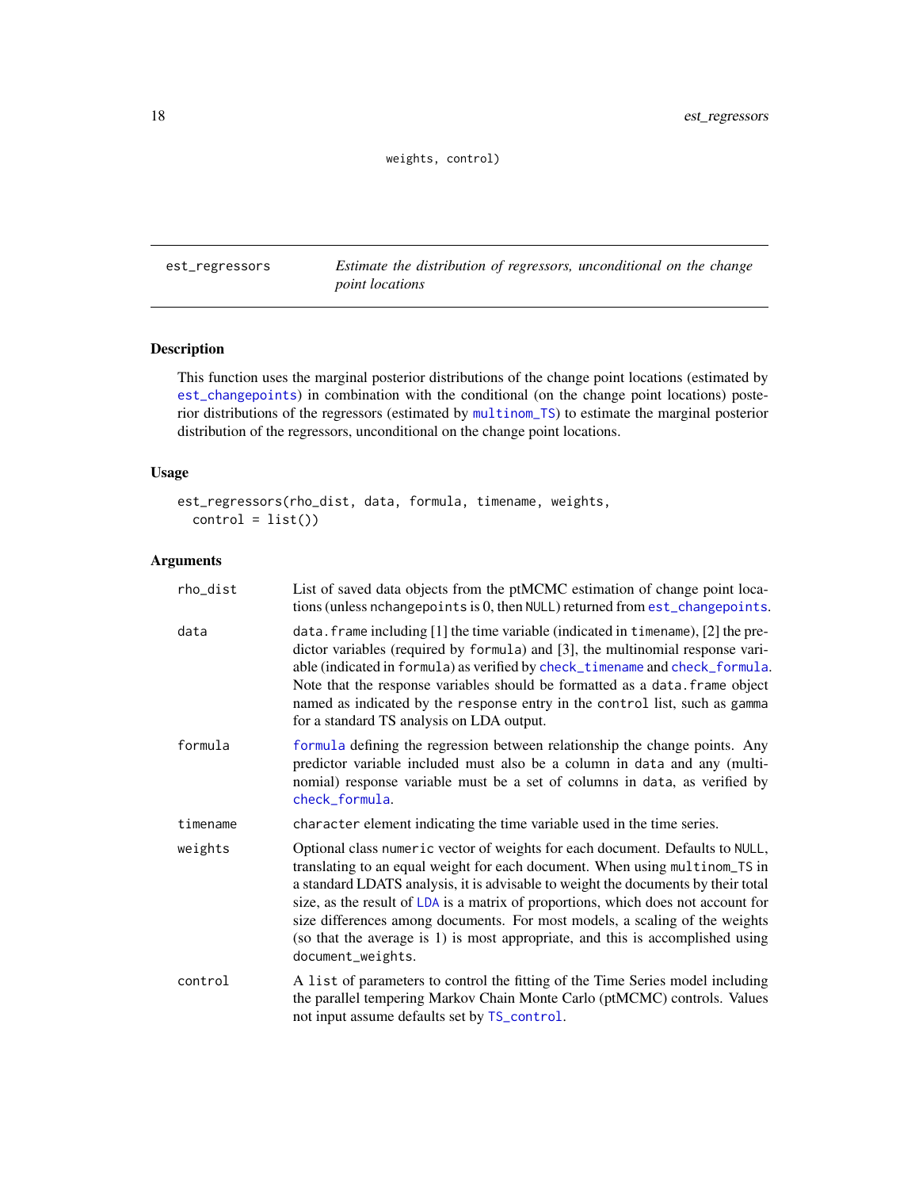```
weights, control)
```

## est_regressors — *Estimate the distribution of regressors, unconditional on the change point locations*

### Description

This function uses the marginal posterior distributions of the change point locations (estimated by est_changepoints) in combination with the conditional (on the change point locations) posterior distributions of the regressors (estimated by multinom_TS) to estimate the marginal posterior distribution of the regressors, unconditional on the change point locations.

### Usage

```
est_regressors(rho_dist, data, formula, timename, weights,
  control = list())
```

### Arguments

| | |
|---|---|
| rho_dist | List of saved data objects from the ptMCMC estimation of change point locations (unless nchangepoints is 0, then NULL) returned from est_changepoints. |
| data | data.frame including [1] the time variable (indicated in timename), [2] the predictor variables (required by formula) and [3], the multinomial response variable (indicated in formula) as verified by check_timename and check_formula. Note that the response variables should be formatted as a data.frame object named as indicated by the response entry in the control list, such as gamma for a standard TS analysis on LDA output. |
| formula | formula defining the regression between relationship the change points. Any predictor variable included must also be a column in data and any (multinomial) response variable must be a set of columns in data, as verified by check_formula. |
| timename | character element indicating the time variable used in the time series. |
| weights | Optional class numeric vector of weights for each document. Defaults to NULL, translating to an equal weight for each document. When using multinom_TS in a standard LDATS analysis, it is advisable to weight the documents by their total size, as the result of LDA is a matrix of proportions, which does not account for size differences among documents. For most models, a scaling of the weights (so that the average is 1) is most appropriate, and this is accomplished using document_weights. |
| control | A list of parameters to control the fitting of the Time Series model including the parallel tempering Markov Chain Monte Carlo (ptMCMC) controls. Values not input assume defaults set by TS_control. |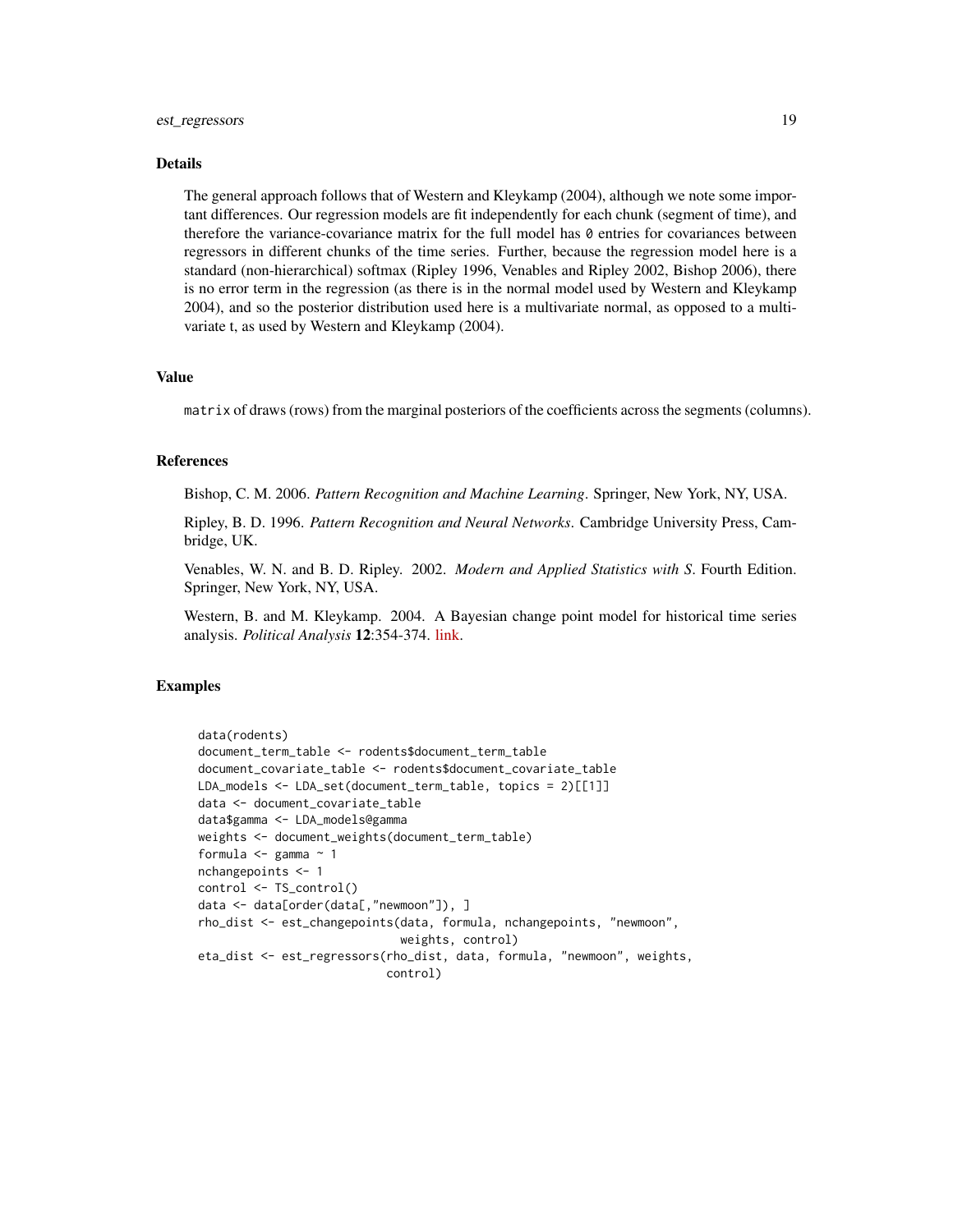## Details

The general approach follows that of Western and Kleykamp (2004), although we note some important differences. Our regression models are fit independently for each chunk (segment of time), and therefore the variance-covariance matrix for the full model has `0` entries for covariances between regressors in different chunks of the time series. Further, because the regression model here is a standard (non-hierarchical) softmax (Ripley 1996, Venables and Ripley 2002, Bishop 2006), there is no error term in the regression (as there is in the normal model used by Western and Kleykamp 2004), and so the posterior distribution used here is a multivariate normal, as opposed to a multivariate t, as used by Western and Kleykamp (2004).

## Value

`matrix` of draws (rows) from the marginal posteriors of the coefficients across the segments (columns).

## References

Bishop, C. M. 2006. *Pattern Recognition and Machine Learning*. Springer, New York, NY, USA.

Ripley, B. D. 1996. *Pattern Recognition and Neural Networks*. Cambridge University Press, Cambridge, UK.

Venables, W. N. and B. D. Ripley. 2002. *Modern and Applied Statistics with S*. Fourth Edition. Springer, New York, NY, USA.

Western, B. and M. Kleykamp. 2004. A Bayesian change point model for historical time series analysis. *Political Analysis* **12**:354-374. link.

## Examples

```
data(rodents)
document_term_table <- rodents$document_term_table
document_covariate_table <- rodents$document_covariate_table
LDA_models <- LDA_set(document_term_table, topics = 2)[[1]]
data <- document_covariate_table
data$gamma <- LDA_models@gamma
weights <- document_weights(document_term_table)
formula <- gamma ~ 1
nchangepoints <- 1
control <- TS_control()
data <- data[order(data[,"newmoon"]), ]
rho_dist <- est_changepoints(data, formula, nchangepoints, "newmoon",
                             weights, control)
eta_dist <- est_regressors(rho_dist, data, formula, "newmoon", weights,
                           control)
```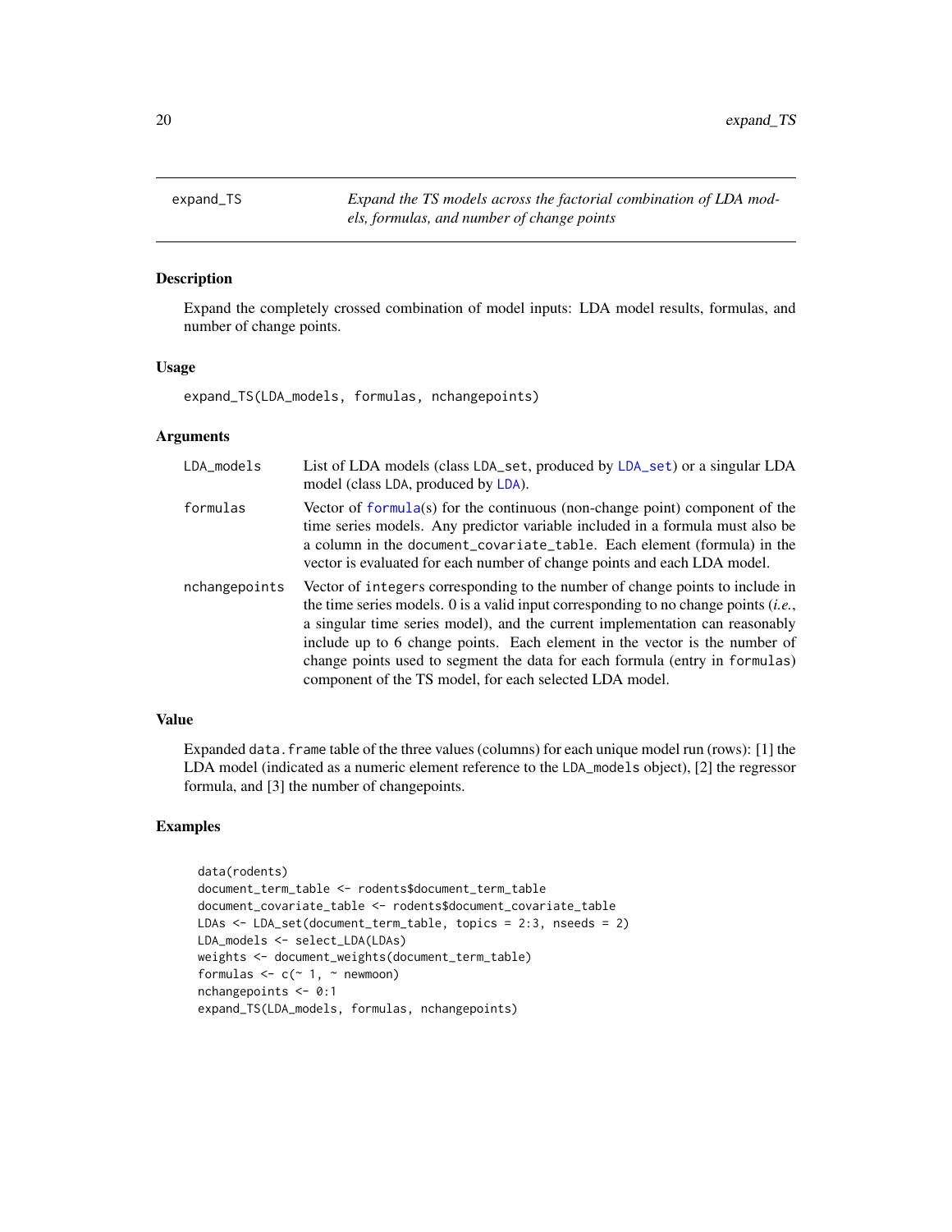## expand_TS — *Expand the TS models across the factorial combination of LDA models, formulas, and number of change points*

### Description

Expand the completely crossed combination of model inputs: LDA model results, formulas, and number of change points.

### Usage

```
expand_TS(LDA_models, formulas, nchangepoints)
```

### Arguments

| | |
|---|---|
| LDA_models | List of LDA models (class LDA_set, produced by LDA_set) or a singular LDA model (class LDA, produced by LDA). |
| formulas | Vector of formula(s) for the continuous (non-change point) component of the time series models. Any predictor variable included in a formula must also be a column in the document_covariate_table. Each element (formula) in the vector is evaluated for each number of change points and each LDA model. |
| nchangepoints | Vector of integers corresponding to the number of change points to include in the time series models. 0 is a valid input corresponding to no change points (*i.e.*, a singular time series model), and the current implementation can reasonably include up to 6 change points. Each element in the vector is the number of change points used to segment the data for each formula (entry in formulas) component of the TS model, for each selected LDA model. |

### Value

Expanded data.frame table of the three values (columns) for each unique model run (rows): [1] the LDA model (indicated as a numeric element reference to the LDA_models object), [2] the regressor formula, and [3] the number of changepoints.

### Examples

```
data(rodents)
document_term_table <- rodents$document_term_table
document_covariate_table <- rodents$document_covariate_table
LDAs <- LDA_set(document_term_table, topics = 2:3, nseeds = 2)
LDA_models <- select_LDA(LDAs)
weights <- document_weights(document_term_table)
formulas <- c(~ 1, ~ newmoon)
nchangepoints <- 0:1
expand_TS(LDA_models, formulas, nchangepoints)
```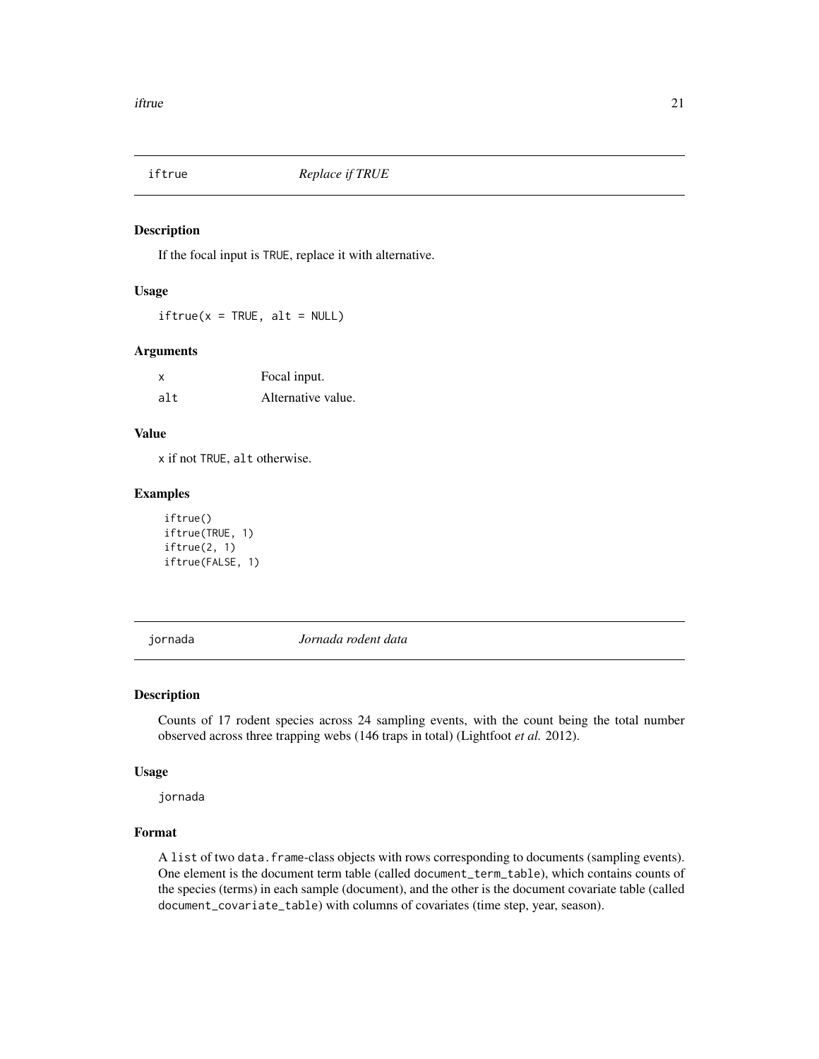## iftrue — *Replace if TRUE*

### Description

If the focal input is TRUE, replace it with alternative.

### Usage

```
iftrue(x = TRUE, alt = NULL)
```

### Arguments

| | |
|---|---|
| x | Focal input. |
| alt | Alternative value. |

### Value

x if not TRUE, alt otherwise.

### Examples

```
iftrue()
iftrue(TRUE, 1)
iftrue(2, 1)
iftrue(FALSE, 1)
```

## jornada — *Jornada rodent data*

### Description

Counts of 17 rodent species across 24 sampling events, with the count being the total number observed across three trapping webs (146 traps in total) (Lightfoot *et al.* 2012).

### Usage

```
jornada
```

### Format

A list of two data.frame-class objects with rows corresponding to documents (sampling events). One element is the document term table (called document_term_table), which contains counts of the species (terms) in each sample (document), and the other is the document covariate table (called document_covariate_table) with columns of covariates (time step, year, season).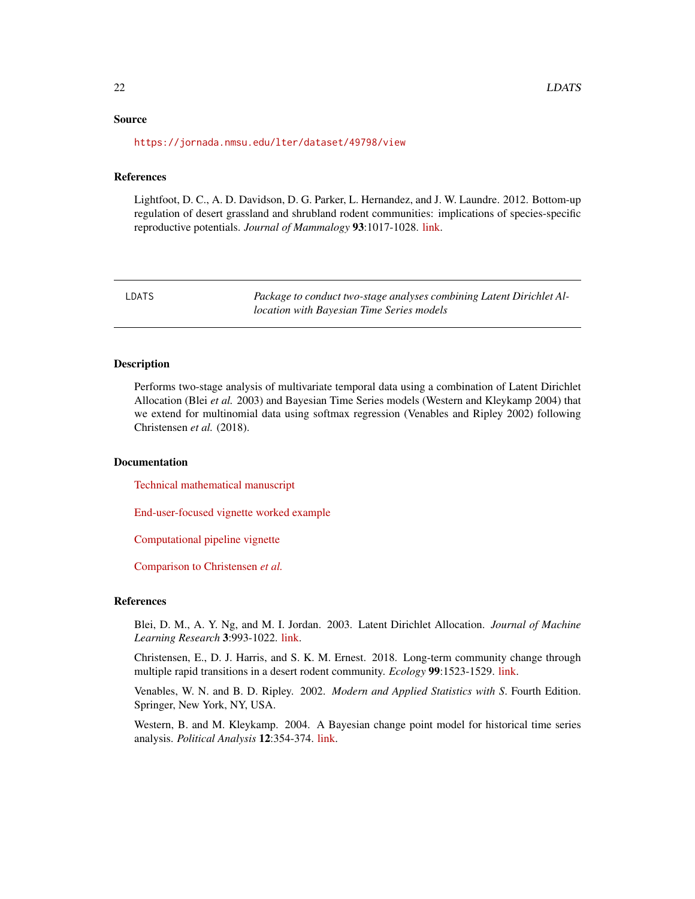### Source

https://jornada.nmsu.edu/lter/dataset/49798/view

### References

Lightfoot, D. C., A. D. Davidson, D. G. Parker, L. Hernandez, and J. W. Laundre. 2012. Bottom-up regulation of desert grassland and shrubland rodent communities: implications of species-specific reproductive potentials. *Journal of Mammalogy* **93**:1017-1028. link.

---

## LDATS — *Package to conduct two-stage analyses combining Latent Dirichlet Allocation with Bayesian Time Series models*

---

### Description

Performs two-stage analysis of multivariate temporal data using a combination of Latent Dirichlet Allocation (Blei *et al.* 2003) and Bayesian Time Series models (Western and Kleykamp 2004) that we extend for multinomial data using softmax regression (Venables and Ripley 2002) following Christensen *et al.* (2018).

### Documentation

Technical mathematical manuscript

End-user-focused vignette worked example

Computational pipeline vignette

Comparison to Christensen *et al.*

### References

Blei, D. M., A. Y. Ng, and M. I. Jordan. 2003. Latent Dirichlet Allocation. *Journal of Machine Learning Research* **3**:993-1022. link.

Christensen, E., D. J. Harris, and S. K. M. Ernest. 2018. Long-term community change through multiple rapid transitions in a desert rodent community. *Ecology* **99**:1523-1529. link.

Venables, W. N. and B. D. Ripley. 2002. *Modern and Applied Statistics with S*. Fourth Edition. Springer, New York, NY, USA.

Western, B. and M. Kleykamp. 2004. A Bayesian change point model for historical time series analysis. *Political Analysis* **12**:354-374. link.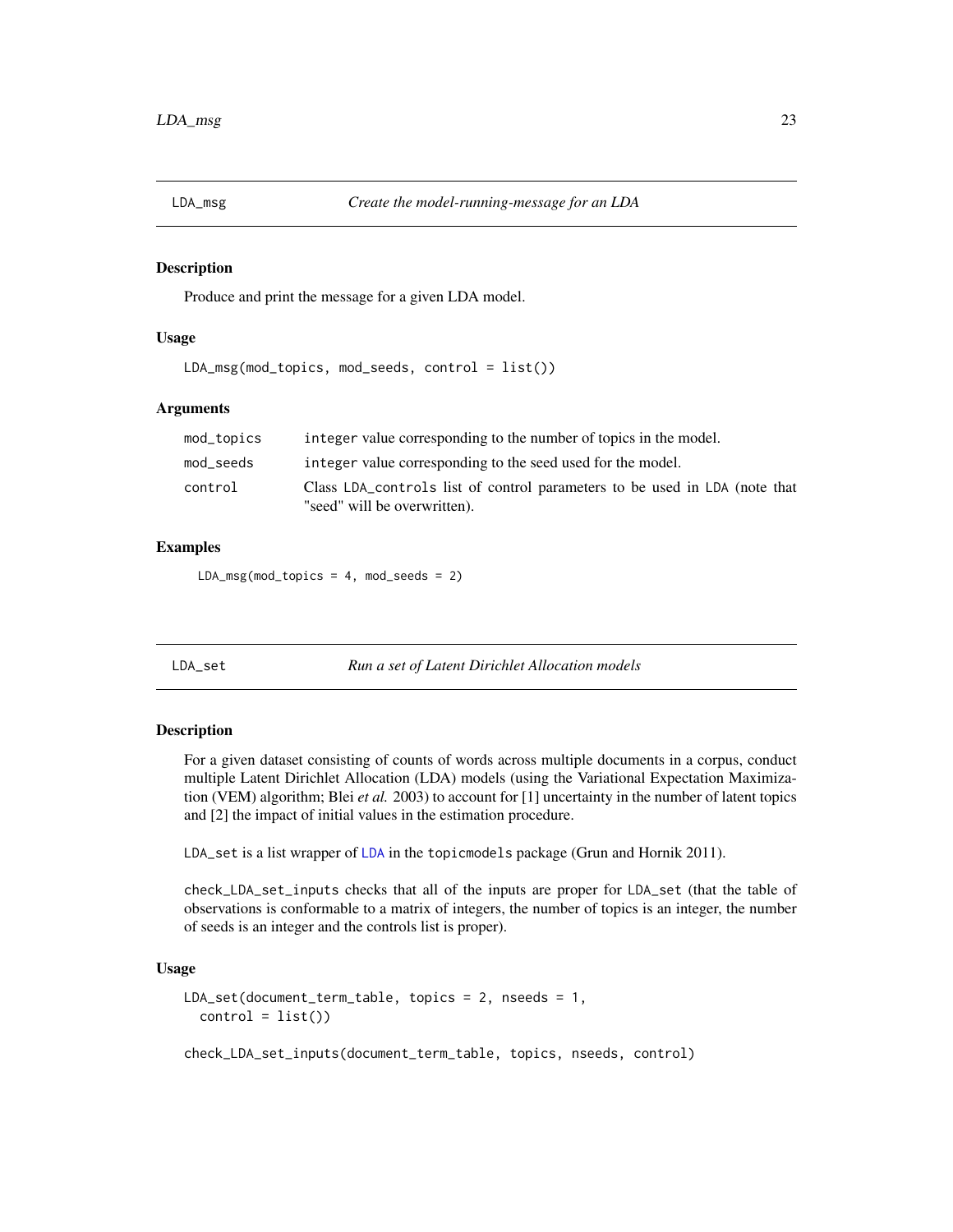## LDA_msg — *Create the model-running-message for an LDA*

### Description

Produce and print the message for a given LDA model.

### Usage

```
LDA_msg(mod_topics, mod_seeds, control = list())
```

### Arguments

| | |
|---|---|
| `mod_topics` | `integer` value corresponding to the number of topics in the model. |
| `mod_seeds` | `integer` value corresponding to the seed used for the model. |
| `control` | Class `LDA_controls` list of control parameters to be used in `LDA` (note that "seed" will be overwritten). |

### Examples

```
LDA_msg(mod_topics = 4, mod_seeds = 2)
```

## LDA_set — *Run a set of Latent Dirichlet Allocation models*

### Description

For a given dataset consisting of counts of words across multiple documents in a corpus, conduct multiple Latent Dirichlet Allocation (LDA) models (using the Variational Expectation Maximization (VEM) algorithm; Blei *et al.* 2003) to account for [1] uncertainty in the number of latent topics and [2] the impact of initial values in the estimation procedure.

`LDA_set` is a list wrapper of `LDA` in the `topicmodels` package (Grun and Hornik 2011).

`check_LDA_set_inputs` checks that all of the inputs are proper for `LDA_set` (that the table of observations is conformable to a matrix of integers, the number of topics is an integer, the number of seeds is an integer and the controls list is proper).

### Usage

```
LDA_set(document_term_table, topics = 2, nseeds = 1,
  control = list())

check_LDA_set_inputs(document_term_table, topics, nseeds, control)
```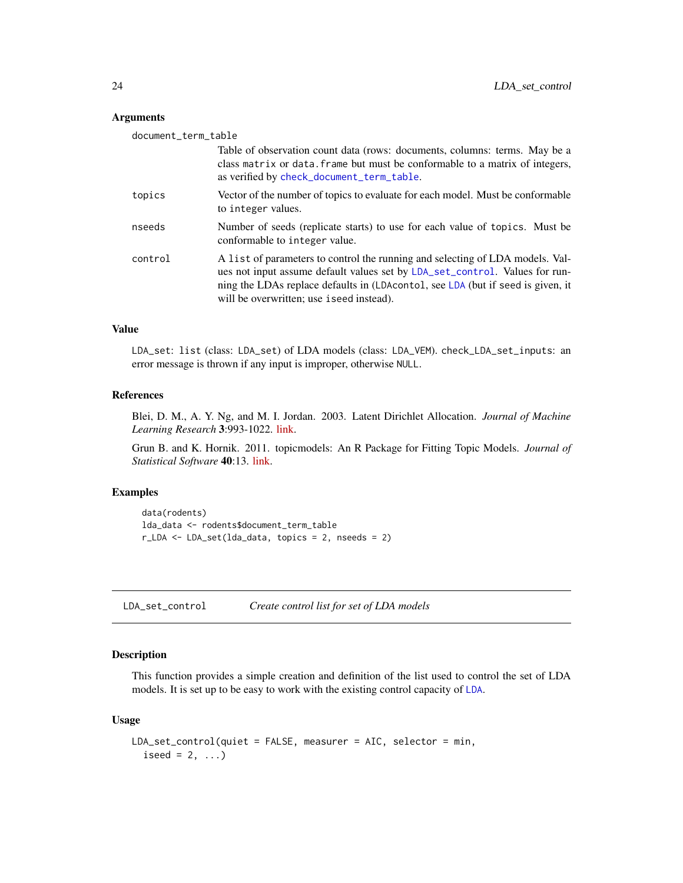### Arguments

document_term_table
: Table of observation count data (rows: documents, columns: terms. May be a class `matrix` or `data.frame` but must be conformable to a matrix of integers, as verified by `check_document_term_table`.

topics
: Vector of the number of topics to evaluate for each model. Must be conformable to `integer` values.

nseeds
: Number of seeds (replicate starts) to use for each value of `topics`. Must be conformable to `integer` value.

control
: A `list` of parameters to control the running and selecting of LDA models. Values not input assume default values set by `LDA_set_control`. Values for running the LDAs replace defaults in (`LDAcontol`, see `LDA` (but if `seed` is given, it will be overwritten; use `iseed` instead).

### Value

`LDA_set`: `list` (class: `LDA_set`) of LDA models (class: `LDA_VEM`). `check_LDA_set_inputs`: an error message is thrown if any input is improper, otherwise `NULL`.

### References

Blei, D. M., A. Y. Ng, and M. I. Jordan. 2003. Latent Dirichlet Allocation. *Journal of Machine Learning Research* **3**:993-1022. link.

Grun B. and K. Hornik. 2011. topicmodels: An R Package for Fitting Topic Models. *Journal of Statistical Software* **40**:13. link.

### Examples

```
data(rodents)
lda_data <- rodents$document_term_table
r_LDA <- LDA_set(lda_data, topics = 2, nseeds = 2)
```

---

## LDA_set_control — *Create control list for set of LDA models*

### Description

This function provides a simple creation and definition of the list used to control the set of LDA models. It is set up to be easy to work with the existing control capacity of `LDA`.

### Usage

```
LDA_set_control(quiet = FALSE, measurer = AIC, selector = min,
  iseed = 2, ...)
```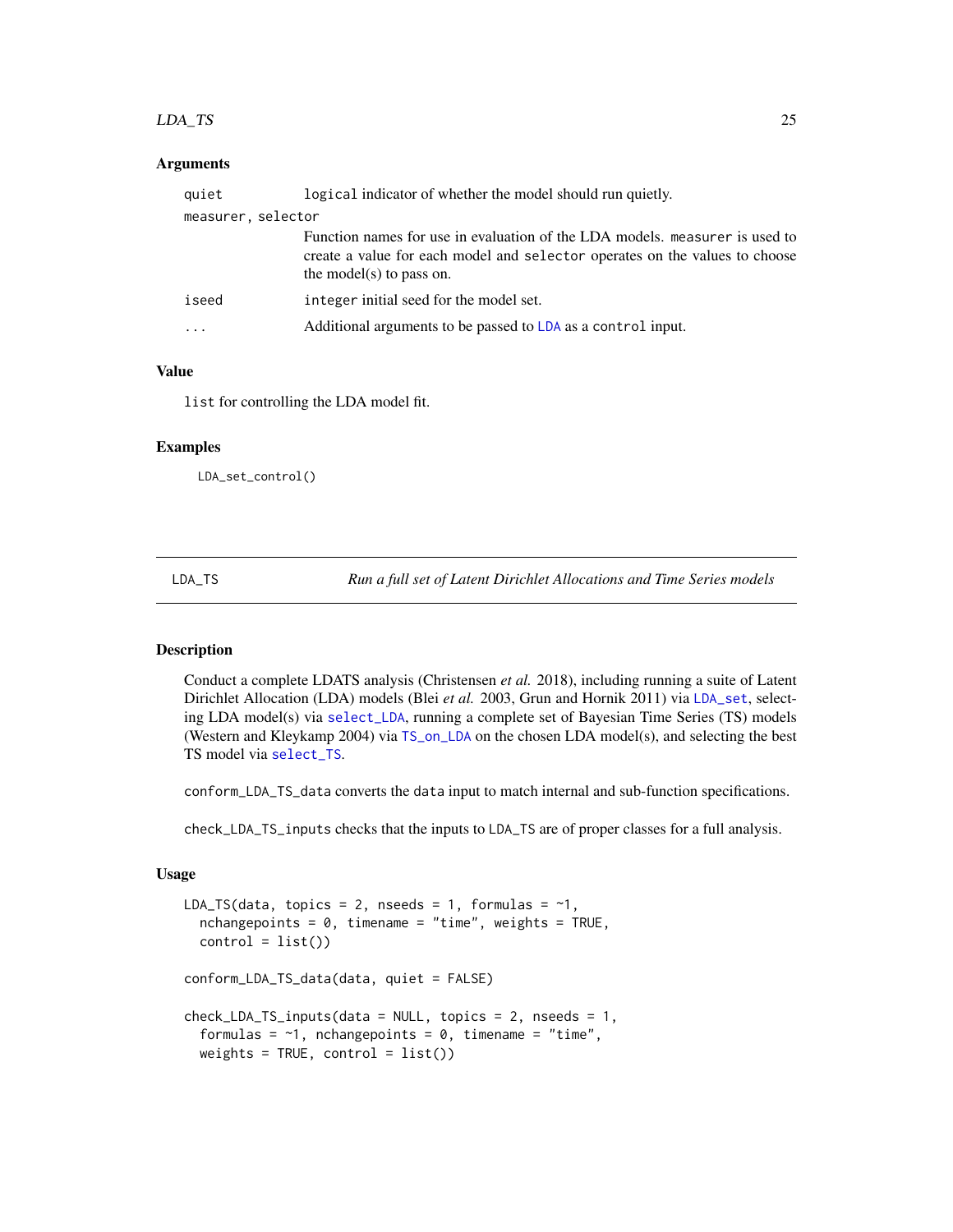### Arguments

| | |
|---|---|
| quiet | `logical` indicator of whether the model should run quietly. |
| measurer, selector | Function names for use in evaluation of the LDA models. `measurer` is used to create a value for each model and `selector` operates on the values to choose the model(s) to pass on. |
| iseed | `integer` initial seed for the model set. |
| ... | Additional arguments to be passed to `LDA` as a `control` input. |

### Value

`list` for controlling the LDA model fit.

### Examples

```
LDA_set_control()
```

---

## LDA_TS — *Run a full set of Latent Dirichlet Allocations and Time Series models*

### Description

Conduct a complete LDATS analysis (Christensen *et al.* 2018), including running a suite of Latent Dirichlet Allocation (LDA) models (Blei *et al.* 2003, Grun and Hornik 2011) via `LDA_set`, selecting LDA model(s) via `select_LDA`, running a complete set of Bayesian Time Series (TS) models (Western and Kleykamp 2004) via `TS_on_LDA` on the chosen LDA model(s), and selecting the best TS model via `select_TS`.

`conform_LDA_TS_data` converts the `data` input to match internal and sub-function specifications.

`check_LDA_TS_inputs` checks that the inputs to `LDA_TS` are of proper classes for a full analysis.

### Usage

```
LDA_TS(data, topics = 2, nseeds = 1, formulas = ~1,
  nchangepoints = 0, timename = "time", weights = TRUE,
  control = list())

conform_LDA_TS_data(data, quiet = FALSE)

check_LDA_TS_inputs(data = NULL, topics = 2, nseeds = 1,
  formulas = ~1, nchangepoints = 0, timename = "time",
  weights = TRUE, control = list())
```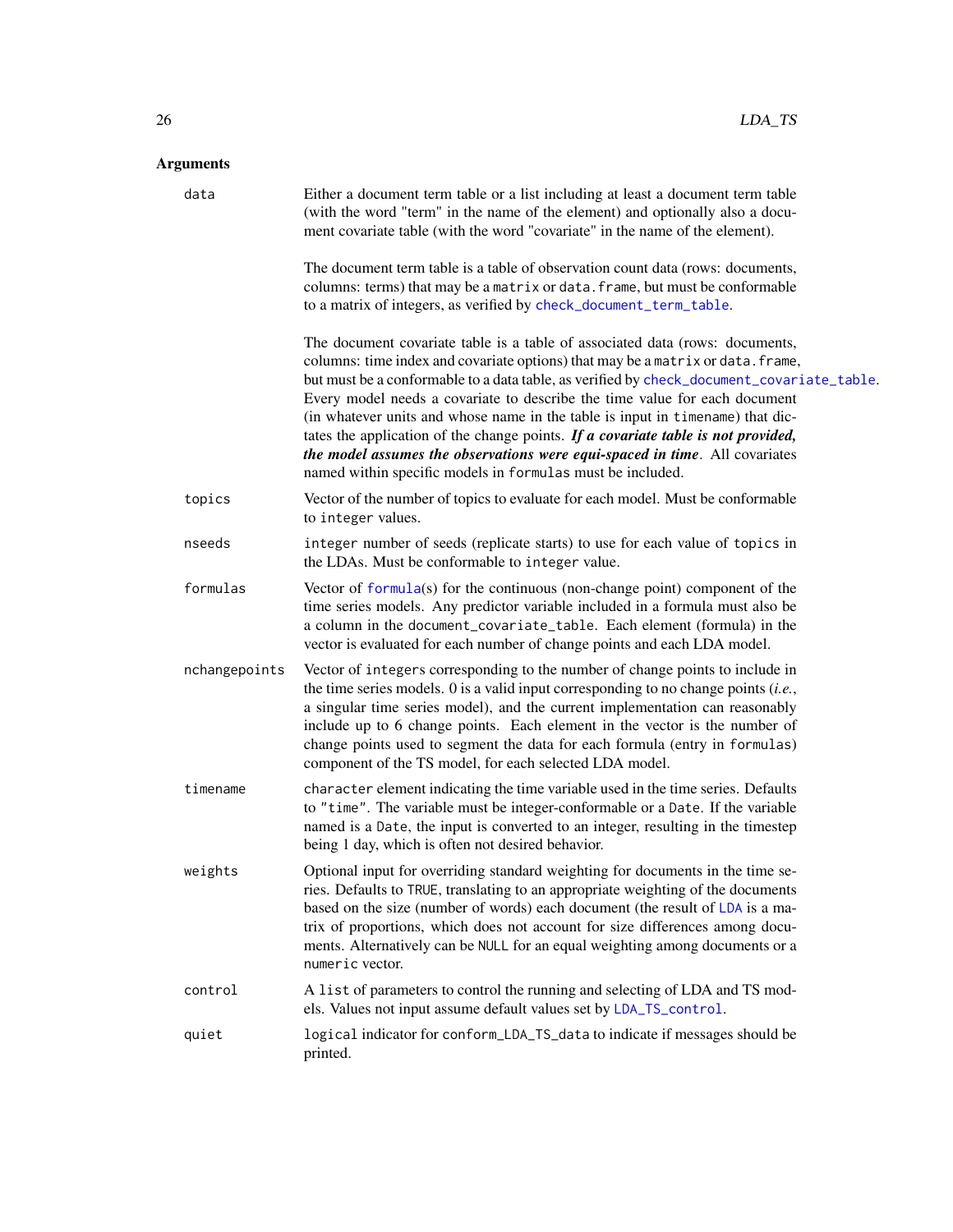## Arguments

**data**
: Either a document term table or a list including at least a document term table (with the word "term" in the name of the element) and optionally also a document covariate table (with the word "covariate" in the name of the element).

  The document term table is a table of observation count data (rows: documents, columns: terms) that may be a `matrix` or `data.frame`, but must be conformable to a matrix of integers, as verified by `check_document_term_table`.

  The document covariate table is a table of associated data (rows: documents, columns: time index and covariate options) that may be a `matrix` or `data.frame`, but must be a conformable to a data table, as verified by `check_document_covariate_table`. Every model needs a covariate to describe the time value for each document (in whatever units and whose name in the table is input in `timename`) that dictates the application of the change points. ***If a covariate table is not provided, the model assumes the observations were equi-spaced in time***. All covariates named within specific models in `formulas` must be included.

**topics**
: Vector of the number of topics to evaluate for each model. Must be conformable to `integer` values.

**nseeds**
: `integer` number of seeds (replicate starts) to use for each value of `topics` in the LDAs. Must be conformable to `integer` value.

**formulas**
: Vector of `formula`(s) for the continuous (non-change point) component of the time series models. Any predictor variable included in a formula must also be a column in the `document_covariate_table`. Each element (formula) in the vector is evaluated for each number of change points and each LDA model.

**nchangepoints**
: Vector of `integers` corresponding to the number of change points to include in the time series models. 0 is a valid input corresponding to no change points (*i.e.*, a singular time series model), and the current implementation can reasonably include up to 6 change points. Each element in the vector is the number of change points used to segment the data for each formula (entry in `formulas`) component of the TS model, for each selected LDA model.

**timename**
: `character` element indicating the time variable used in the time series. Defaults to `"time"`. The variable must be integer-conformable or a `Date`. If the variable named is a `Date`, the input is converted to an integer, resulting in the timestep being 1 day, which is often not desired behavior.

**weights**
: Optional input for overriding standard weighting for documents in the time series. Defaults to `TRUE`, translating to an appropriate weighting of the documents based on the size (number of words) each document (the result of `LDA` is a matrix of proportions, which does not account for size differences among documents. Alternatively can be `NULL` for an equal weighting among documents or a `numeric` vector.

**control**
: A `list` of parameters to control the running and selecting of LDA and TS models. Values not input assume default values set by `LDA_TS_control`.

**quiet**
: `logical` indicator for `conform_LDA_TS_data` to indicate if messages should be printed.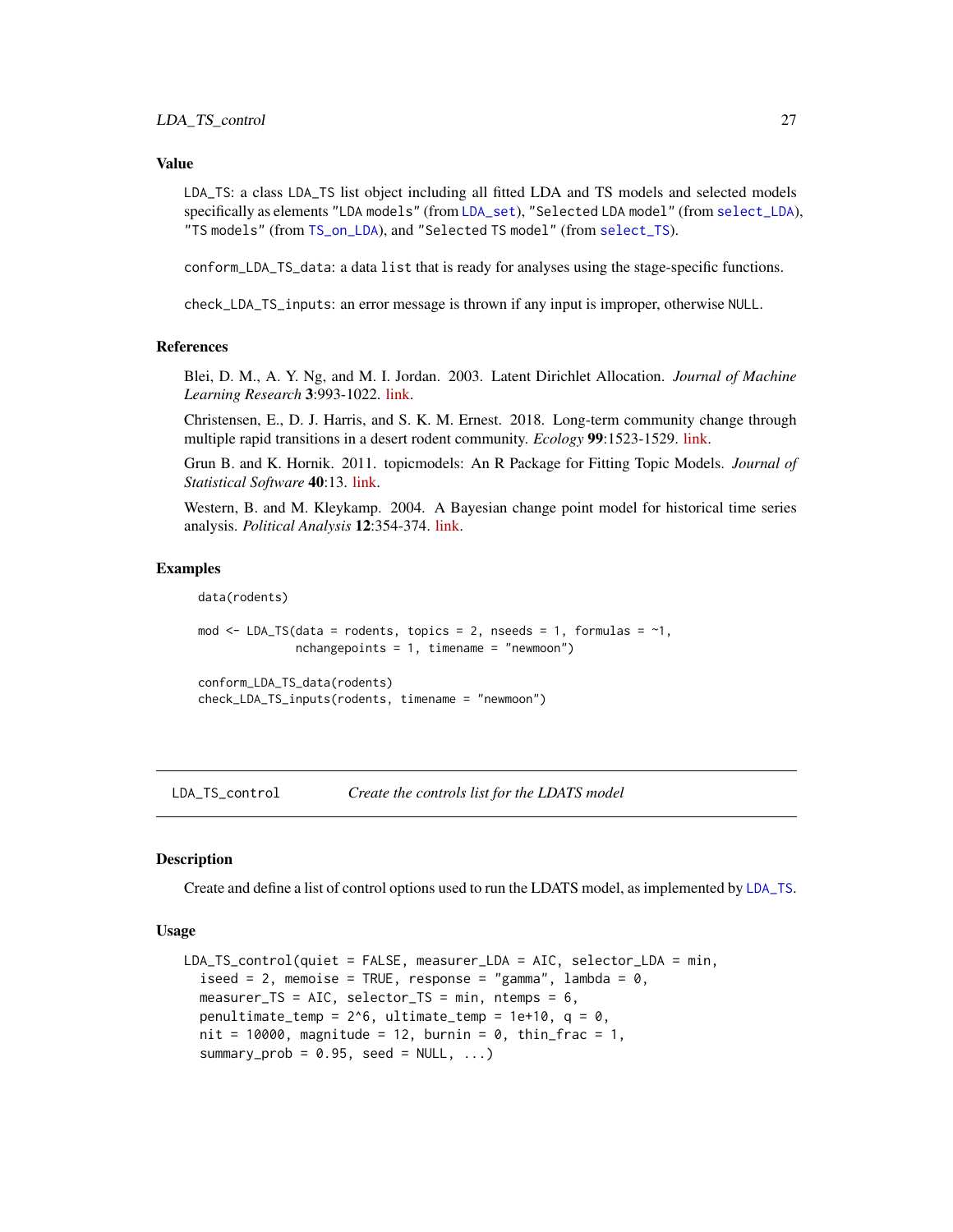## Value

LDA_TS: a class LDA_TS list object including all fitted LDA and TS models and selected models specifically as elements "LDA models" (from LDA_set), "Selected LDA model" (from select_LDA), "TS models" (from TS_on_LDA), and "Selected TS model" (from select_TS).

conform_LDA_TS_data: a data list that is ready for analyses using the stage-specific functions.

check_LDA_TS_inputs: an error message is thrown if any input is improper, otherwise NULL.

## References

Blei, D. M., A. Y. Ng, and M. I. Jordan. 2003. Latent Dirichlet Allocation. *Journal of Machine Learning Research* **3**:993-1022. link.

Christensen, E., D. J. Harris, and S. K. M. Ernest. 2018. Long-term community change through multiple rapid transitions in a desert rodent community. *Ecology* **99**:1523-1529. link.

Grun B. and K. Hornik. 2011. topicmodels: An R Package for Fitting Topic Models. *Journal of Statistical Software* **40**:13. link.

Western, B. and M. Kleykamp. 2004. A Bayesian change point model for historical time series analysis. *Political Analysis* **12**:354-374. link.

## Examples

```
data(rodents)

mod <- LDA_TS(data = rodents, topics = 2, nseeds = 1, formulas = ~1,
              nchangepoints = 1, timename = "newmoon")

conform_LDA_TS_data(rodents)
check_LDA_TS_inputs(rodents, timename = "newmoon")
```

---

# LDA_TS_control    *Create the controls list for the LDATS model*

## Description

Create and define a list of control options used to run the LDATS model, as implemented by LDA_TS.

## Usage

```
LDA_TS_control(quiet = FALSE, measurer_LDA = AIC, selector_LDA = min,
  iseed = 2, memoise = TRUE, response = "gamma", lambda = 0,
  measurer_TS = AIC, selector_TS = min, ntemps = 6,
  penultimate_temp = 2^6, ultimate_temp = 1e+10, q = 0,
  nit = 10000, magnitude = 12, burnin = 0, thin_frac = 1,
  summary_prob = 0.95, seed = NULL, ...)
```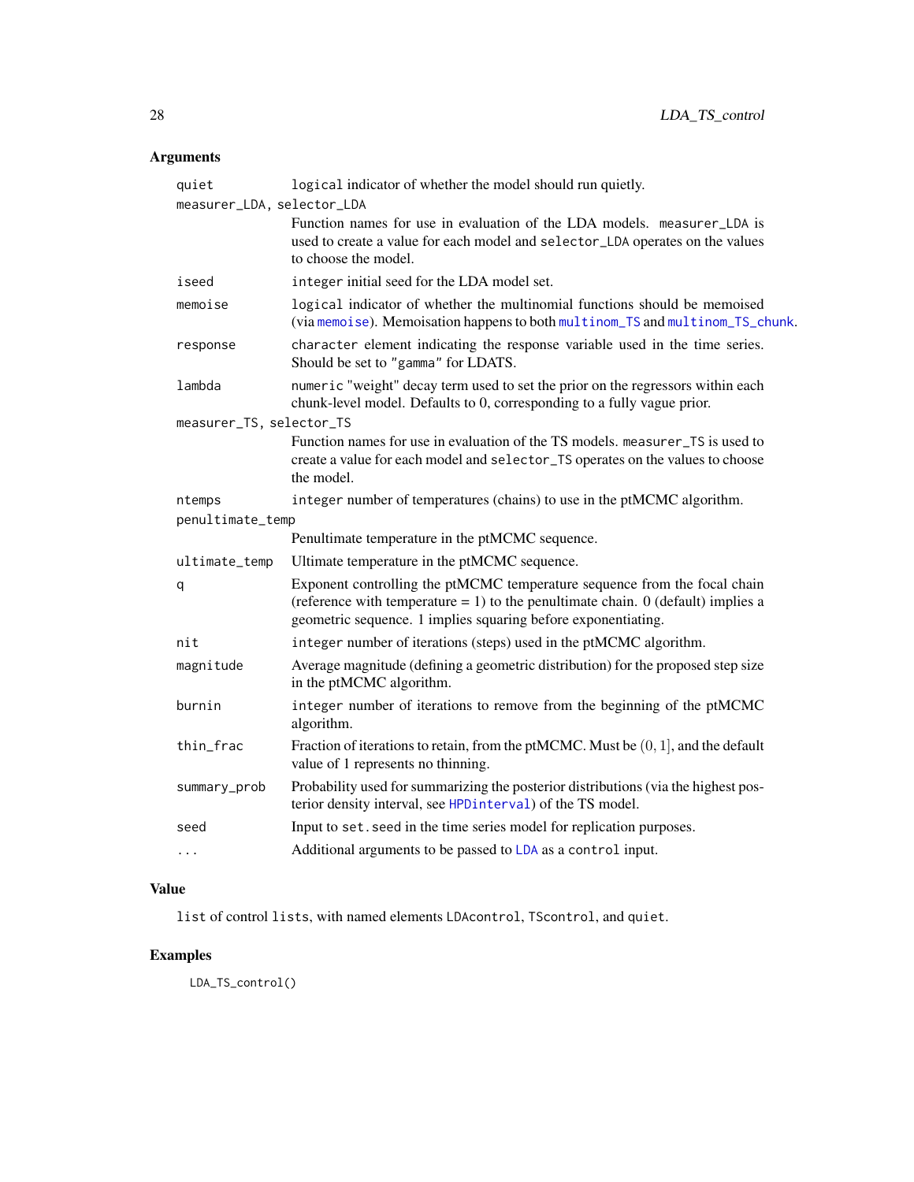## Arguments

| Argument | Description |
|---|---|
| quiet | logical indicator of whether the model should run quietly. |
| measurer_LDA, selector_LDA | Function names for use in evaluation of the LDA models. measurer_LDA is used to create a value for each model and selector_LDA operates on the values to choose the model. |
| iseed | integer initial seed for the LDA model set. |
| memoise | logical indicator of whether the multinomial functions should be memoised (via memoise). Memoisation happens to both multinom_TS and multinom_TS_chunk. |
| response | character element indicating the response variable used in the time series. Should be set to "gamma" for LDATS. |
| lambda | numeric "weight" decay term used to set the prior on the regressors within each chunk-level model. Defaults to 0, corresponding to a fully vague prior. |
| measurer_TS, selector_TS | Function names for use in evaluation of the TS models. measurer_TS is used to create a value for each model and selector_TS operates on the values to choose the model. |
| ntemps | integer number of temperatures (chains) to use in the ptMCMC algorithm. |
| penultimate_temp | Penultimate temperature in the ptMCMC sequence. |
| ultimate_temp | Ultimate temperature in the ptMCMC sequence. |
| q | Exponent controlling the ptMCMC temperature sequence from the focal chain (reference with temperature = 1) to the penultimate chain. 0 (default) implies a geometric sequence. 1 implies squaring before exponentiating. |
| nit | integer number of iterations (steps) used in the ptMCMC algorithm. |
| magnitude | Average magnitude (defining a geometric distribution) for the proposed step size in the ptMCMC algorithm. |
| burnin | integer number of iterations to remove from the beginning of the ptMCMC algorithm. |
| thin_frac | Fraction of iterations to retain, from the ptMCMC. Must be $(0, 1]$, and the default value of 1 represents no thinning. |
| summary_prob | Probability used for summarizing the posterior distributions (via the highest posterior density interval, see HPDinterval) of the TS model. |
| seed | Input to set.seed in the time series model for replication purposes. |
| ... | Additional arguments to be passed to LDA as a control input. |

## Value

list of control lists, with named elements LDAcontrol, TScontrol, and quiet.

## Examples

```
LDA_TS_control()
```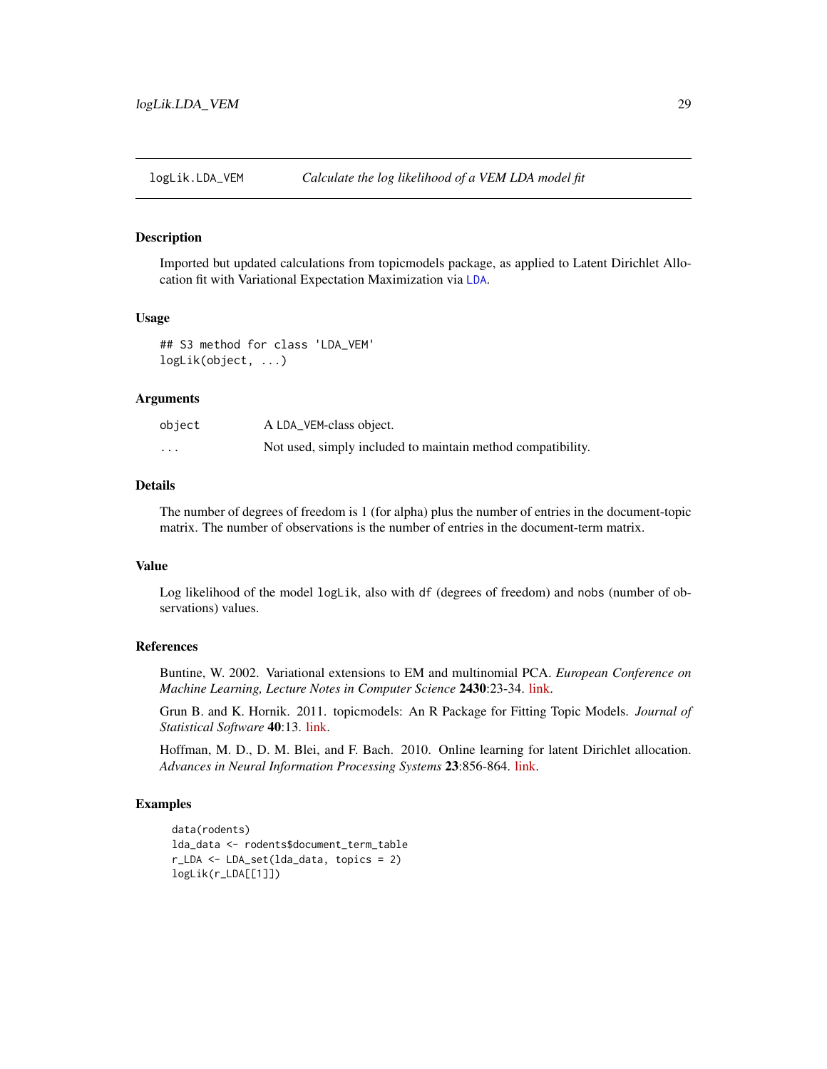# logLik.LDA_VEM — *Calculate the log likelihood of a VEM LDA model fit*

## Description

Imported but updated calculations from topicmodels package, as applied to Latent Dirichlet Allocation fit with Variational Expectation Maximization via `LDA`.

## Usage

```
## S3 method for class 'LDA_VEM'
logLik(object, ...)
```

## Arguments

| | |
|---|---|
| `object` | A `LDA_VEM`-class object. |
| `...` | Not used, simply included to maintain method compatibility. |

## Details

The number of degrees of freedom is 1 (for alpha) plus the number of entries in the document-topic matrix. The number of observations is the number of entries in the document-term matrix.

## Value

Log likelihood of the model `logLik`, also with `df` (degrees of freedom) and `nobs` (number of observations) values.

## References

Buntine, W. 2002. Variational extensions to EM and multinomial PCA. *European Conference on Machine Learning, Lecture Notes in Computer Science* **2430**:23-34. link.

Grun B. and K. Hornik. 2011. topicmodels: An R Package for Fitting Topic Models. *Journal of Statistical Software* **40**:13. link.

Hoffman, M. D., D. M. Blei, and F. Bach. 2010. Online learning for latent Dirichlet allocation. *Advances in Neural Information Processing Systems* **23**:856-864. link.

## Examples

```
data(rodents)
lda_data <- rodents$document_term_table
r_LDA <- LDA_set(lda_data, topics = 2)
logLik(r_LDA[[1]])
```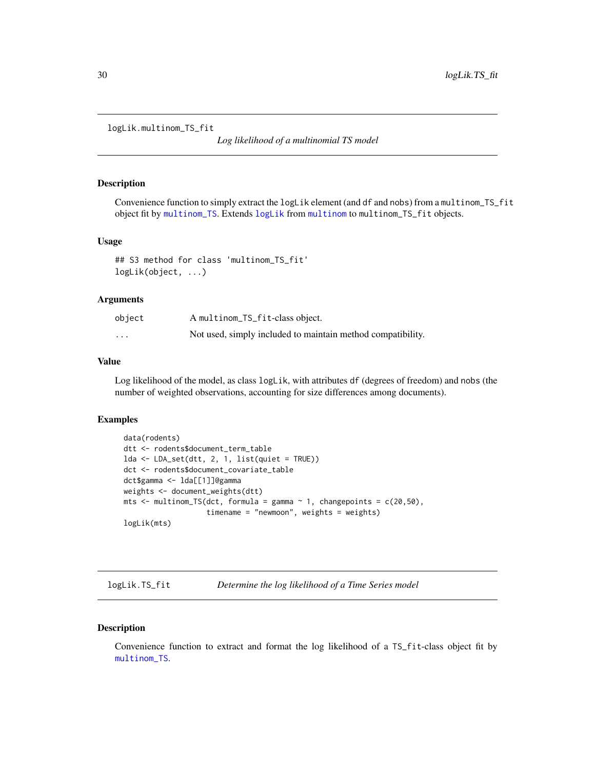## logLik.multinom_TS_fit

*Log likelihood of a multinomial TS model*

### Description

Convenience function to simply extract the `logLik` element (and `df` and `nobs`) from a `multinom_TS_fit` object fit by `multinom_TS`. Extends `logLik` from `multinom` to `multinom_TS_fit` objects.

### Usage

```
## S3 method for class 'multinom_TS_fit'
logLik(object, ...)
```

### Arguments

| | |
|---|---|
| `object` | A `multinom_TS_fit`-class object. |
| `...` | Not used, simply included to maintain method compatibility. |

### Value

Log likelihood of the model, as class `logLik`, with attributes `df` (degrees of freedom) and `nobs` (the number of weighted observations, accounting for size differences among documents).

### Examples

```
data(rodents)
dtt <- rodents$document_term_table
lda <- LDA_set(dtt, 2, 1, list(quiet = TRUE))
dct <- rodents$document_covariate_table
dct$gamma <- lda[[1]]@gamma
weights <- document_weights(dtt)
mts <- multinom_TS(dct, formula = gamma ~ 1, changepoints = c(20,50),
                   timename = "newmoon", weights = weights)
logLik(mts)
```

## logLik.TS_fit

*Determine the log likelihood of a Time Series model*

### Description

Convenience function to extract and format the log likelihood of a `TS_fit`-class object fit by `multinom_TS`.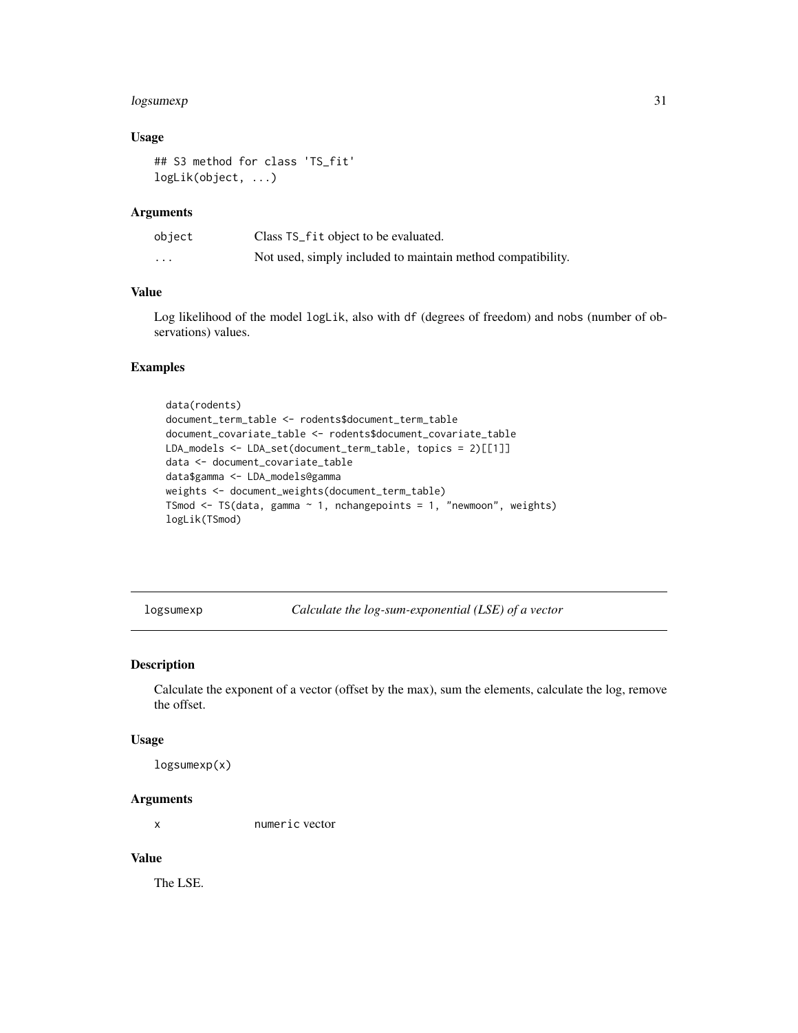### Usage

```
## S3 method for class 'TS_fit'
logLik(object, ...)
```

### Arguments

| | |
|---|---|
| object | Class TS_fit object to be evaluated. |
| ... | Not used, simply included to maintain method compatibility. |

### Value

Log likelihood of the model logLik, also with df (degrees of freedom) and nobs (number of observations) values.

### Examples

```
data(rodents)
document_term_table <- rodents$document_term_table
document_covariate_table <- rodents$document_covariate_table
LDA_models <- LDA_set(document_term_table, topics = 2)[[1]]
data <- document_covariate_table
data$gamma <- LDA_models@gamma
weights <- document_weights(document_term_table)
TSmod <- TS(data, gamma ~ 1, nchangepoints = 1, "newmoon", weights)
logLik(TSmod)
```

---

## logsumexp — *Calculate the log-sum-exponential (LSE) of a vector*

### Description

Calculate the exponent of a vector (offset by the max), sum the elements, calculate the log, remove the offset.

### Usage

```
logsumexp(x)
```

### Arguments

| | |
|---|---|
| x | numeric vector |

### Value

The LSE.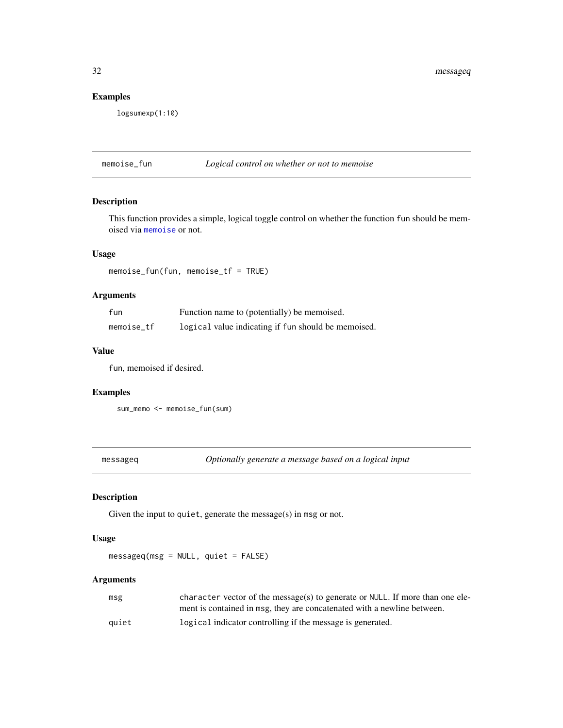## Examples

```
logsumexp(1:10)
```

---

memoise_fun — *Logical control on whether or not to memoise*

---

### Description

This function provides a simple, logical toggle control on whether the function `fun` should be memoised via `memoise` or not.

### Usage

```
memoise_fun(fun, memoise_tf = TRUE)
```

### Arguments

| | |
|---|---|
| `fun` | Function name to (potentially) be memoised. |
| `memoise_tf` | `logical` value indicating if `fun` should be memoised. |

### Value

`fun`, memoised if desired.

### Examples

```
sum_memo <- memoise_fun(sum)
```

---

messageq — *Optionally generate a message based on a logical input*

---

### Description

Given the input to `quiet`, generate the message(s) in `msg` or not.

### Usage

```
messageq(msg = NULL, quiet = FALSE)
```

### Arguments

| | |
|---|---|
| `msg` | `character` vector of the message(s) to generate or `NULL`. If more than one element is contained in `msg`, they are concatenated with a newline between. |
| `quiet` | `logical` indicator controlling if the message is generated. |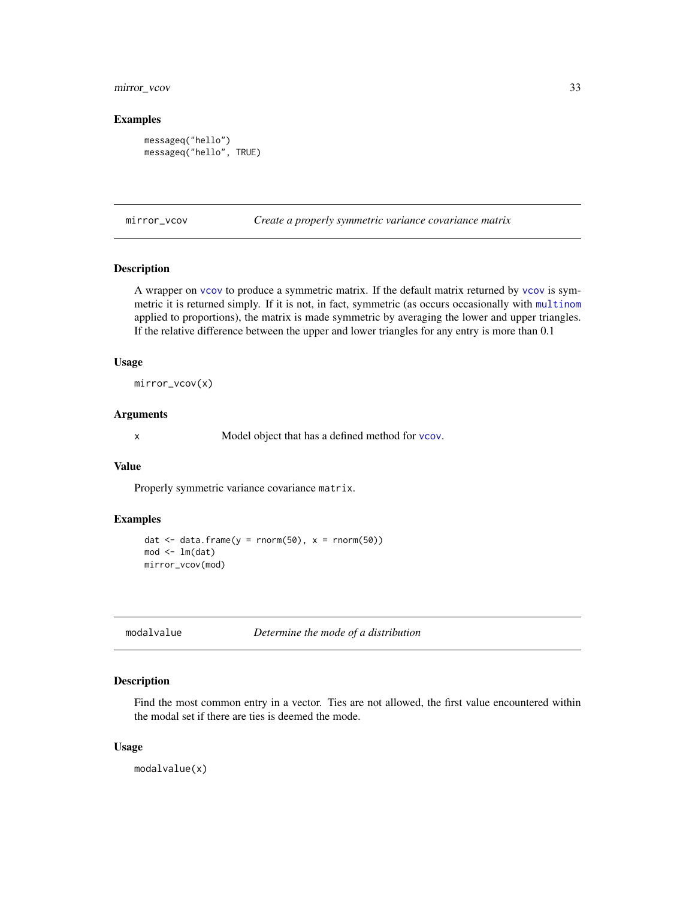### Examples

```
messageq("hello")
messageq("hello", TRUE)
```

---

## mirror_vcov — *Create a properly symmetric variance covariance matrix*

### Description

A wrapper on `vcov` to produce a symmetric matrix. If the default matrix returned by `vcov` is symmetric it is returned simply. If it is not, in fact, symmetric (as occurs occasionally with `multinom` applied to proportions), the matrix is made symmetric by averaging the lower and upper triangles. If the relative difference between the upper and lower triangles for any entry is more than 0.1

### Usage

```
mirror_vcov(x)
```

### Arguments

| | |
|---|---|
| x | Model object that has a defined method for `vcov`. |

### Value

Properly symmetric variance covariance `matrix`.

### Examples

```
dat <- data.frame(y = rnorm(50), x = rnorm(50))
mod <- lm(dat)
mirror_vcov(mod)
```

---

## modalvalue — *Determine the mode of a distribution*

### Description

Find the most common entry in a vector. Ties are not allowed, the first value encountered within the modal set if there are ties is deemed the mode.

### Usage

```
modalvalue(x)
```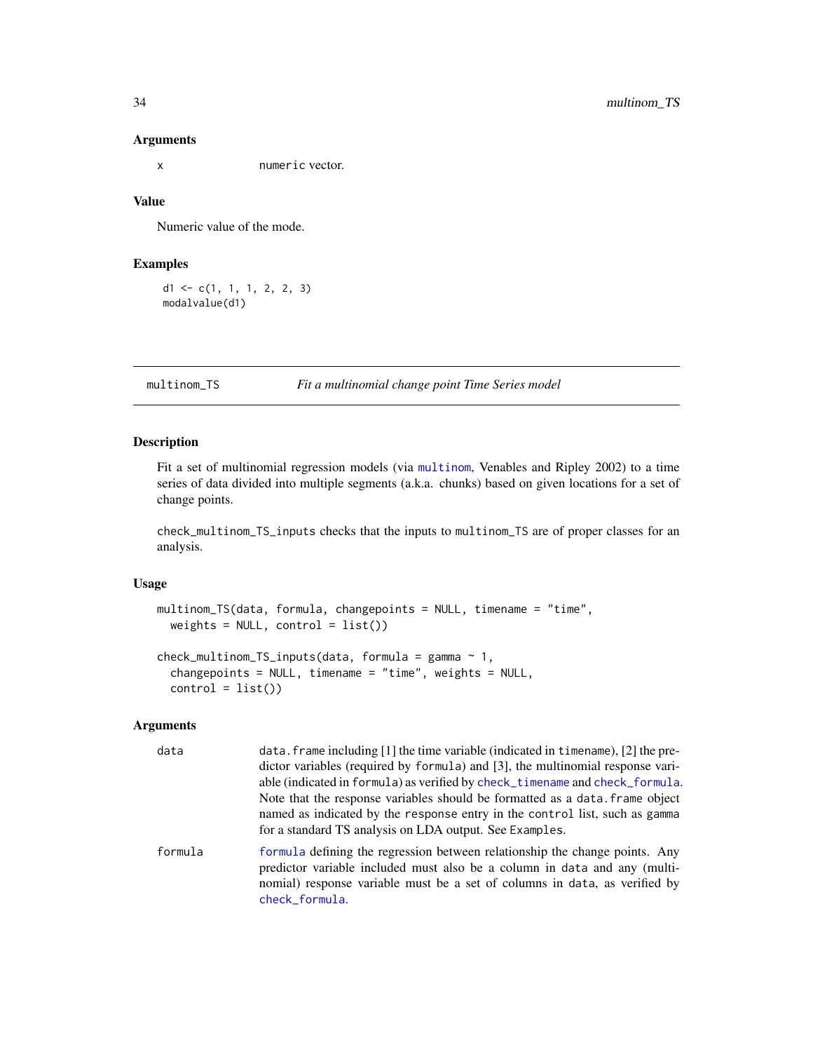### Arguments

x — numeric vector.

### Value

Numeric value of the mode.

### Examples

```
d1 <- c(1, 1, 1, 2, 2, 3)
modalvalue(d1)
```

---

## multinom_TS — *Fit a multinomial change point Time Series model*

---

### Description

Fit a set of multinomial regression models (via multinom, Venables and Ripley 2002) to a time series of data divided into multiple segments (a.k.a. chunks) based on given locations for a set of change points.

check_multinom_TS_inputs checks that the inputs to multinom_TS are of proper classes for an analysis.

### Usage

```
multinom_TS(data, formula, changepoints = NULL, timename = "time",
  weights = NULL, control = list())

check_multinom_TS_inputs(data, formula = gamma ~ 1,
  changepoints = NULL, timename = "time", weights = NULL,
  control = list())
```

### Arguments

| | |
|---|---|
| data | data.frame including [1] the time variable (indicated in timename), [2] the predictor variables (required by formula) and [3], the multinomial response variable (indicated in formula) as verified by check_timename and check_formula. Note that the response variables should be formatted as a data.frame object named as indicated by the response entry in the control list, such as gamma for a standard TS analysis on LDA output. See Examples. |
| formula | formula defining the regression between relationship the change points. Any predictor variable included must also be a column in data and any (multinomial) response variable must be a set of columns in data, as verified by check_formula. |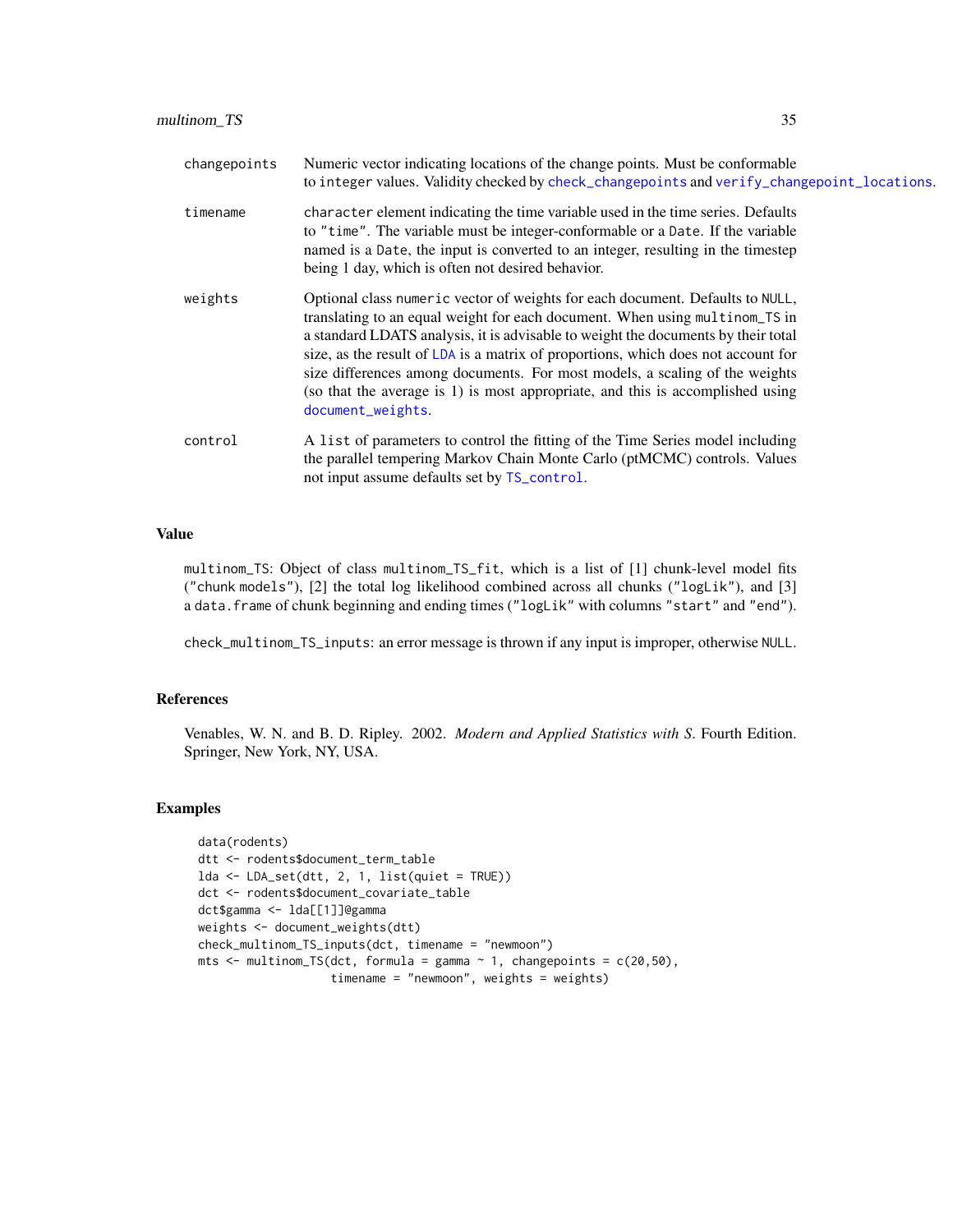| | |
|---|---|
| changepoints | Numeric vector indicating locations of the change points. Must be conformable to integer values. Validity checked by check_changepoints and verify_changepoint_locations. |
| timename | character element indicating the time variable used in the time series. Defaults to "time". The variable must be integer-conformable or a Date. If the variable named is a Date, the input is converted to an integer, resulting in the timestep being 1 day, which is often not desired behavior. |
| weights | Optional class numeric vector of weights for each document. Defaults to NULL, translating to an equal weight for each document. When using multinom_TS in a standard LDATS analysis, it is advisable to weight the documents by their total size, as the result of LDA is a matrix of proportions, which does not account for size differences among documents. For most models, a scaling of the weights (so that the average is 1) is most appropriate, and this is accomplished using document_weights. |
| control | A list of parameters to control the fitting of the Time Series model including the parallel tempering Markov Chain Monte Carlo (ptMCMC) controls. Values not input assume defaults set by TS_control. |

## Value

multinom_TS: Object of class multinom_TS_fit, which is a list of [1] chunk-level model fits ("chunk models"), [2] the total log likelihood combined across all chunks ("logLik"), and [3] a data.frame of chunk beginning and ending times ("logLik" with columns "start" and "end").

check_multinom_TS_inputs: an error message is thrown if any input is improper, otherwise NULL.

## References

Venables, W. N. and B. D. Ripley. 2002. *Modern and Applied Statistics with S*. Fourth Edition. Springer, New York, NY, USA.

## Examples

```
data(rodents)
dtt <- rodents$document_term_table
lda <- LDA_set(dtt, 2, 1, list(quiet = TRUE))
dct <- rodents$document_covariate_table
dct$gamma <- lda[[1]]@gamma
weights <- document_weights(dtt)
check_multinom_TS_inputs(dct, timename = "newmoon")
mts <- multinom_TS(dct, formula = gamma ~ 1, changepoints = c(20,50),
                   timename = "newmoon", weights = weights)
```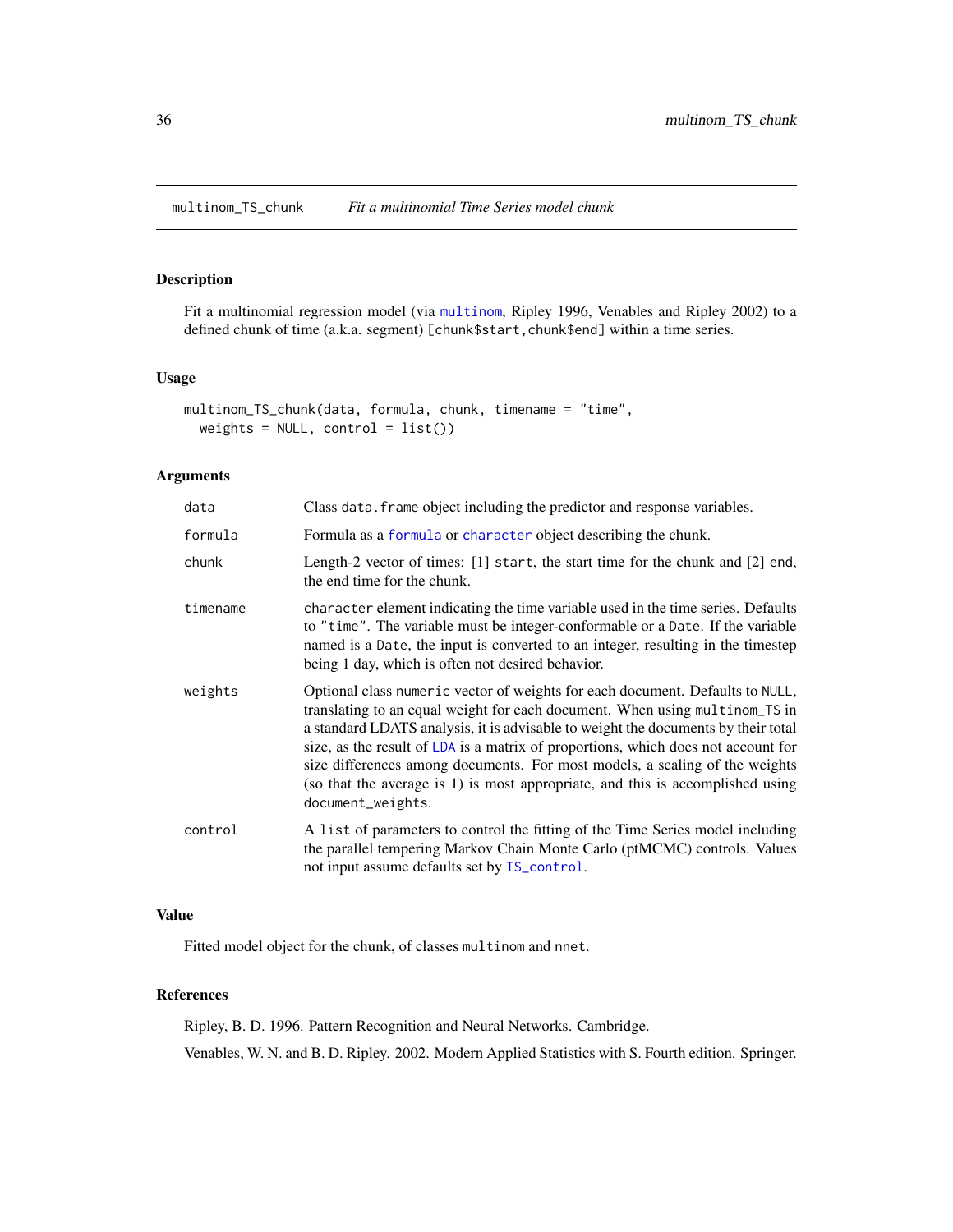## multinom_TS_chunk *Fit a multinomial Time Series model chunk*

### Description

Fit a multinomial regression model (via `multinom`, Ripley 1996, Venables and Ripley 2002) to a defined chunk of time (a.k.a. segment) `[chunk$start,chunk$end]` within a time series.

### Usage

```
multinom_TS_chunk(data, formula, chunk, timename = "time",
  weights = NULL, control = list())
```

### Arguments

| | |
|---|---|
| `data` | Class `data.frame` object including the predictor and response variables. |
| `formula` | Formula as a `formula` or `character` object describing the chunk. |
| `chunk` | Length-2 vector of times: [1] `start`, the start time for the chunk and [2] `end`, the end time for the chunk. |
| `timename` | `character` element indicating the time variable used in the time series. Defaults to `"time"`. The variable must be integer-conformable or a `Date`. If the variable named is a `Date`, the input is converted to an integer, resulting in the timestep being 1 day, which is often not desired behavior. |
| `weights` | Optional class `numeric` vector of weights for each document. Defaults to `NULL`, translating to an equal weight for each document. When using `multinom_TS` in a standard LDATS analysis, it is advisable to weight the documents by their total size, as the result of `LDA` is a matrix of proportions, which does not account for size differences among documents. For most models, a scaling of the weights (so that the average is 1) is most appropriate, and this is accomplished using `document_weights`. |
| `control` | A `list` of parameters to control the fitting of the Time Series model including the parallel tempering Markov Chain Monte Carlo (ptMCMC) controls. Values not input assume defaults set by `TS_control`. |

### Value

Fitted model object for the chunk, of classes `multinom` and `nnet`.

### References

Ripley, B. D. 1996. Pattern Recognition and Neural Networks. Cambridge.

Venables, W. N. and B. D. Ripley. 2002. Modern Applied Statistics with S. Fourth edition. Springer.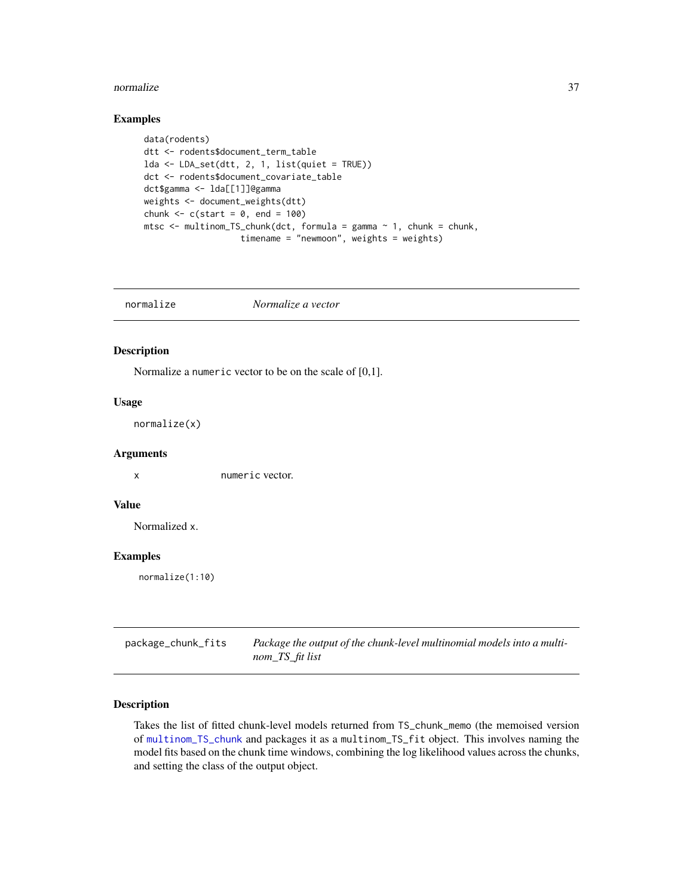### Examples

```
data(rodents)
dtt <- rodents$document_term_table
lda <- LDA_set(dtt, 2, 1, list(quiet = TRUE))
dct <- rodents$document_covariate_table
dct$gamma <- lda[[1]]@gamma
weights <- document_weights(dtt)
chunk <- c(start = 0, end = 100)
mtsc <- multinom_TS_chunk(dct, formula = gamma ~ 1, chunk = chunk,
                  timename = "newmoon", weights = weights)
```

---

## normalize — *Normalize a vector*

---

### Description

Normalize a `numeric` vector to be on the scale of [0,1].

### Usage

```
normalize(x)
```

### Arguments

| | |
|---|---|
| x | `numeric` vector. |

### Value

Normalized `x`.

### Examples

```
normalize(1:10)
```

---

## package_chunk_fits — *Package the output of the chunk-level multinomial models into a multinom_TS_fit list*

---

### Description

Takes the list of fitted chunk-level models returned from `TS_chunk_memo` (the memoised version of `multinom_TS_chunk` and packages it as a `multinom_TS_fit` object. This involves naming the model fits based on the chunk time windows, combining the log likelihood values across the chunks, and setting the class of the output object.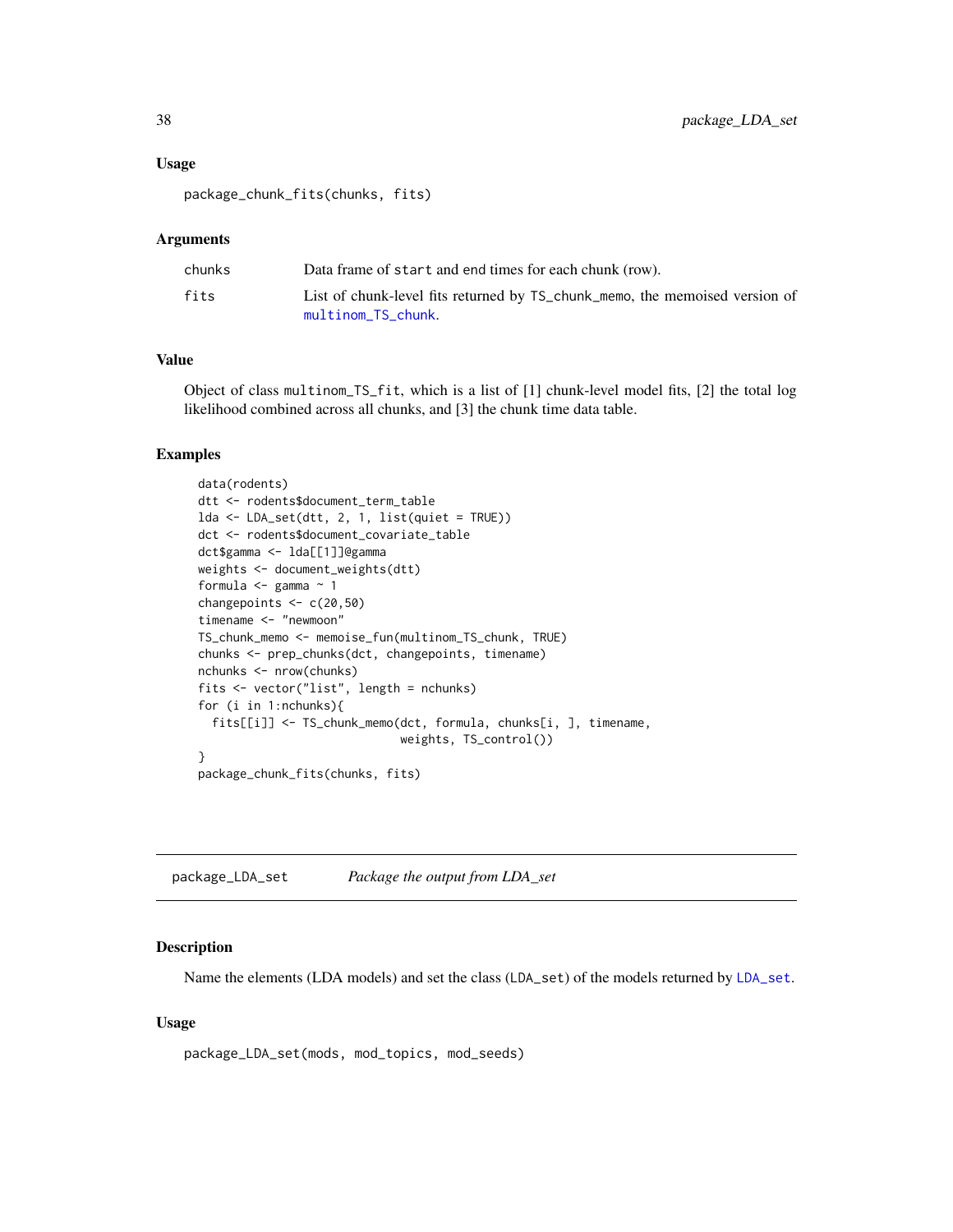### Usage

```
package_chunk_fits(chunks, fits)
```

### Arguments

| | |
|---|---|
| chunks | Data frame of start and end times for each chunk (row). |
| fits | List of chunk-level fits returned by TS_chunk_memo, the memoised version of multinom_TS_chunk. |

### Value

Object of class multinom_TS_fit, which is a list of [1] chunk-level model fits, [2] the total log likelihood combined across all chunks, and [3] the chunk time data table.

### Examples

```
data(rodents)
dtt <- rodents$document_term_table
lda <- LDA_set(dtt, 2, 1, list(quiet = TRUE))
dct <- rodents$document_covariate_table
dct$gamma <- lda[[1]]@gamma
weights <- document_weights(dtt)
formula <- gamma ~ 1
changepoints <- c(20,50)
timename <- "newmoon"
TS_chunk_memo <- memoise_fun(multinom_TS_chunk, TRUE)
chunks <- prep_chunks(dct, changepoints, timename)
nchunks <- nrow(chunks)
fits <- vector("list", length = nchunks)
for (i in 1:nchunks){
  fits[[i]] <- TS_chunk_memo(dct, formula, chunks[i, ], timename,
                             weights, TS_control())
}
package_chunk_fits(chunks, fits)
```

---

## package_LDA_set — *Package the output from LDA_set*

### Description

Name the elements (LDA models) and set the class (LDA_set) of the models returned by LDA_set.

### Usage

```
package_LDA_set(mods, mod_topics, mod_seeds)
```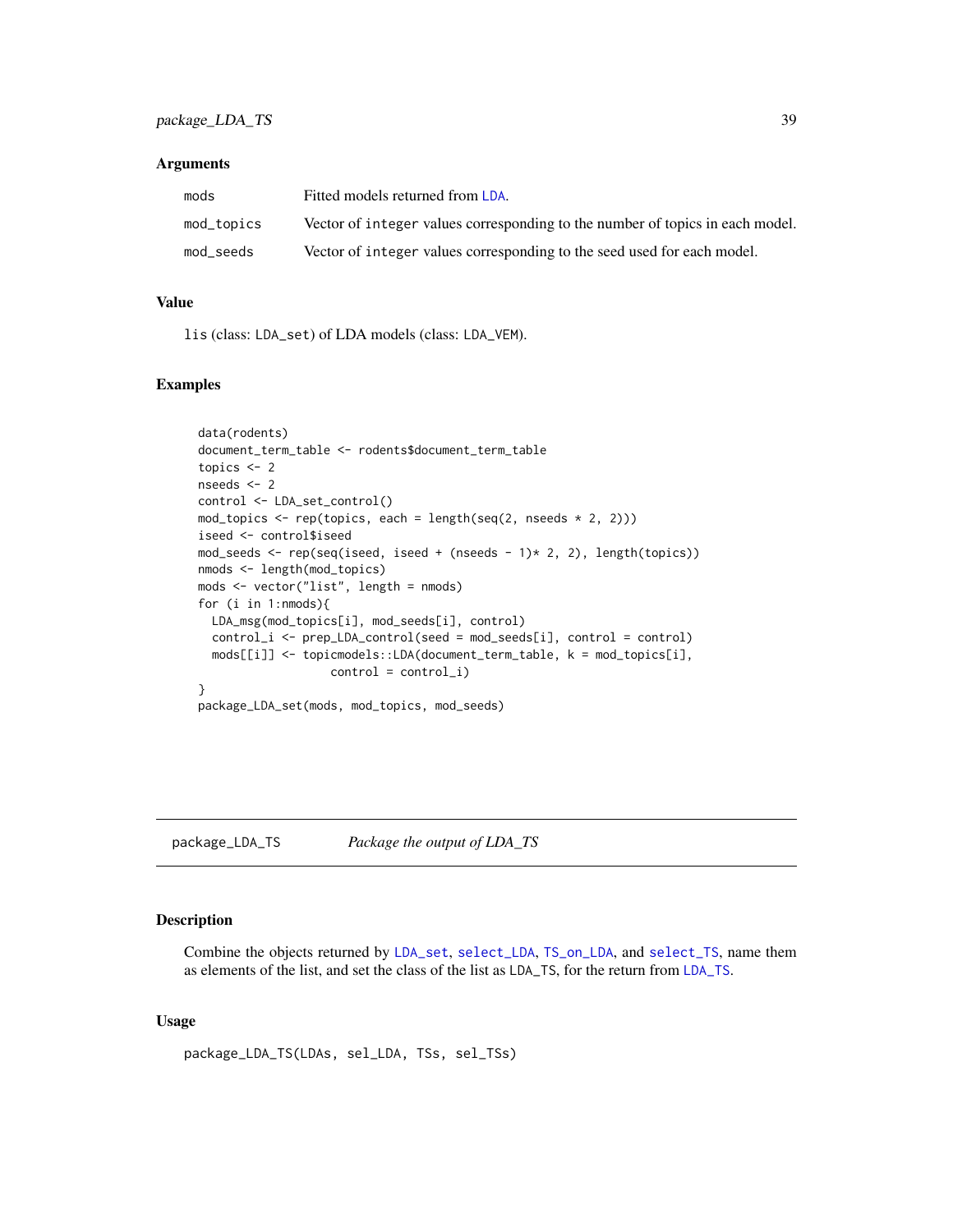### Arguments

| | |
|---|---|
| mods | Fitted models returned from LDA. |
| mod_topics | Vector of integer values corresponding to the number of topics in each model. |
| mod_seeds | Vector of integer values corresponding to the seed used for each model. |

### Value

lis (class: LDA_set) of LDA models (class: LDA_VEM).

### Examples

```
data(rodents)
document_term_table <- rodents$document_term_table
topics <- 2
nseeds <- 2
control <- LDA_set_control()
mod_topics <- rep(topics, each = length(seq(2, nseeds * 2, 2)))
iseed <- control$iseed
mod_seeds <- rep(seq(iseed, iseed + (nseeds - 1)* 2, 2), length(topics))
nmods <- length(mod_topics)
mods <- vector("list", length = nmods)
for (i in 1:nmods){
  LDA_msg(mod_topics[i], mod_seeds[i], control)
  control_i <- prep_LDA_control(seed = mod_seeds[i], control = control)
  mods[[i]] <- topicmodels::LDA(document_term_table, k = mod_topics[i],
                   control = control_i)
}
package_LDA_set(mods, mod_topics, mod_seeds)
```

---

## package_LDA_TS — *Package the output of LDA_TS*

### Description

Combine the objects returned by LDA_set, select_LDA, TS_on_LDA, and select_TS, name them as elements of the list, and set the class of the list as LDA_TS, for the return from LDA_TS.

### Usage

```
package_LDA_TS(LDAs, sel_LDA, TSs, sel_TSs)
```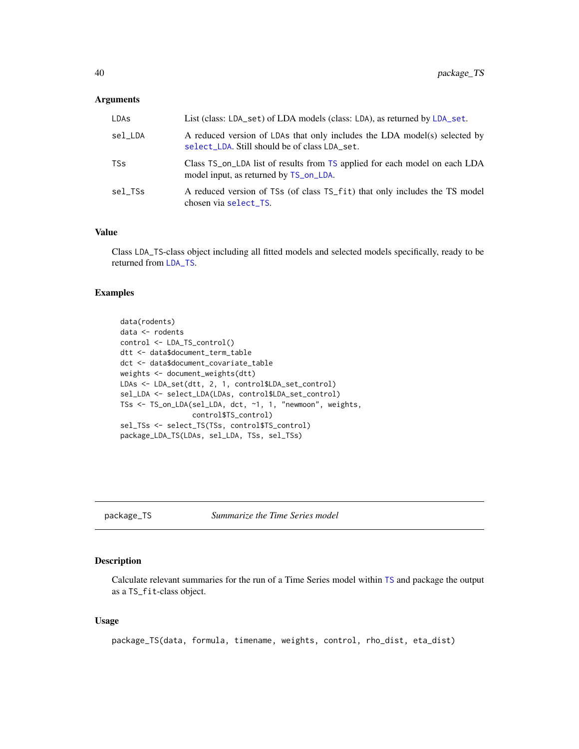### Arguments

| | |
|---|---|
| LDAs | List (class: LDA_set) of LDA models (class: LDA), as returned by LDA_set. |
| sel_LDA | A reduced version of LDAs that only includes the LDA model(s) selected by select_LDA. Still should be of class LDA_set. |
| TSs | Class TS_on_LDA list of results from TS applied for each model on each LDA model input, as returned by TS_on_LDA. |
| sel_TSs | A reduced version of TSs (of class TS_fit) that only includes the TS model chosen via select_TS. |

### Value

Class LDA_TS-class object including all fitted models and selected models specifically, ready to be returned from LDA_TS.

### Examples

```
data(rodents)
data <- rodents
control <- LDA_TS_control()
dtt <- data$document_term_table
dct <- data$document_covariate_table
weights <- document_weights(dtt)
LDAs <- LDA_set(dtt, 2, 1, control$LDA_set_control)
sel_LDA <- select_LDA(LDAs, control$LDA_set_control)
TSs <- TS_on_LDA(sel_LDA, dct, ~1, 1, "newmoon", weights,
                 control$TS_control)
sel_TSs <- select_TS(TSs, control$TS_control)
package_LDA_TS(LDAs, sel_LDA, TSs, sel_TSs)
```

---

## package_TS — *Summarize the Time Series model*

### Description

Calculate relevant summaries for the run of a Time Series model within TS and package the output as a TS_fit-class object.

### Usage

```
package_TS(data, formula, timename, weights, control, rho_dist, eta_dist)
```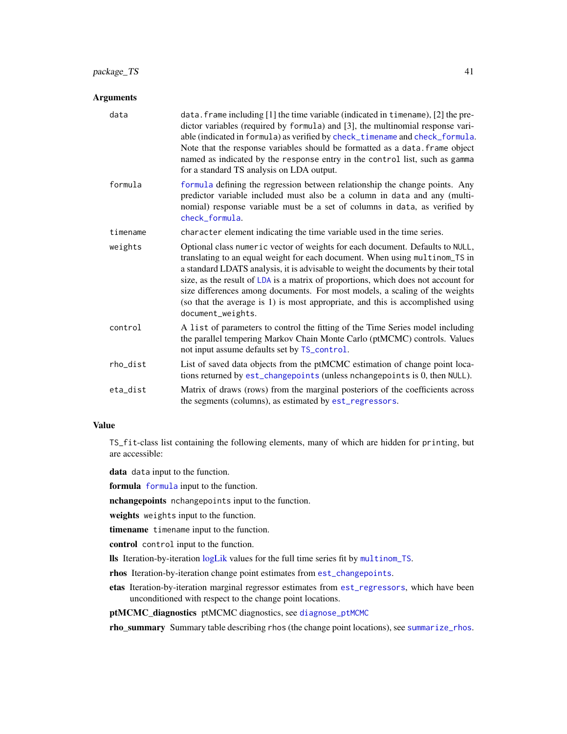## Arguments

- **data**: `data.frame` including [1] the time variable (indicated in `timename`), [2] the predictor variables (required by `formula`) and [3], the multinomial response variable (indicated in `formula`) as verified by `check_timename` and `check_formula`. Note that the response variables should be formatted as a `data.frame` object named as indicated by the `response` entry in the `control` list, such as `gamma` for a standard TS analysis on LDA output.
- **formula**: `formula` defining the regression between relationship the change points. Any predictor variable included must also be a column in `data` and any (multinomial) response variable must be a set of columns in `data`, as verified by `check_formula`.
- **timename**: `character` element indicating the time variable used in the time series.
- **weights**: Optional class `numeric` vector of weights for each document. Defaults to `NULL`, translating to an equal weight for each document. When using `multinom_TS` in a standard LDATS analysis, it is advisable to weight the documents by their total size, as the result of `LDA` is a matrix of proportions, which does not account for size differences among documents. For most models, a scaling of the weights (so that the average is 1) is most appropriate, and this is accomplished using `document_weights`.
- **control**: A `list` of parameters to control the fitting of the Time Series model including the parallel tempering Markov Chain Monte Carlo (ptMCMC) controls. Values not input assume defaults set by `TS_control`.
- **rho_dist**: List of saved data objects from the ptMCMC estimation of change point locations returned by `est_changepoints` (unless `nchangepoints` is 0, then `NULL`).
- **eta_dist**: Matrix of draws (rows) from the marginal posteriors of the coefficients across the segments (columns), as estimated by `est_regressors`.

## Value

`TS_fit`-class list containing the following elements, many of which are hidden for `printing`, but are accessible:

- **data** `data` input to the function.
- **formula** `formula` input to the function.
- **nchangepoints** `nchangepoints` input to the function.
- **weights** `weights` input to the function.
- **timename** `timename` input to the function.
- **control** `control` input to the function.
- **lls** Iteration-by-iteration logLik values for the full time series fit by `multinom_TS`.
- **rhos** Iteration-by-iteration change point estimates from `est_changepoints`.
- **etas** Iteration-by-iteration marginal regressor estimates from `est_regressors`, which have been unconditioned with respect to the change point locations.
- **ptMCMC_diagnostics** ptMCMC diagnostics, see `diagnose_ptMCMC`
- **rho_summary** Summary table describing `rhos` (the change point locations), see `summarize_rhos`.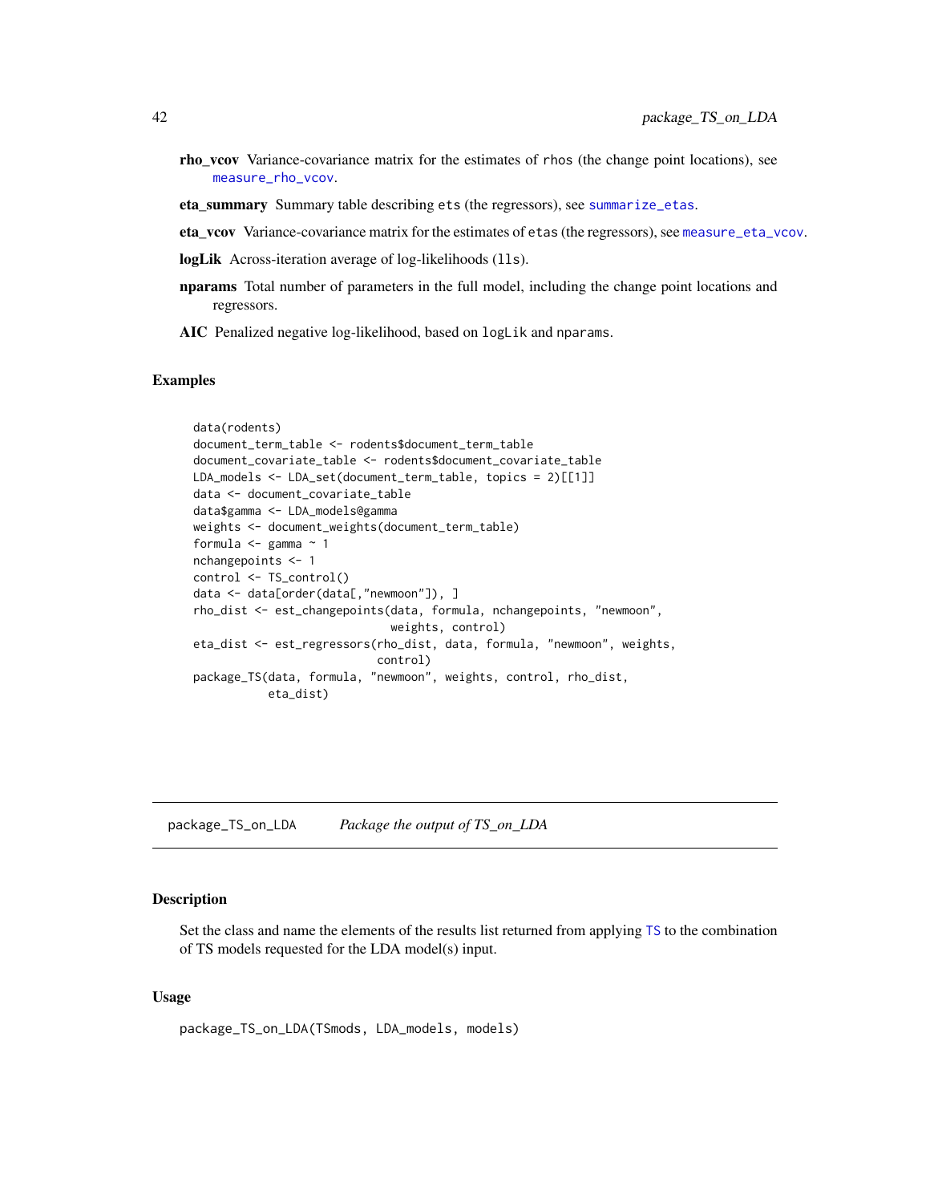**rho_vcov** Variance-covariance matrix for the estimates of rhos (the change point locations), see measure_rho_vcov.

**eta_summary** Summary table describing ets (the regressors), see summarize_etas.

**eta_vcov** Variance-covariance matrix for the estimates of etas (the regressors), see measure_eta_vcov.

**logLik** Across-iteration average of log-likelihoods (lls).

**nparams** Total number of parameters in the full model, including the change point locations and regressors.

**AIC** Penalized negative log-likelihood, based on logLik and nparams.

### Examples

```
data(rodents)
document_term_table <- rodents$document_term_table
document_covariate_table <- rodents$document_covariate_table
LDA_models <- LDA_set(document_term_table, topics = 2)[[1]]
data <- document_covariate_table
data$gamma <- LDA_models@gamma
weights <- document_weights(document_term_table)
formula <- gamma ~ 1
nchangepoints <- 1
control <- TS_control()
data <- data[order(data[,"newmoon"]), ]
rho_dist <- est_changepoints(data, formula, nchangepoints, "newmoon",
                             weights, control)
eta_dist <- est_regressors(rho_dist, data, formula, "newmoon", weights,
                           control)
package_TS(data, formula, "newmoon", weights, control, rho_dist,
           eta_dist)
```

---

## package_TS_on_LDA *Package the output of TS_on_LDA*

### Description

Set the class and name the elements of the results list returned from applying TS to the combination of TS models requested for the LDA model(s) input.

### Usage

```
package_TS_on_LDA(TSmods, LDA_models, models)
```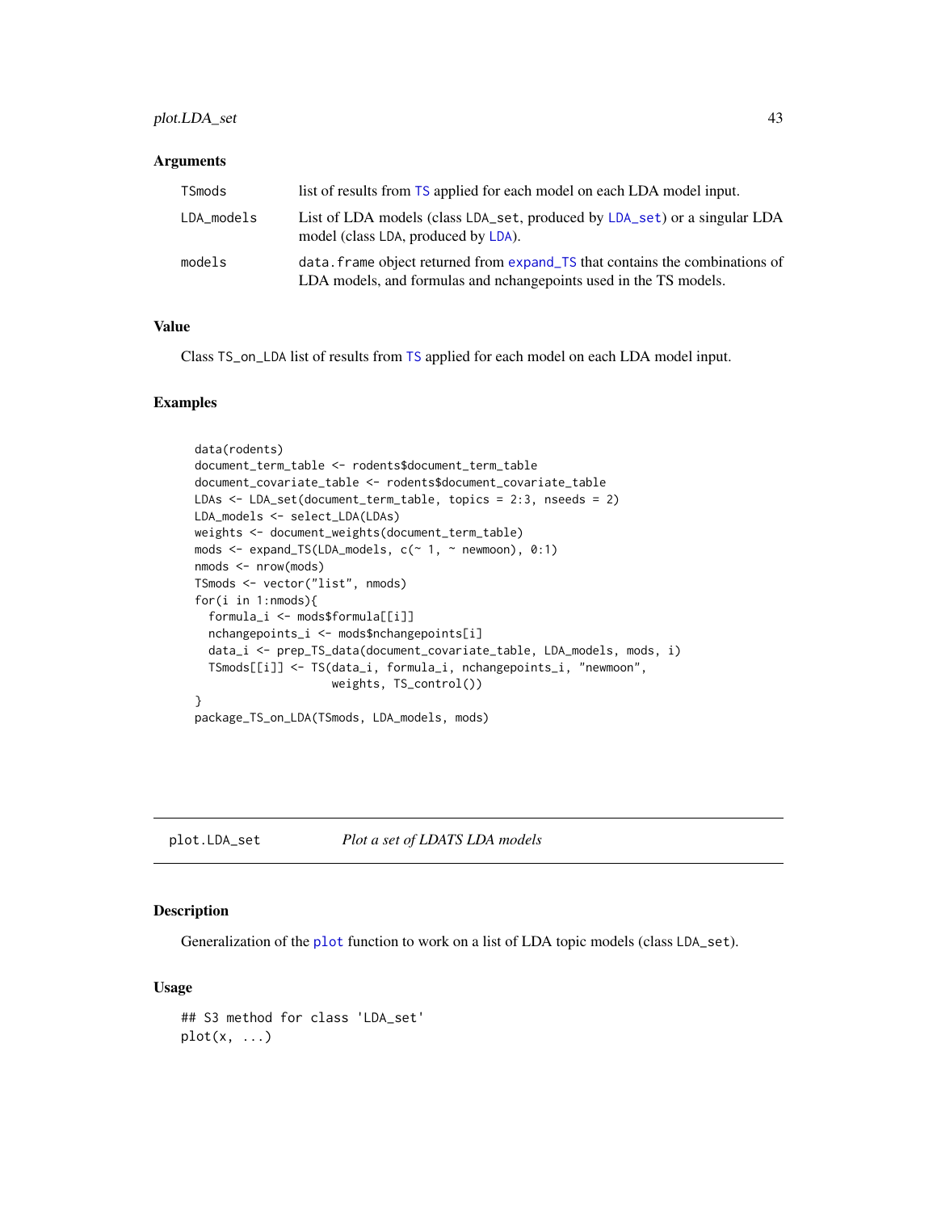### Arguments

| | |
|---|---|
| TSmods | list of results from TS applied for each model on each LDA model input. |
| LDA_models | List of LDA models (class LDA_set, produced by LDA_set) or a singular LDA model (class LDA, produced by LDA). |
| models | data.frame object returned from expand_TS that contains the combinations of LDA models, and formulas and nchangepoints used in the TS models. |

### Value

Class TS_on_LDA list of results from TS applied for each model on each LDA model input.

### Examples

```
data(rodents)
document_term_table <- rodents$document_term_table
document_covariate_table <- rodents$document_covariate_table
LDAs <- LDA_set(document_term_table, topics = 2:3, nseeds = 2)
LDA_models <- select_LDA(LDAs)
weights <- document_weights(document_term_table)
mods <- expand_TS(LDA_models, c(~ 1, ~ newmoon), 0:1)
nmods <- nrow(mods)
TSmods <- vector("list", nmods)
for(i in 1:nmods){
  formula_i <- mods$formula[[i]]
  nchangepoints_i <- mods$nchangepoints[i]
  data_i <- prep_TS_data(document_covariate_table, LDA_models, mods, i)
  TSmods[[i]] <- TS(data_i, formula_i, nchangepoints_i, "newmoon",
                    weights, TS_control())
}
package_TS_on_LDA(TSmods, LDA_models, mods)
```

---

## plot.LDA_set — *Plot a set of LDATS LDA models*

### Description

Generalization of the plot function to work on a list of LDA topic models (class LDA_set).

### Usage

```
## S3 method for class 'LDA_set'
plot(x, ...)
```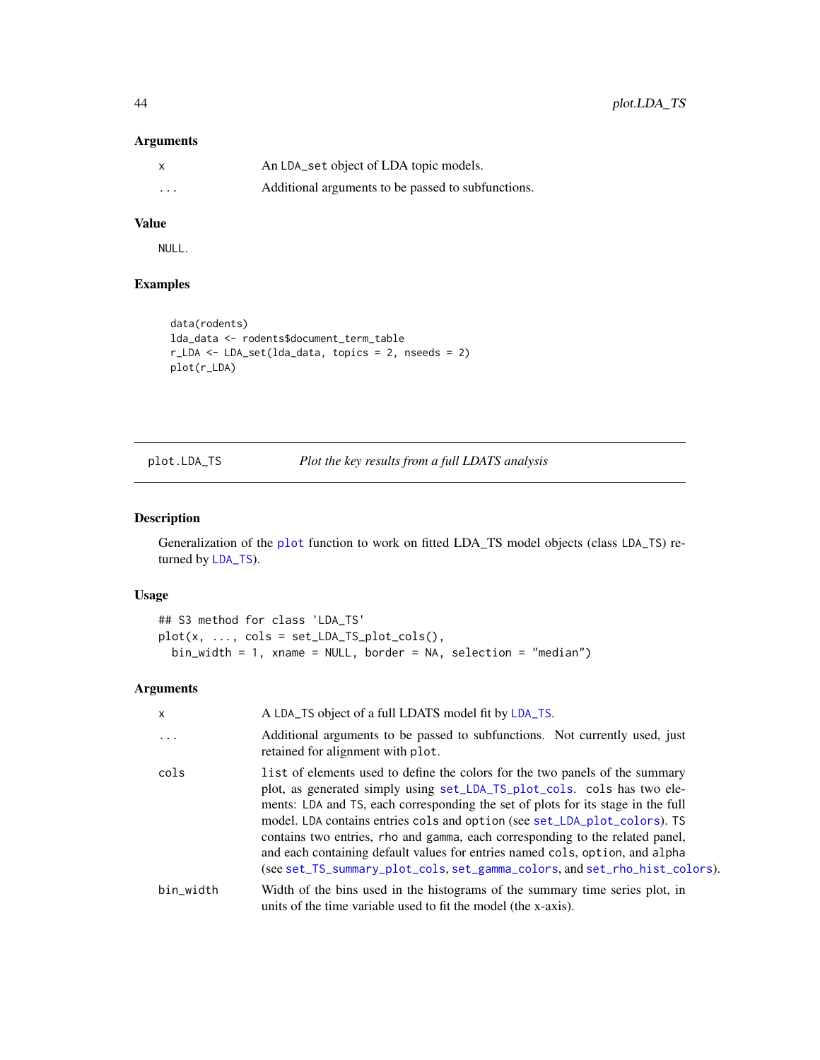### Arguments

| | |
|---|---|
| x | An LDA_set object of LDA topic models. |
| ... | Additional arguments to be passed to subfunctions. |

### Value

NULL.

### Examples

```
data(rodents)
lda_data <- rodents$document_term_table
r_LDA <- LDA_set(lda_data, topics = 2, nseeds = 2)
plot(r_LDA)
```

---

## plot.LDA_TS — *Plot the key results from a full LDATS analysis*

### Description

Generalization of the plot function to work on fitted LDA_TS model objects (class LDA_TS) returned by LDA_TS).

### Usage

```
## S3 method for class 'LDA_TS'
plot(x, ..., cols = set_LDA_TS_plot_cols(),
  bin_width = 1, xname = NULL, border = NA, selection = "median")
```

### Arguments

| | |
|---|---|
| x | A LDA_TS object of a full LDATS model fit by LDA_TS. |
| ... | Additional arguments to be passed to subfunctions. Not currently used, just retained for alignment with plot. |
| cols | list of elements used to define the colors for the two panels of the summary plot, as generated simply using set_LDA_TS_plot_cols. cols has two elements: LDA and TS, each corresponding the set of plots for its stage in the full model. LDA contains entries cols and option (see set_LDA_plot_colors). TS contains two entries, rho and gamma, each corresponding to the related panel, and each containing default values for entries named cols, option, and alpha (see set_TS_summary_plot_cols, set_gamma_colors, and set_rho_hist_colors). |
| bin_width | Width of the bins used in the histograms of the summary time series plot, in units of the time variable used to fit the model (the x-axis). |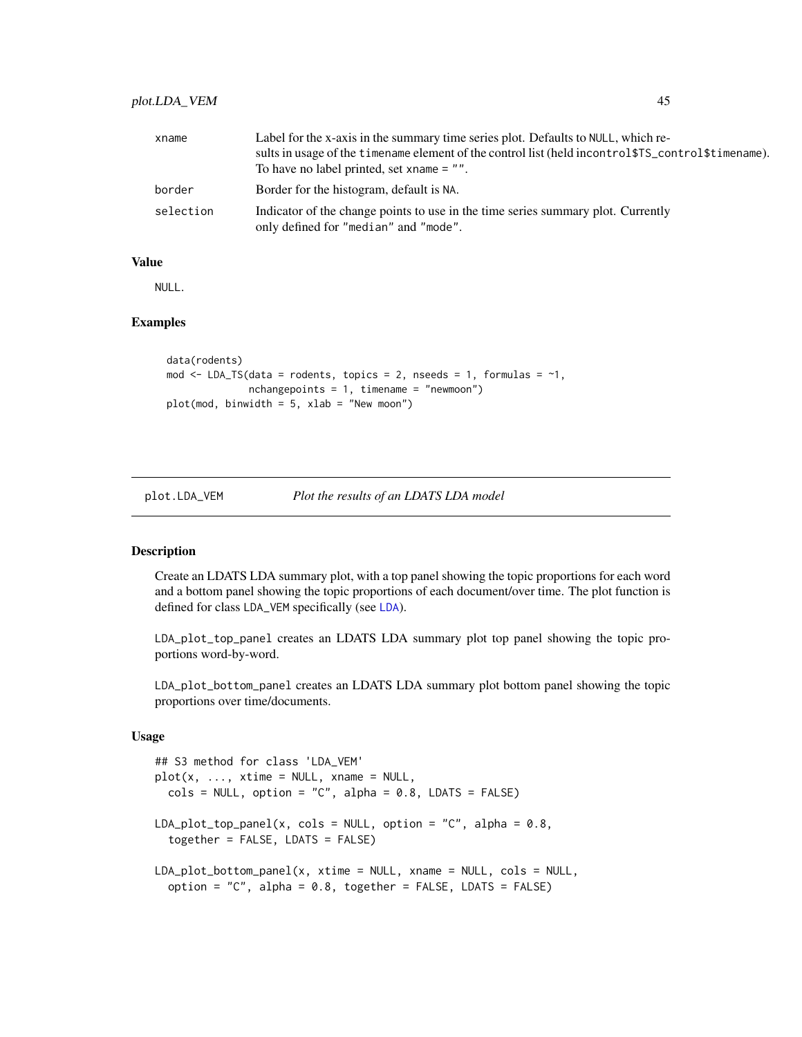| | |
|---|---|
| xname | Label for the x-axis in the summary time series plot. Defaults to NULL, which results in usage of the timename element of the control list (held incontrol$TS_control$timename). To have no label printed, set xname = "". |
| border | Border for the histogram, default is NA. |
| selection | Indicator of the change points to use in the time series summary plot. Currently only defined for "median" and "mode". |

### Value

NULL.

### Examples

```
data(rodents)
mod <- LDA_TS(data = rodents, topics = 2, nseeds = 1, formulas = ~1,
              nchangepoints = 1, timename = "newmoon")
plot(mod, binwidth = 5, xlab = "New moon")
```

---

## plot.LDA_VEM *Plot the results of an LDATS LDA model*

### Description

Create an LDATS LDA summary plot, with a top panel showing the topic proportions for each word and a bottom panel showing the topic proportions of each document/over time. The plot function is defined for class LDA_VEM specifically (see LDA).

LDA_plot_top_panel creates an LDATS LDA summary plot top panel showing the topic proportions word-by-word.

LDA_plot_bottom_panel creates an LDATS LDA summary plot bottom panel showing the topic proportions over time/documents.

### Usage

```
## S3 method for class 'LDA_VEM'
plot(x, ..., xtime = NULL, xname = NULL,
  cols = NULL, option = "C", alpha = 0.8, LDATS = FALSE)

LDA_plot_top_panel(x, cols = NULL, option = "C", alpha = 0.8,
  together = FALSE, LDATS = FALSE)

LDA_plot_bottom_panel(x, xtime = NULL, xname = NULL, cols = NULL,
  option = "C", alpha = 0.8, together = FALSE, LDATS = FALSE)
```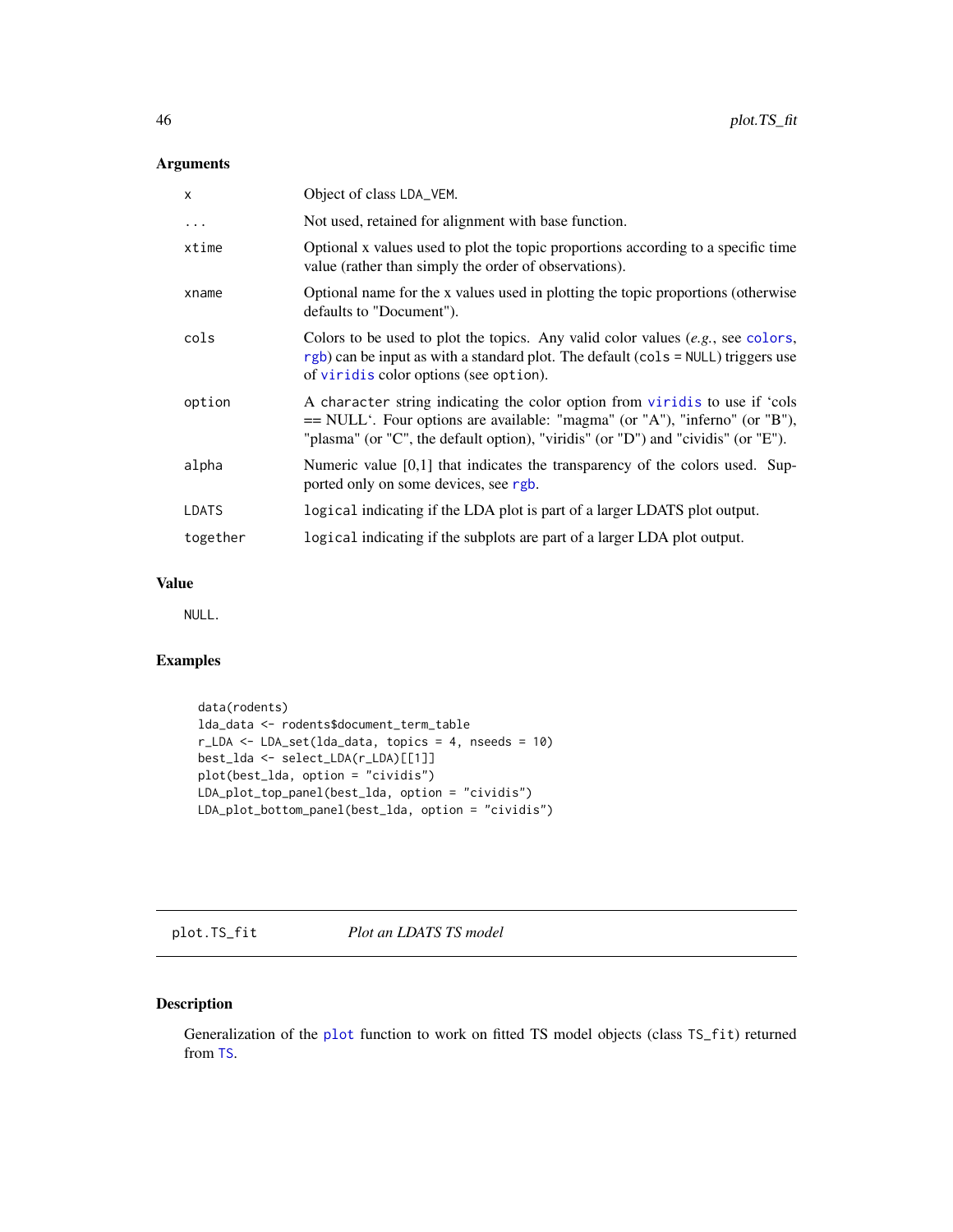## Arguments

| | |
|---|---|
| x | Object of class LDA_VEM. |
| ... | Not used, retained for alignment with base function. |
| xtime | Optional x values used to plot the topic proportions according to a specific time value (rather than simply the order of observations). |
| xname | Optional name for the x values used in plotting the topic proportions (otherwise defaults to "Document"). |
| cols | Colors to be used to plot the topics. Any valid color values (*e.g.*, see colors, rgb) can be input as with a standard plot. The default (cols = NULL) triggers use of viridis color options (see option). |
| option | A character string indicating the color option from viridis to use if 'cols == NULL'. Four options are available: "magma" (or "A"), "inferno" (or "B"), "plasma" (or "C", the default option), "viridis" (or "D") and "cividis" (or "E"). |
| alpha | Numeric value [0,1] that indicates the transparency of the colors used. Supported only on some devices, see rgb. |
| LDATS | logical indicating if the LDA plot is part of a larger LDATS plot output. |
| together | logical indicating if the subplots are part of a larger LDA plot output. |

## Value

NULL.

## Examples

```
data(rodents)
lda_data <- rodents$document_term_table
r_LDA <- LDA_set(lda_data, topics = 4, nseeds = 10)
best_lda <- select_LDA(r_LDA)[[1]]
plot(best_lda, option = "cividis")
LDA_plot_top_panel(best_lda, option = "cividis")
LDA_plot_bottom_panel(best_lda, option = "cividis")
```

---

# plot.TS_fit *Plot an LDATS TS model*

## Description

Generalization of the plot function to work on fitted TS model objects (class TS_fit) returned from TS.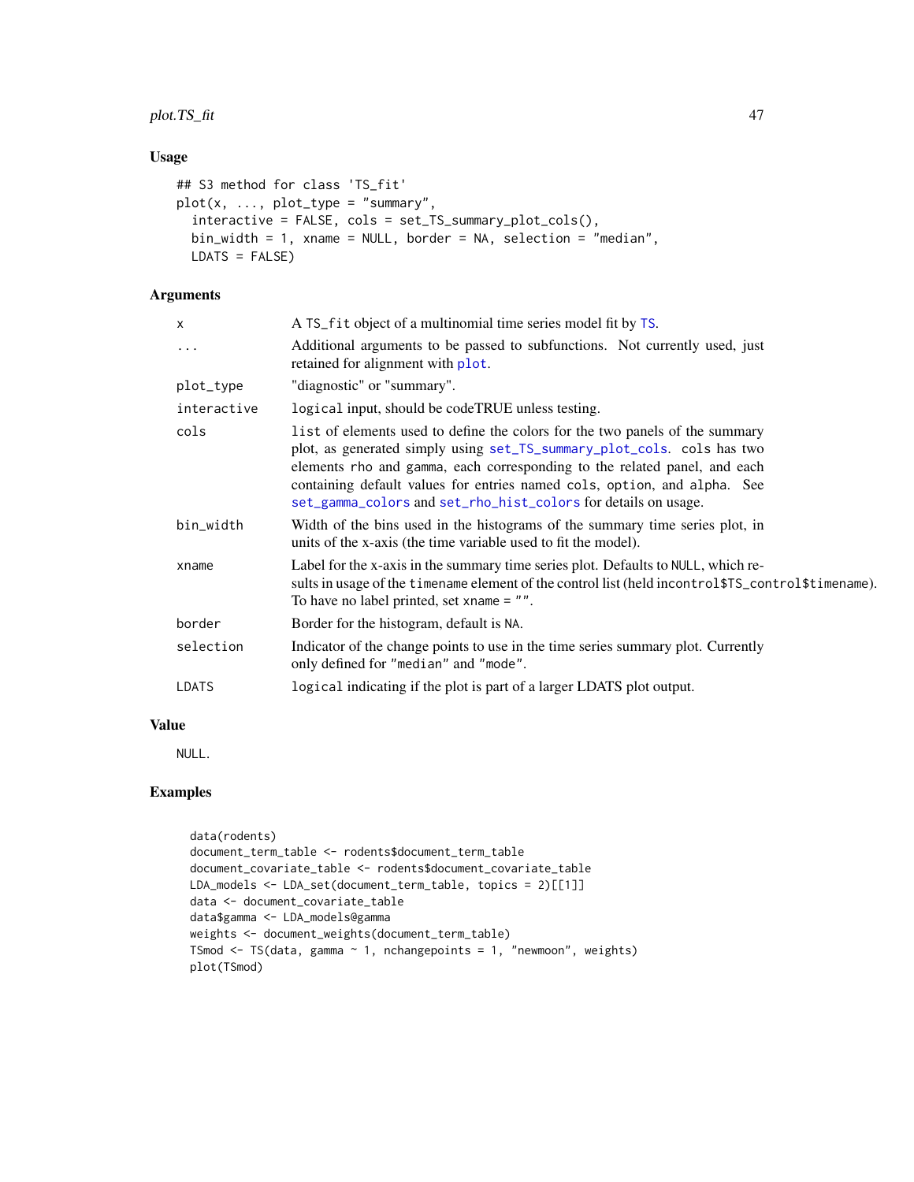## Usage

```
## S3 method for class 'TS_fit'
plot(x, ..., plot_type = "summary",
  interactive = FALSE, cols = set_TS_summary_plot_cols(),
  bin_width = 1, xname = NULL, border = NA, selection = "median",
  LDATS = FALSE)
```

## Arguments

| | |
|---|---|
| `x` | A `TS_fit` object of a multinomial time series model fit by `TS`. |
| `...` | Additional arguments to be passed to subfunctions. Not currently used, just retained for alignment with `plot`. |
| `plot_type` | "diagnostic" or "summary". |
| `interactive` | `logical` input, should be codeTRUE unless testing. |
| `cols` | `list` of elements used to define the colors for the two panels of the summary plot, as generated simply using `set_TS_summary_plot_cols`. `cols` has two elements `rho` and `gamma`, each corresponding to the related panel, and each containing default values for entries named `cols`, `option`, and `alpha`. See `set_gamma_colors` and `set_rho_hist_colors` for details on usage. |
| `bin_width` | Width of the bins used in the histograms of the summary time series plot, in units of the x-axis (the time variable used to fit the model). |
| `xname` | Label for the x-axis in the summary time series plot. Defaults to `NULL`, which results in usage of the `timename` element of the control list (held `incontrol$TS_control$timename`). To have no label printed, set `xname = ""`. |
| `border` | Border for the histogram, default is `NA`. |
| `selection` | Indicator of the change points to use in the time series summary plot. Currently only defined for `"median"` and `"mode"`. |
| `LDATS` | `logical` indicating if the plot is part of a larger LDATS plot output. |

## Value

`NULL`.

## Examples

```
data(rodents)
document_term_table <- rodents$document_term_table
document_covariate_table <- rodents$document_covariate_table
LDA_models <- LDA_set(document_term_table, topics = 2)[[1]]
data <- document_covariate_table
data$gamma <- LDA_models@gamma
weights <- document_weights(document_term_table)
TSmod <- TS(data, gamma ~ 1, nchangepoints = 1, "newmoon", weights)
plot(TSmod)
```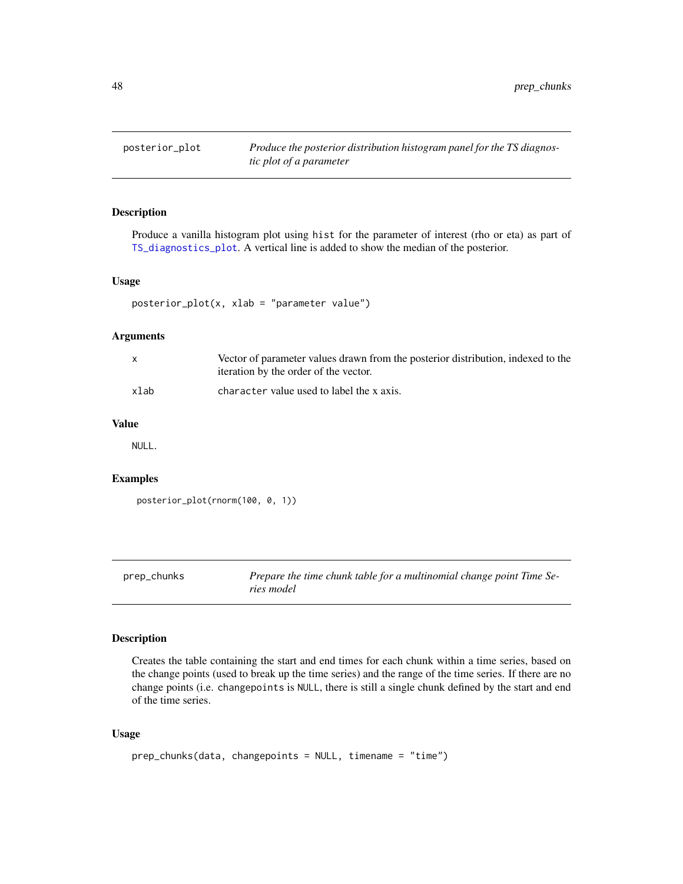## posterior_plot

*Produce the posterior distribution histogram panel for the TS diagnostic plot of a parameter*

### Description

Produce a vanilla histogram plot using `hist` for the parameter of interest (rho or eta) as part of `TS_diagnostics_plot`. A vertical line is added to show the median of the posterior.

### Usage

```
posterior_plot(x, xlab = "parameter value")
```

### Arguments

| | |
|---|---|
| x | Vector of parameter values drawn from the posterior distribution, indexed to the iteration by the order of the vector. |
| xlab | `character` value used to label the x axis. |

### Value

`NULL`.

### Examples

```
posterior_plot(rnorm(100, 0, 1))
```

## prep_chunks

*Prepare the time chunk table for a multinomial change point Time Series model*

### Description

Creates the table containing the start and end times for each chunk within a time series, based on the change points (used to break up the time series) and the range of the time series. If there are no change points (i.e. `changepoints` is `NULL`, there is still a single chunk defined by the start and end of the time series.

### Usage

```
prep_chunks(data, changepoints = NULL, timename = "time")
```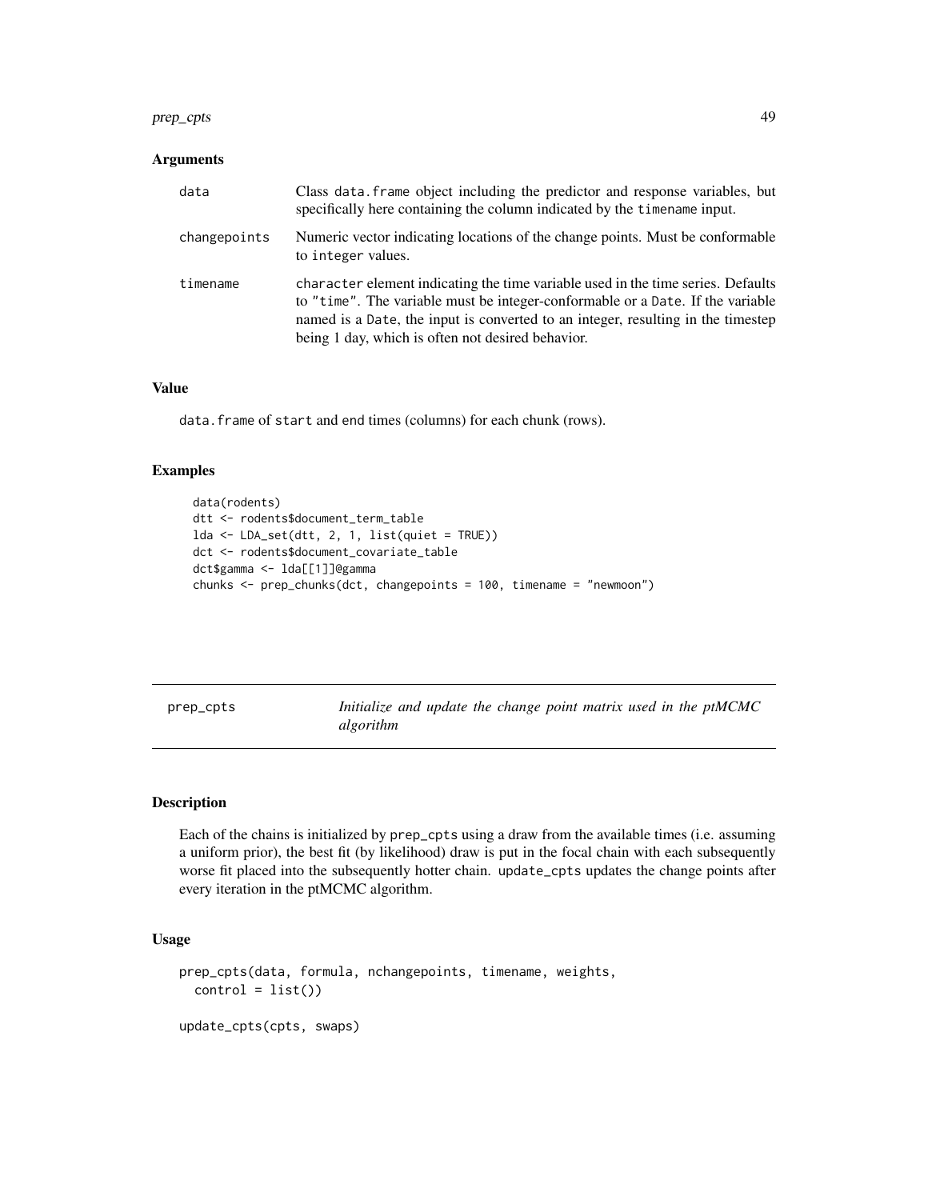### Arguments

| | |
|---|---|
| data | Class `data.frame` object including the predictor and response variables, but specifically here containing the column indicated by the `timename` input. |
| changepoints | Numeric vector indicating locations of the change points. Must be conformable to `integer` values. |
| timename | `character` element indicating the time variable used in the time series. Defaults to `"time"`. The variable must be integer-conformable or a `Date`. If the variable named is a `Date`, the input is converted to an integer, resulting in the timestep being 1 day, which is often not desired behavior. |

### Value

`data.frame` of `start` and `end` times (columns) for each chunk (rows).

### Examples

```
data(rodents)
dtt <- rodents$document_term_table
lda <- LDA_set(dtt, 2, 1, list(quiet = TRUE))
dct <- rodents$document_covariate_table
dct$gamma <- lda[[1]]@gamma
chunks <- prep_chunks(dct, changepoints = 100, timename = "newmoon")
```

---

## prep_cpts — *Initialize and update the change point matrix used in the ptMCMC algorithm*

### Description

Each of the chains is initialized by `prep_cpts` using a draw from the available times (i.e. assuming a uniform prior), the best fit (by likelihood) draw is put in the focal chain with each subsequently worse fit placed into the subsequently hotter chain. `update_cpts` updates the change points after every iteration in the ptMCMC algorithm.

### Usage

```
prep_cpts(data, formula, nchangepoints, timename, weights,
  control = list())

update_cpts(cpts, swaps)
```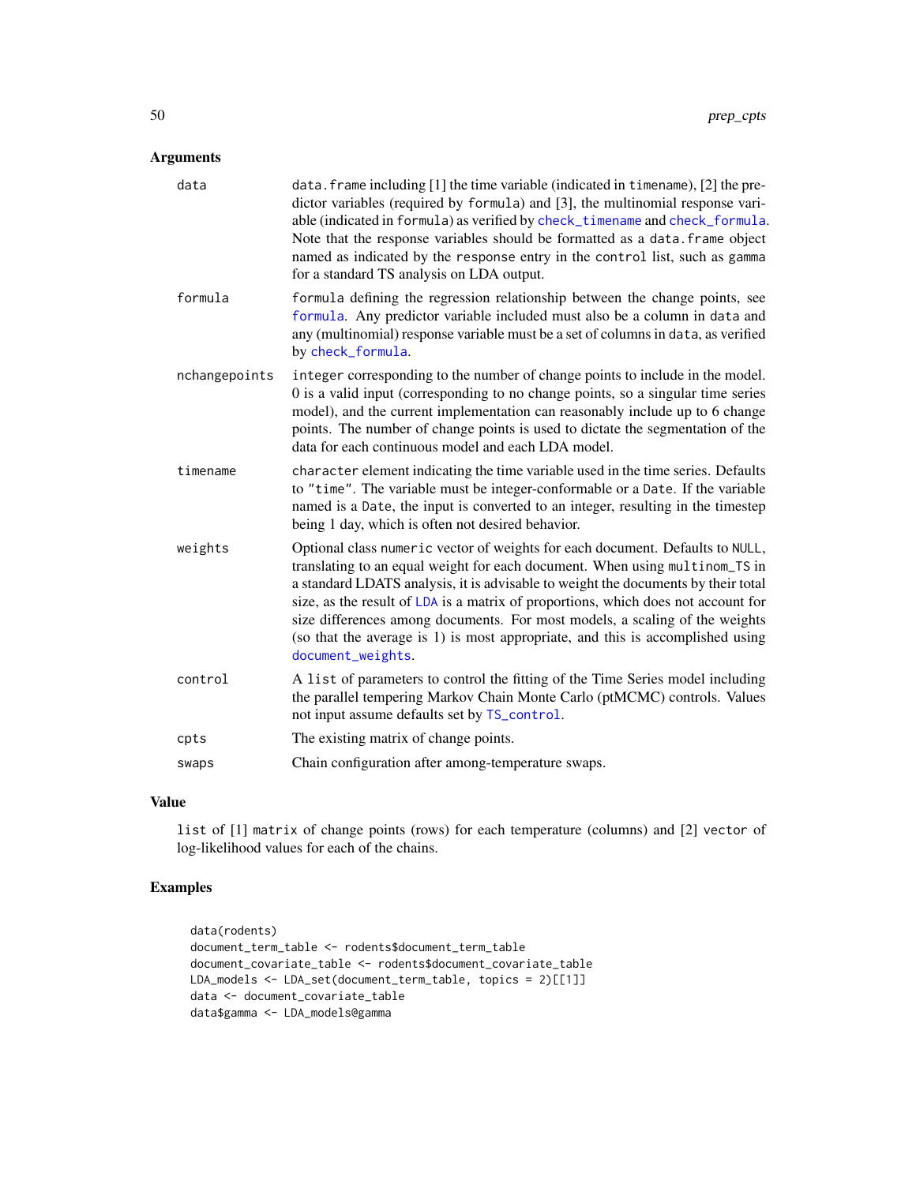## Arguments

| | |
|---|---|
| data | `data.frame` including [1] the time variable (indicated in `timename`), [2] the predictor variables (required by `formula`) and [3], the multinomial response variable (indicated in `formula`) as verified by `check_timename` and `check_formula`. Note that the response variables should be formatted as a `data.frame` object named as indicated by the `response` entry in the `control` list, such as `gamma` for a standard TS analysis on LDA output. |
| formula | `formula` defining the regression relationship between the change points, see `formula`. Any predictor variable included must also be a column in `data` and any (multinomial) response variable must be a set of columns in `data`, as verified by `check_formula`. |
| nchangepoints | `integer` corresponding to the number of change points to include in the model. 0 is a valid input (corresponding to no change points, so a singular time series model), and the current implementation can reasonably include up to 6 change points. The number of change points is used to dictate the segmentation of the data for each continuous model and each LDA model. |
| timename | `character` element indicating the time variable used in the time series. Defaults to `"time"`. The variable must be integer-conformable or a `Date`. If the variable named is a `Date`, the input is converted to an integer, resulting in the timestep being 1 day, which is often not desired behavior. |
| weights | Optional class `numeric` vector of weights for each document. Defaults to `NULL`, translating to an equal weight for each document. When using `multinom_TS` in a standard LDATS analysis, it is advisable to weight the documents by their total size, as the result of `LDA` is a matrix of proportions, which does not account for size differences among documents. For most models, a scaling of the weights (so that the average is 1) is most appropriate, and this is accomplished using `document_weights`. |
| control | A `list` of parameters to control the fitting of the Time Series model including the parallel tempering Markov Chain Monte Carlo (ptMCMC) controls. Values not input assume defaults set by `TS_control`. |
| cpts | The existing matrix of change points. |
| swaps | Chain configuration after among-temperature swaps. |

## Value

`list` of [1] `matrix` of change points (rows) for each temperature (columns) and [2] `vector` of log-likelihood values for each of the chains.

## Examples

```
data(rodents)
document_term_table <- rodents$document_term_table
document_covariate_table <- rodents$document_covariate_table
LDA_models <- LDA_set(document_term_table, topics = 2)[[1]]
data <- document_covariate_table
data$gamma <- LDA_models@gamma
```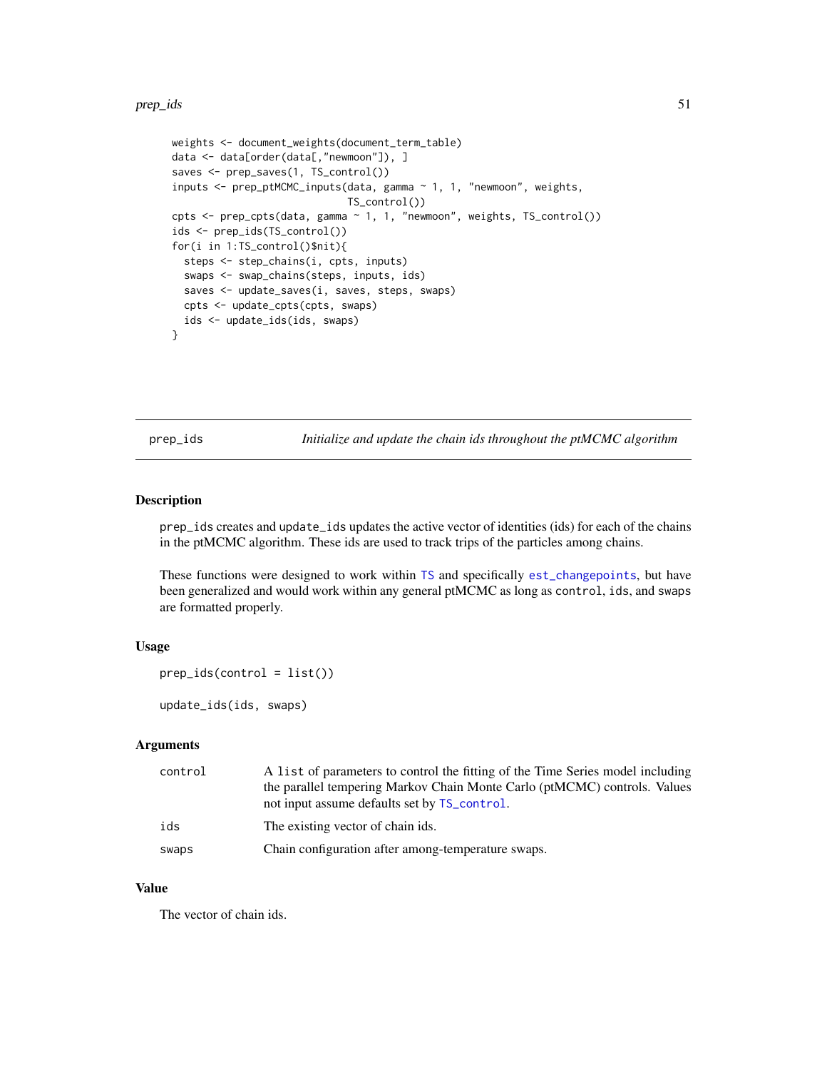```
weights <- document_weights(document_term_table)
data <- data[order(data[,"newmoon"]), ]
saves <- prep_saves(1, TS_control())
inputs <- prep_ptMCMC_inputs(data, gamma ~ 1, 1, "newmoon", weights,
                             TS_control())
cpts <- prep_cpts(data, gamma ~ 1, 1, "newmoon", weights, TS_control())
ids <- prep_ids(TS_control())
for(i in 1:TS_control()$nit){
  steps <- step_chains(i, cpts, inputs)
  swaps <- swap_chains(steps, inputs, ids)
  saves <- update_saves(i, saves, steps, swaps)
  cpts <- update_cpts(cpts, swaps)
  ids <- update_ids(ids, swaps)
}
```

## prep_ids — *Initialize and update the chain ids throughout the ptMCMC algorithm*

### Description

prep_ids creates and update_ids updates the active vector of identities (ids) for each of the chains in the ptMCMC algorithm. These ids are used to track trips of the particles among chains.

These functions were designed to work within TS and specifically est_changepoints, but have been generalized and would work within any general ptMCMC as long as control, ids, and swaps are formatted properly.

### Usage

```
prep_ids(control = list())

update_ids(ids, swaps)
```

### Arguments

| | |
|---|---|
| control | A list of parameters to control the fitting of the Time Series model including the parallel tempering Markov Chain Monte Carlo (ptMCMC) controls. Values not input assume defaults set by TS_control. |
| ids | The existing vector of chain ids. |
| swaps | Chain configuration after among-temperature swaps. |

### Value

The vector of chain ids.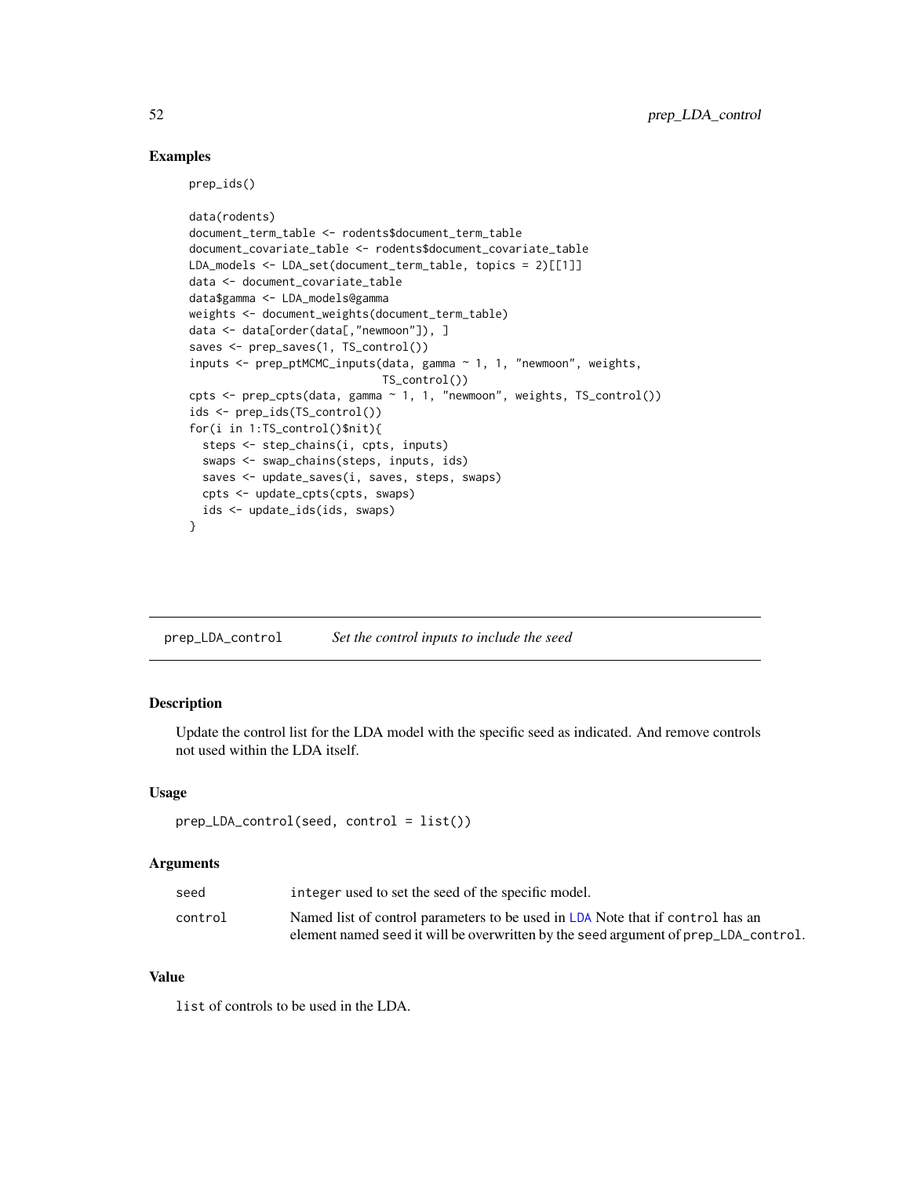## Examples

```
prep_ids()

data(rodents)
document_term_table <- rodents$document_term_table
document_covariate_table <- rodents$document_covariate_table
LDA_models <- LDA_set(document_term_table, topics = 2)[[1]]
data <- document_covariate_table
data$gamma <- LDA_models@gamma
weights <- document_weights(document_term_table)
data <- data[order(data[,"newmoon"]), ]
saves <- prep_saves(1, TS_control())
inputs <- prep_ptMCMC_inputs(data, gamma ~ 1, 1, "newmoon", weights,
                             TS_control())
cpts <- prep_cpts(data, gamma ~ 1, 1, "newmoon", weights, TS_control())
ids <- prep_ids(TS_control())
for(i in 1:TS_control()$nit){
  steps <- step_chains(i, cpts, inputs)
  swaps <- swap_chains(steps, inputs, ids)
  saves <- update_saves(i, saves, steps, swaps)
  cpts <- update_cpts(cpts, swaps)
  ids <- update_ids(ids, swaps)
}
```

---

# prep_LDA_control — *Set the control inputs to include the seed*

## Description

Update the control list for the LDA model with the specific seed as indicated. And remove controls not used within the LDA itself.

## Usage

```
prep_LDA_control(seed, control = list())
```

## Arguments

| | |
|---|---|
| seed | integer used to set the seed of the specific model. |
| control | Named list of control parameters to be used in LDA Note that if control has an element named seed it will be overwritten by the seed argument of prep_LDA_control. |

## Value

list of controls to be used in the LDA.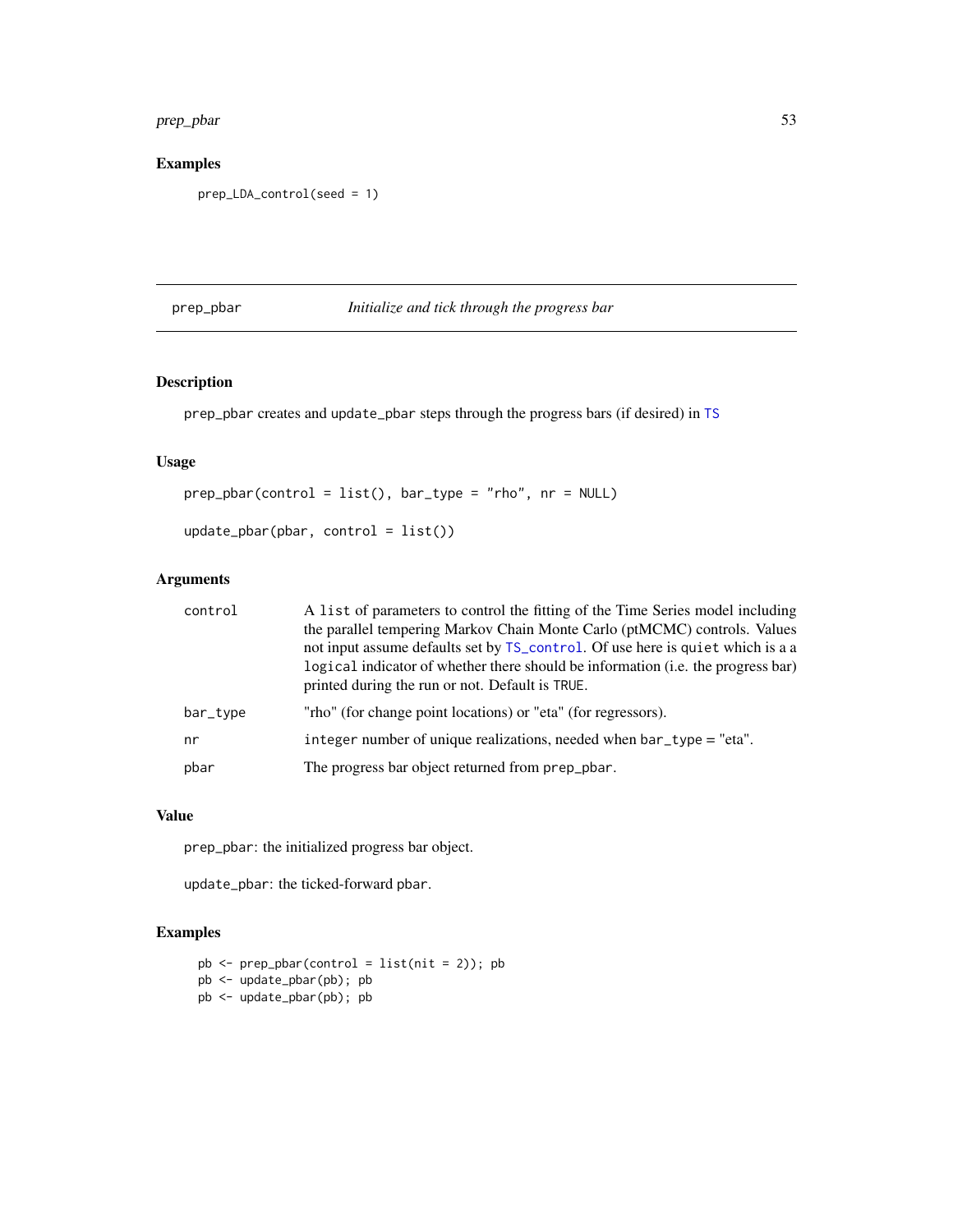## Examples

```
prep_LDA_control(seed = 1)
```

---

# prep_pbar — *Initialize and tick through the progress bar*

---

## Description

prep_pbar creates and update_pbar steps through the progress bars (if desired) in TS

## Usage

```
prep_pbar(control = list(), bar_type = "rho", nr = NULL)

update_pbar(pbar, control = list())
```

## Arguments

| | |
|---|---|
| control | A list of parameters to control the fitting of the Time Series model including the parallel tempering Markov Chain Monte Carlo (ptMCMC) controls. Values not input assume defaults set by TS_control. Of use here is quiet which is a a logical indicator of whether there should be information (i.e. the progress bar) printed during the run or not. Default is TRUE. |
| bar_type | "rho" (for change point locations) or "eta" (for regressors). |
| nr | integer number of unique realizations, needed when bar_type = "eta". |
| pbar | The progress bar object returned from prep_pbar. |

## Value

prep_pbar: the initialized progress bar object.

update_pbar: the ticked-forward pbar.

## Examples

```
pb <- prep_pbar(control = list(nit = 2)); pb
pb <- update_pbar(pb); pb
pb <- update_pbar(pb); pb
```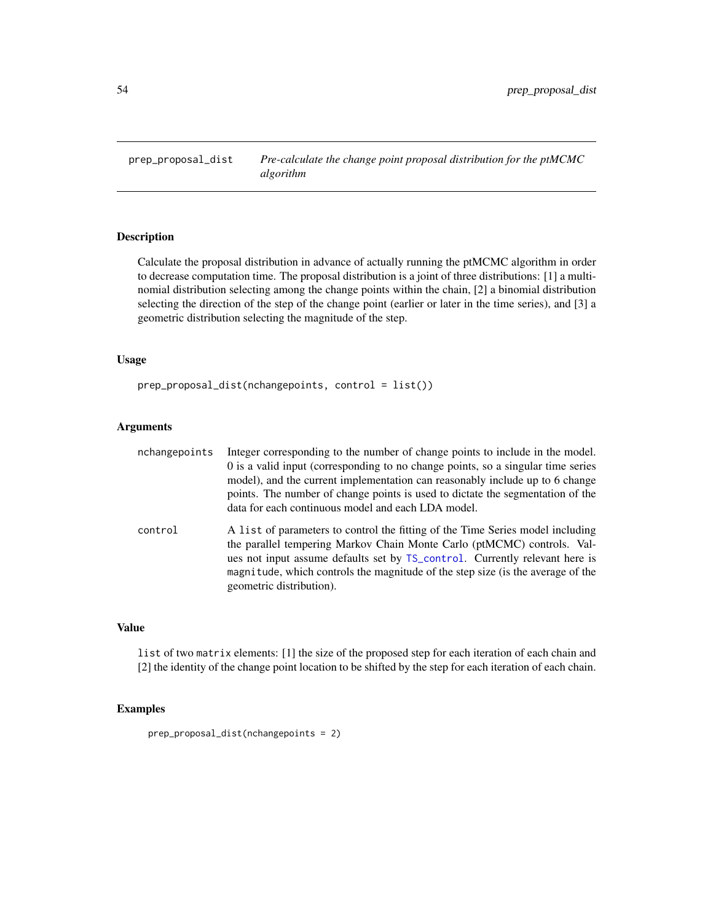# prep_proposal_dist — *Pre-calculate the change point proposal distribution for the ptMCMC algorithm*

## Description

Calculate the proposal distribution in advance of actually running the ptMCMC algorithm in order to decrease computation time. The proposal distribution is a joint of three distributions: [1] a multinomial distribution selecting among the change points within the chain, [2] a binomial distribution selecting the direction of the step of the change point (earlier or later in the time series), and [3] a geometric distribution selecting the magnitude of the step.

## Usage

```
prep_proposal_dist(nchangepoints, control = list())
```

## Arguments

| | |
|---|---|
| nchangepoints | Integer corresponding to the number of change points to include in the model. 0 is a valid input (corresponding to no change points, so a singular time series model), and the current implementation can reasonably include up to 6 change points. The number of change points is used to dictate the segmentation of the data for each continuous model and each LDA model. |
| control | A `list` of parameters to control the fitting of the Time Series model including the parallel tempering Markov Chain Monte Carlo (ptMCMC) controls. Values not input assume defaults set by `TS_control`. Currently relevant here is `magnitude`, which controls the magnitude of the step size (is the average of the geometric distribution). |

## Value

`list` of two `matrix` elements: [1] the size of the proposed step for each iteration of each chain and [2] the identity of the change point location to be shifted by the step for each iteration of each chain.

## Examples

```
prep_proposal_dist(nchangepoints = 2)
```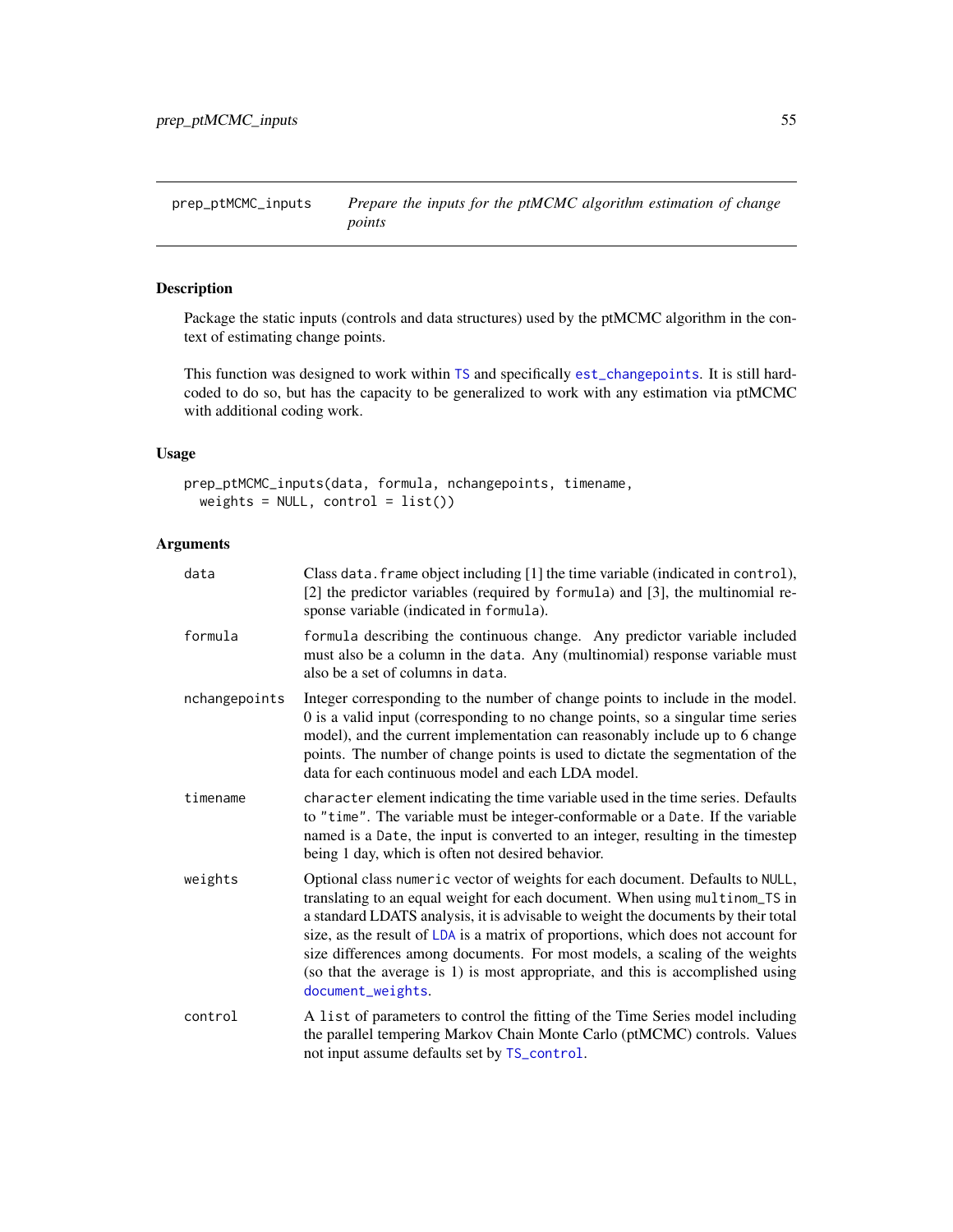## prep_ptMCMC_inputs — *Prepare the inputs for the ptMCMC algorithm estimation of change points*

### Description

Package the static inputs (controls and data structures) used by the ptMCMC algorithm in the context of estimating change points.

This function was designed to work within `TS` and specifically `est_changepoints`. It is still hard-coded to do so, but has the capacity to be generalized to work with any estimation via ptMCMC with additional coding work.

### Usage

```
prep_ptMCMC_inputs(data, formula, nchangepoints, timename,
  weights = NULL, control = list())
```

### Arguments

| Argument | Description |
|---|---|
| `data` | Class `data.frame` object including [1] the time variable (indicated in `control`), [2] the predictor variables (required by `formula`) and [3], the multinomial response variable (indicated in `formula`). |
| `formula` | `formula` describing the continuous change. Any predictor variable included must also be a column in the `data`. Any (multinomial) response variable must also be a set of columns in `data`. |
| `nchangepoints` | Integer corresponding to the number of change points to include in the model. 0 is a valid input (corresponding to no change points, so a singular time series model), and the current implementation can reasonably include up to 6 change points. The number of change points is used to dictate the segmentation of the data for each continuous model and each LDA model. |
| `timename` | `character` element indicating the time variable used in the time series. Defaults to `"time"`. The variable must be integer-conformable or a `Date`. If the variable named is a `Date`, the input is converted to an integer, resulting in the timestep being 1 day, which is often not desired behavior. |
| `weights` | Optional class `numeric` vector of weights for each document. Defaults to `NULL`, translating to an equal weight for each document. When using `multinom_TS` in a standard LDATS analysis, it is advisable to weight the documents by their total size, as the result of `LDA` is a matrix of proportions, which does not account for size differences among documents. For most models, a scaling of the weights (so that the average is 1) is most appropriate, and this is accomplished using `document_weights`. |
| `control` | A `list` of parameters to control the fitting of the Time Series model including the parallel tempering Markov Chain Monte Carlo (ptMCMC) controls. Values not input assume defaults set by `TS_control`. |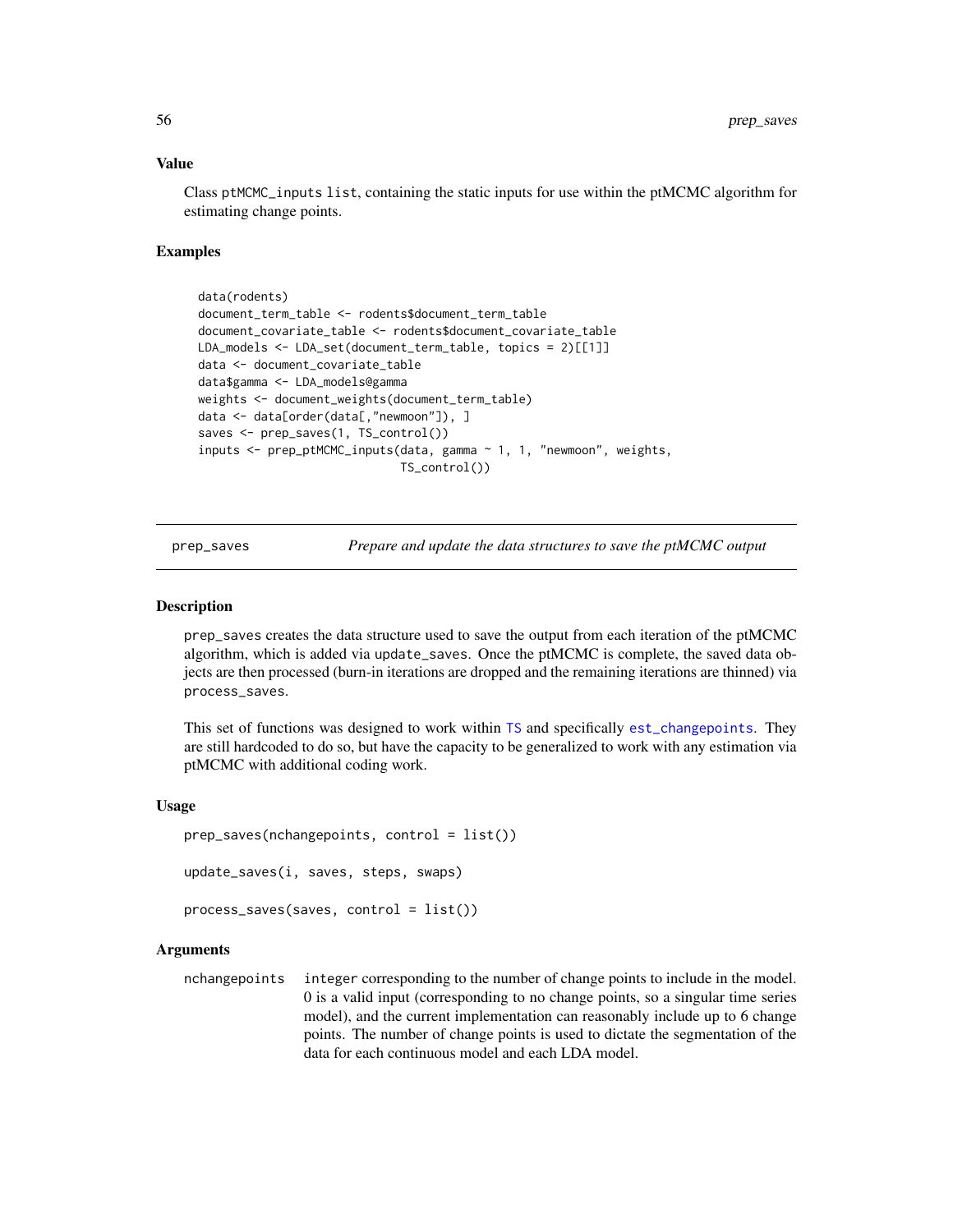### Value

Class `ptMCMC_inputs` `list`, containing the static inputs for use within the ptMCMC algorithm for estimating change points.

### Examples

```
data(rodents)
document_term_table <- rodents$document_term_table
document_covariate_table <- rodents$document_covariate_table
LDA_models <- LDA_set(document_term_table, topics = 2)[[1]]
data <- document_covariate_table
data$gamma <- LDA_models@gamma
weights <- document_weights(document_term_table)
data <- data[order(data[,"newmoon"]), ]
saves <- prep_saves(1, TS_control())
inputs <- prep_ptMCMC_inputs(data, gamma ~ 1, 1, "newmoon", weights,
                             TS_control())
```

---

## prep_saves — *Prepare and update the data structures to save the ptMCMC output*

### Description

`prep_saves` creates the data structure used to save the output from each iteration of the ptMCMC algorithm, which is added via `update_saves`. Once the ptMCMC is complete, the saved data objects are then processed (burn-in iterations are dropped and the remaining iterations are thinned) via `process_saves`.

This set of functions was designed to work within `TS` and specifically `est_changepoints`. They are still hardcoded to do so, but have the capacity to be generalized to work with any estimation via ptMCMC with additional coding work.

### Usage

```
prep_saves(nchangepoints, control = list())

update_saves(i, saves, steps, swaps)

process_saves(saves, control = list())
```

### Arguments

| | |
|---|---|
| nchangepoints | `integer` corresponding to the number of change points to include in the model. 0 is a valid input (corresponding to no change points, so a singular time series model), and the current implementation can reasonably include up to 6 change points. The number of change points is used to dictate the segmentation of the data for each continuous model and each LDA model. |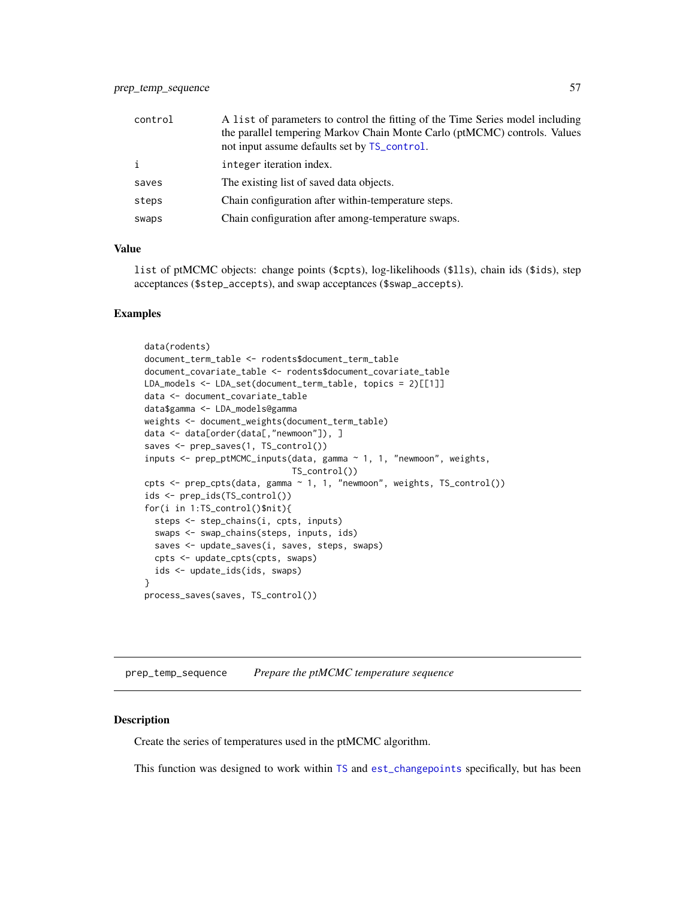| | |
|---|---|
| control | A `list` of parameters to control the fitting of the Time Series model including the parallel tempering Markov Chain Monte Carlo (ptMCMC) controls. Values not input assume defaults set by `TS_control`. |
| i | `integer` iteration index. |
| saves | The existing list of saved data objects. |
| steps | Chain configuration after within-temperature steps. |
| swaps | Chain configuration after among-temperature swaps. |

### Value

`list` of ptMCMC objects: change points (`$cpts`), log-likelihoods (`$lls`), chain ids (`$ids`), step acceptances (`$step_accepts`), and swap acceptances (`$swap_accepts`).

### Examples

```
data(rodents)
document_term_table <- rodents$document_term_table
document_covariate_table <- rodents$document_covariate_table
LDA_models <- LDA_set(document_term_table, topics = 2)[[1]]
data <- document_covariate_table
data$gamma <- LDA_models@gamma
weights <- document_weights(document_term_table)
data <- data[order(data[,"newmoon"]), ]
saves <- prep_saves(1, TS_control())
inputs <- prep_ptMCMC_inputs(data, gamma ~ 1, 1, "newmoon", weights,
                             TS_control())
cpts <- prep_cpts(data, gamma ~ 1, 1, "newmoon", weights, TS_control())
ids <- prep_ids(TS_control())
for(i in 1:TS_control()$nit){
  steps <- step_chains(i, cpts, inputs)
  swaps <- swap_chains(steps, inputs, ids)
  saves <- update_saves(i, saves, steps, swaps)
  cpts <- update_cpts(cpts, swaps)
  ids <- update_ids(ids, swaps)
}
process_saves(saves, TS_control())
```

---

## prep_temp_sequence *Prepare the ptMCMC temperature sequence*

### Description

Create the series of temperatures used in the ptMCMC algorithm.

This function was designed to work within `TS` and `est_changepoints` specifically, but has been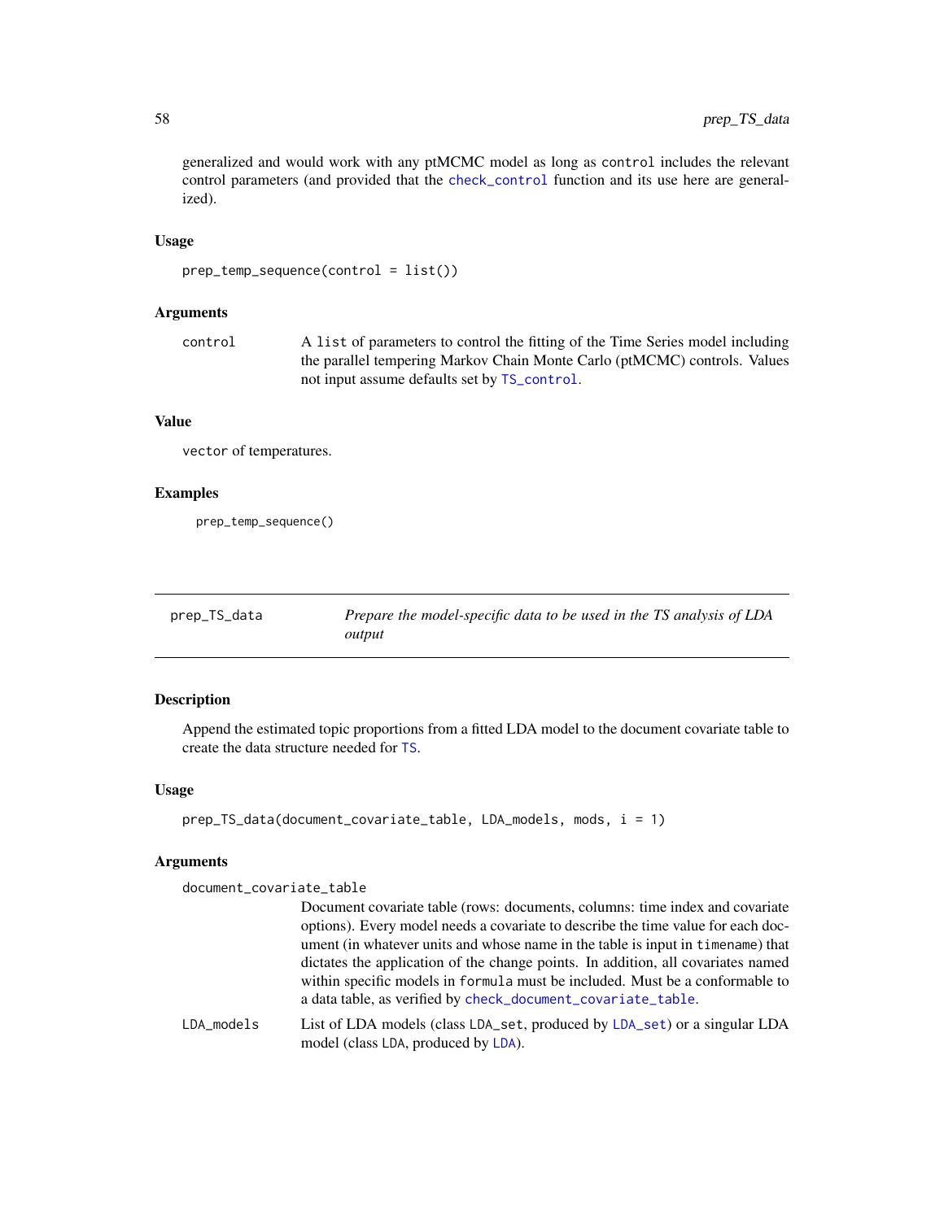generalized and would work with any ptMCMC model as long as `control` includes the relevant control parameters (and provided that the `check_control` function and its use here are generalized).

### Usage

```
prep_temp_sequence(control = list())
```

### Arguments

`control` A `list` of parameters to control the fitting of the Time Series model including the parallel tempering Markov Chain Monte Carlo (ptMCMC) controls. Values not input assume defaults set by `TS_control`.

### Value

`vector` of temperatures.

### Examples

```
prep_temp_sequence()
```

---

## prep_TS_data — *Prepare the model-specific data to be used in the TS analysis of LDA output*

---

### Description

Append the estimated topic proportions from a fitted LDA model to the document covariate table to create the data structure needed for `TS`.

### Usage

```
prep_TS_data(document_covariate_table, LDA_models, mods, i = 1)
```

### Arguments

`document_covariate_table`
Document covariate table (rows: documents, columns: time index and covariate options). Every model needs a covariate to describe the time value for each document (in whatever units and whose name in the table is input in `timename`) that dictates the application of the change points. In addition, all covariates named within specific models in `formula` must be included. Must be a conformable to a data table, as verified by `check_document_covariate_table`.

`LDA_models` List of LDA models (class `LDA_set`, produced by `LDA_set`) or a singular LDA model (class `LDA`, produced by `LDA`).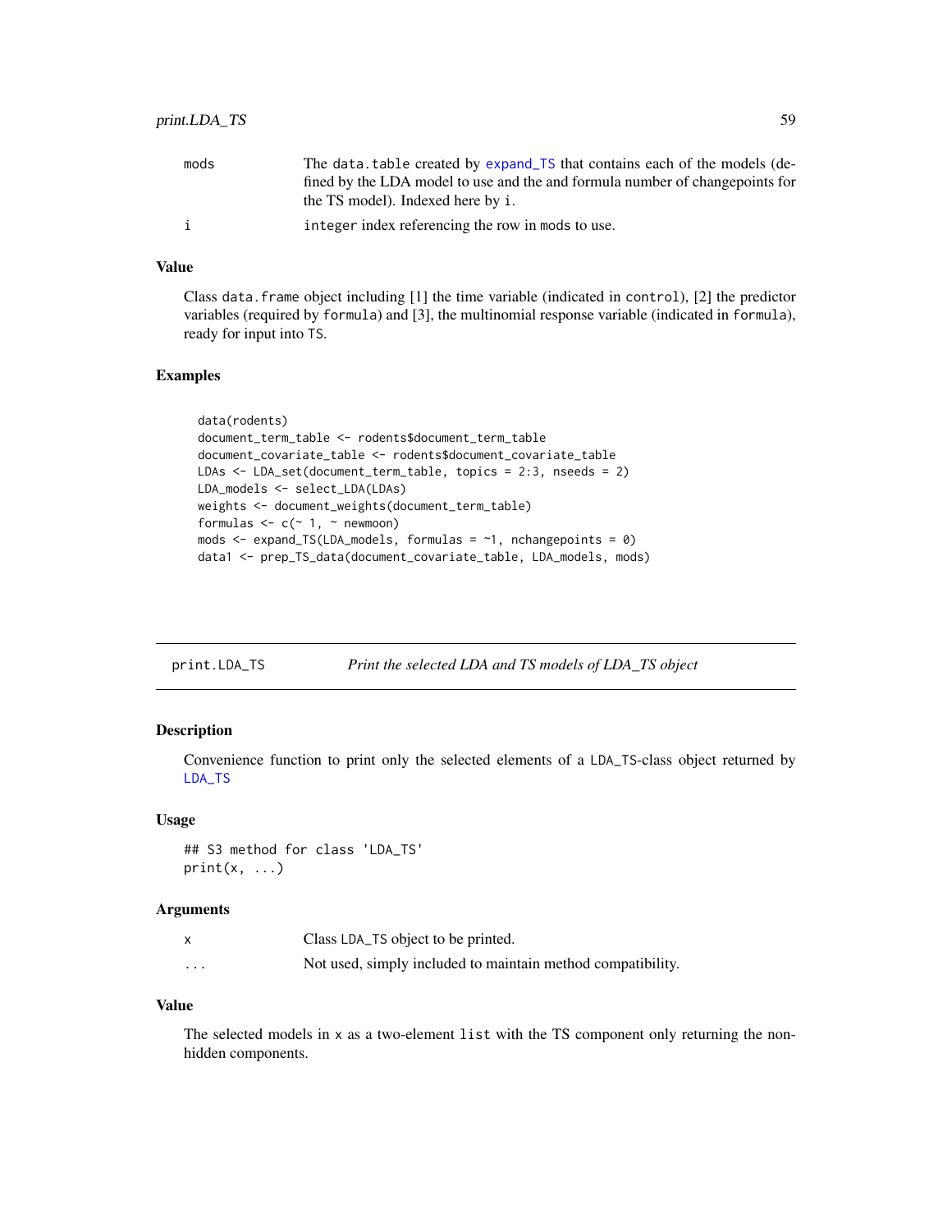| | |
|---|---|
| mods | The data.table created by expand_TS that contains each of the models (defined by the LDA model to use and the and formula number of changepoints for the TS model). Indexed here by i. |
| i | integer index referencing the row in mods to use. |

### Value

Class data.frame object including [1] the time variable (indicated in control), [2] the predictor variables (required by formula) and [3], the multinomial response variable (indicated in formula), ready for input into TS.

### Examples

```
data(rodents)
document_term_table <- rodents$document_term_table
document_covariate_table <- rodents$document_covariate_table
LDAs <- LDA_set(document_term_table, topics = 2:3, nseeds = 2)
LDA_models <- select_LDA(LDAs)
weights <- document_weights(document_term_table)
formulas <- c(~ 1, ~ newmoon)
mods <- expand_TS(LDA_models, formulas = ~1, nchangepoints = 0)
data1 <- prep_TS_data(document_covariate_table, LDA_models, mods)
```

---

## print.LDA_TS — *Print the selected LDA and TS models of LDA_TS object*

### Description

Convenience function to print only the selected elements of a LDA_TS-class object returned by LDA_TS

### Usage

```
## S3 method for class 'LDA_TS'
print(x, ...)
```

### Arguments

| | |
|---|---|
| x | Class LDA_TS object to be printed. |
| ... | Not used, simply included to maintain method compatibility. |

### Value

The selected models in x as a two-element list with the TS component only returning the non-hidden components.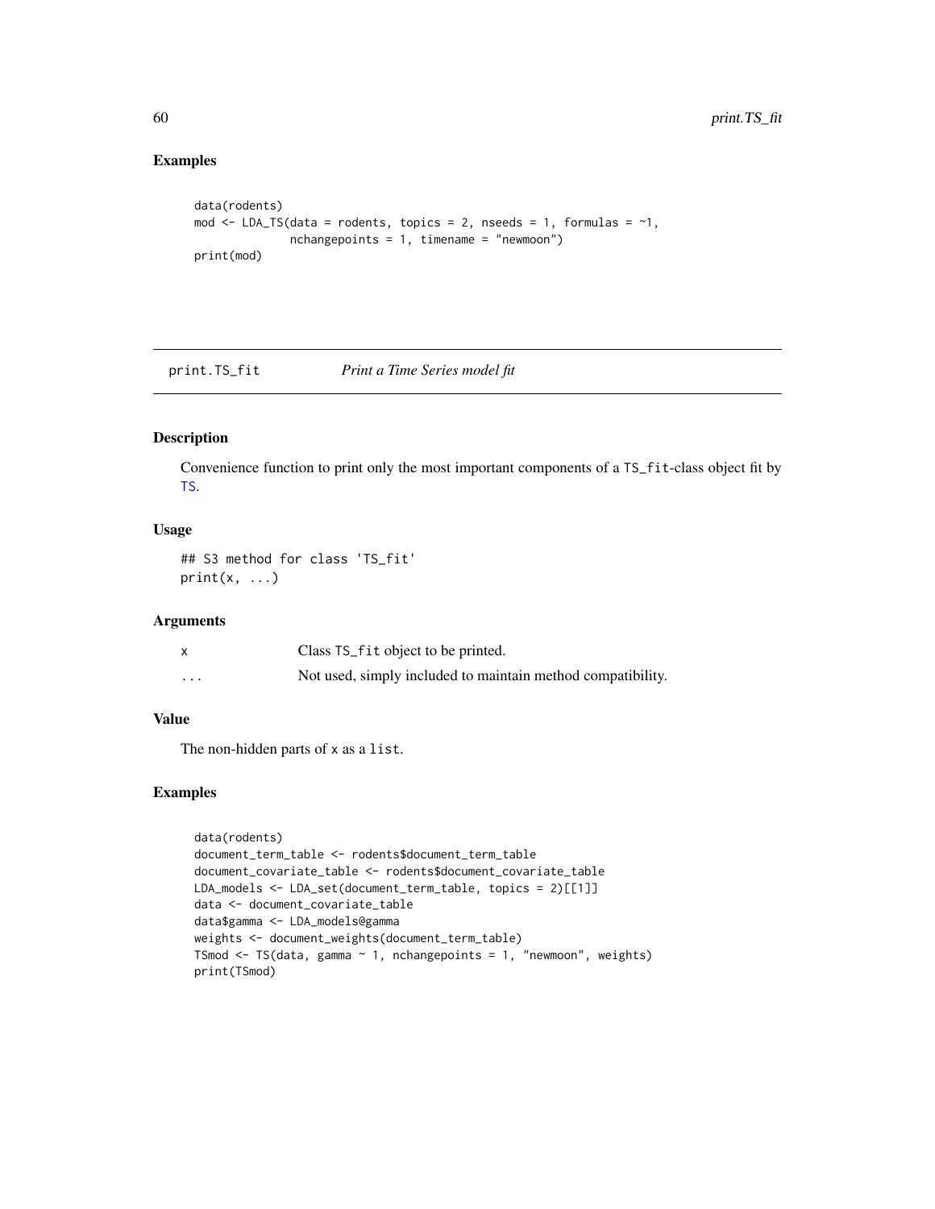## Examples

```
data(rodents)
mod <- LDA_TS(data = rodents, topics = 2, nseeds = 1, formulas = ~1,
              nchangepoints = 1, timename = "newmoon")
print(mod)
```

---

# print.TS_fit *Print a Time Series model fit*

## Description

Convenience function to print only the most important components of a TS_fit-class object fit by TS.

## Usage

```
## S3 method for class 'TS_fit'
print(x, ...)
```

## Arguments

| | |
|---|---|
| x | Class TS_fit object to be printed. |
| ... | Not used, simply included to maintain method compatibility. |

## Value

The non-hidden parts of x as a list.

## Examples

```
data(rodents)
document_term_table <- rodents$document_term_table
document_covariate_table <- rodents$document_covariate_table
LDA_models <- LDA_set(document_term_table, topics = 2)[[1]]
data <- document_covariate_table
data$gamma <- LDA_models@gamma
weights <- document_weights(document_term_table)
TSmod <- TS(data, gamma ~ 1, nchangepoints = 1, "newmoon", weights)
print(TSmod)
```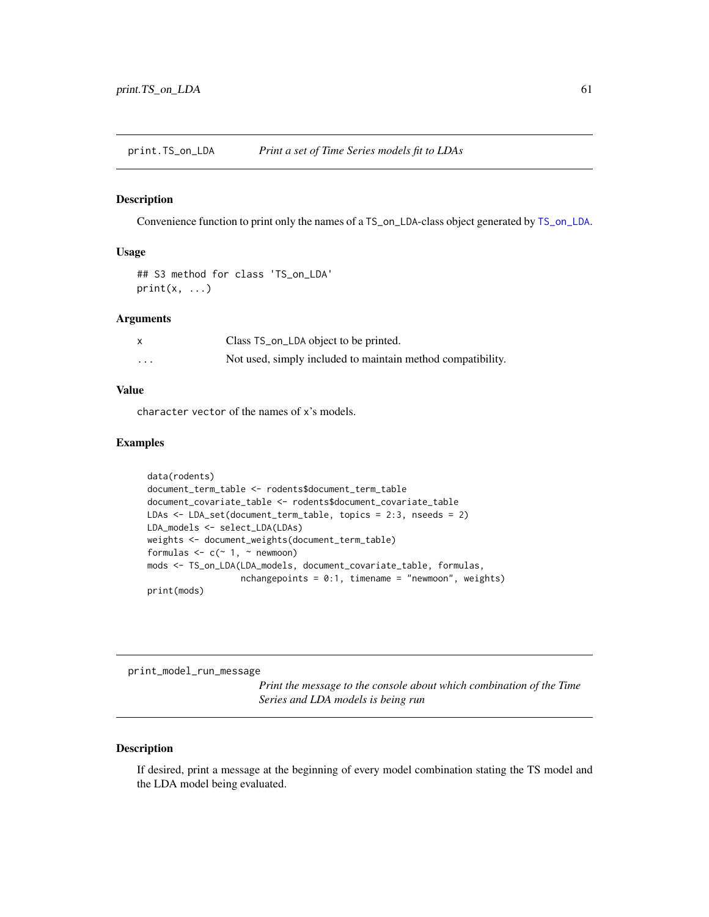## print.TS_on_LDA — *Print a set of Time Series models fit to LDAs*

### Description

Convenience function to print only the names of a `TS_on_LDA`-class object generated by `TS_on_LDA`.

### Usage

```
## S3 method for class 'TS_on_LDA'
print(x, ...)
```

### Arguments

| | |
|---|---|
| x | Class `TS_on_LDA` object to be printed. |
| ... | Not used, simply included to maintain method compatibility. |

### Value

`character vector` of the names of `x`'s models.

### Examples

```
data(rodents)
document_term_table <- rodents$document_term_table
document_covariate_table <- rodents$document_covariate_table
LDAs <- LDA_set(document_term_table, topics = 2:3, nseeds = 2)
LDA_models <- select_LDA(LDAs)
weights <- document_weights(document_term_table)
formulas <- c(~ 1, ~ newmoon)
mods <- TS_on_LDA(LDA_models, document_covariate_table, formulas,
                  nchangepoints = 0:1, timename = "newmoon", weights)
print(mods)
```

## print_model_run_message — *Print the message to the console about which combination of the Time Series and LDA models is being run*

### Description

If desired, print a message at the beginning of every model combination stating the TS model and the LDA model being evaluated.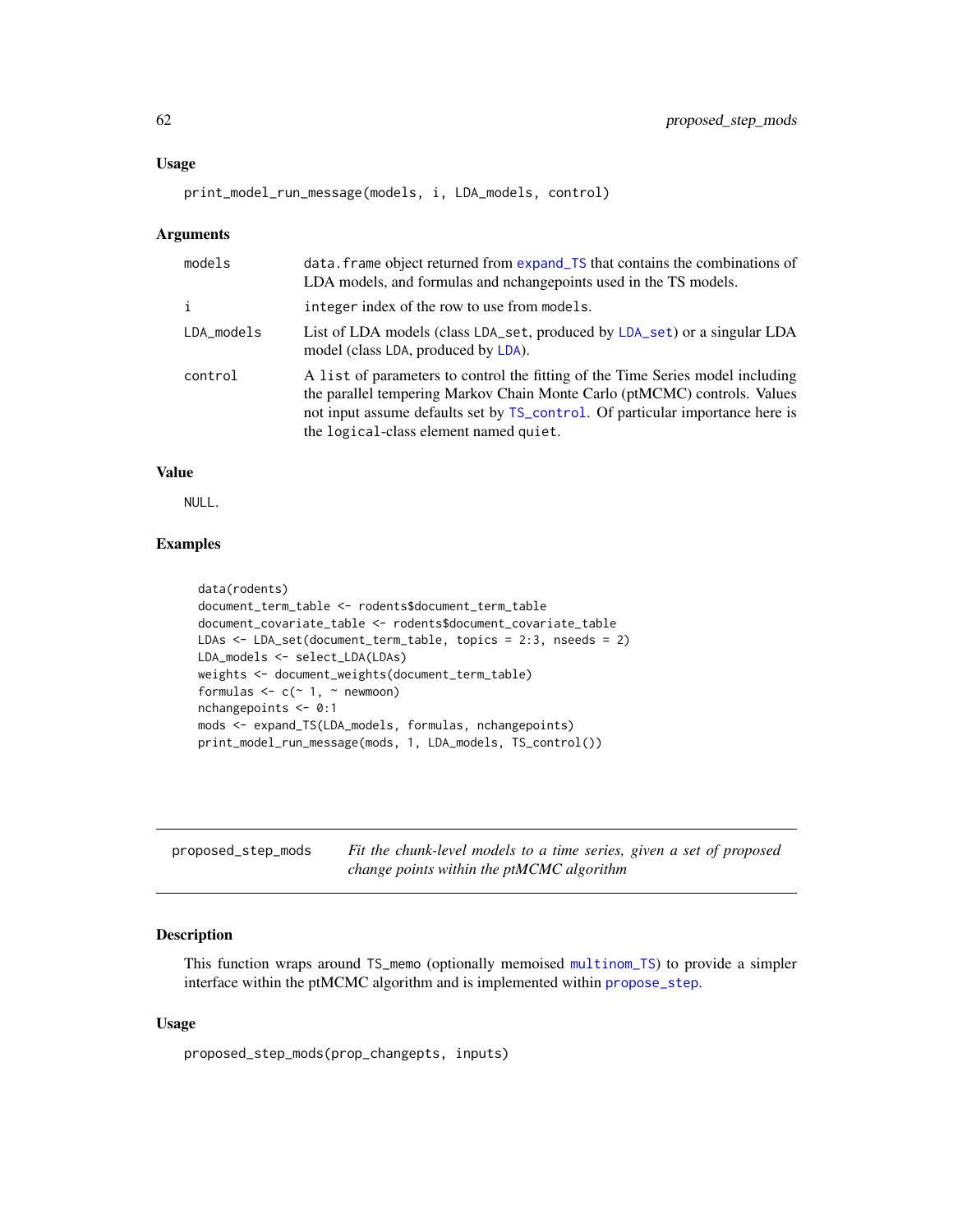## Usage

```
print_model_run_message(models, i, LDA_models, control)
```

## Arguments

| | |
|---|---|
| models | data.frame object returned from expand_TS that contains the combinations of LDA models, and formulas and nchangepoints used in the TS models. |
| i | integer index of the row to use from models. |
| LDA_models | List of LDA models (class LDA_set, produced by LDA_set) or a singular LDA model (class LDA, produced by LDA). |
| control | A list of parameters to control the fitting of the Time Series model including the parallel tempering Markov Chain Monte Carlo (ptMCMC) controls. Values not input assume defaults set by TS_control. Of particular importance here is the logical-class element named quiet. |

## Value

NULL.

## Examples

```
data(rodents)
document_term_table <- rodents$document_term_table
document_covariate_table <- rodents$document_covariate_table
LDAs <- LDA_set(document_term_table, topics = 2:3, nseeds = 2)
LDA_models <- select_LDA(LDAs)
weights <- document_weights(document_term_table)
formulas <- c(~ 1, ~ newmoon)
nchangepoints <- 0:1
mods <- expand_TS(LDA_models, formulas, nchangepoints)
print_model_run_message(mods, 1, LDA_models, TS_control())
```

---

# proposed_step_mods — *Fit the chunk-level models to a time series, given a set of proposed change points within the ptMCMC algorithm*

## Description

This function wraps around TS_memo (optionally memoised multinom_TS) to provide a simpler interface within the ptMCMC algorithm and is implemented within propose_step.

## Usage

```
proposed_step_mods(prop_changepts, inputs)
```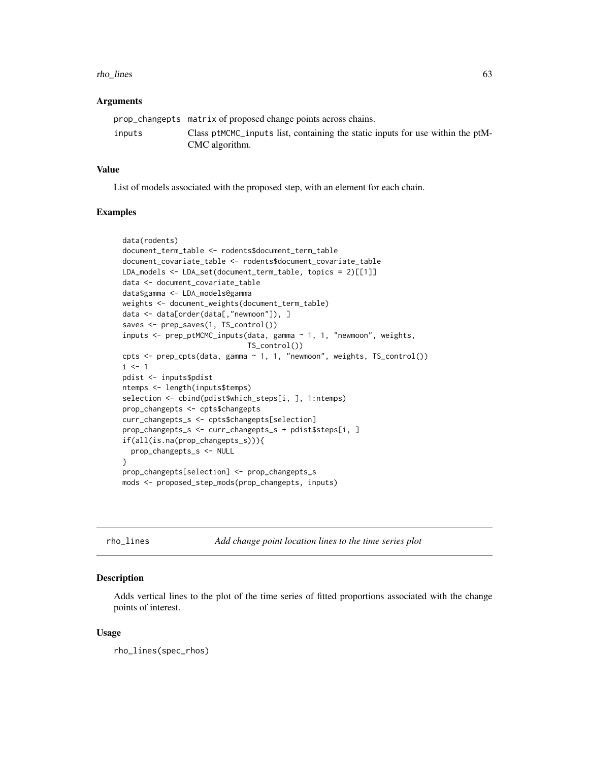### Arguments

| | |
|---|---|
| prop_changepts | matrix of proposed change points across chains. |
| inputs | Class ptMCMC_inputs list, containing the static inputs for use within the ptMCMC algorithm. |

### Value

List of models associated with the proposed step, with an element for each chain.

### Examples

```
data(rodents)
document_term_table <- rodents$document_term_table
document_covariate_table <- rodents$document_covariate_table
LDA_models <- LDA_set(document_term_table, topics = 2)[[1]]
data <- document_covariate_table
data$gamma <- LDA_models@gamma
weights <- document_weights(document_term_table)
data <- data[order(data[,"newmoon"]), ]
saves <- prep_saves(1, TS_control())
inputs <- prep_ptMCMC_inputs(data, gamma ~ 1, 1, "newmoon", weights,
                             TS_control())
cpts <- prep_cpts(data, gamma ~ 1, 1, "newmoon", weights, TS_control())
i <- 1
pdist <- inputs$pdist
ntemps <- length(inputs$temps)
selection <- cbind(pdist$which_steps[i, ], 1:ntemps)
prop_changepts <- cpts$changepts
curr_changepts_s <- cpts$changepts[selection]
prop_changepts_s <- curr_changepts_s + pdist$steps[i, ]
if(all(is.na(prop_changepts_s))){
  prop_changepts_s <- NULL
}
prop_changepts[selection] <- prop_changepts_s
mods <- proposed_step_mods(prop_changepts, inputs)
```

---

## rho_lines *Add change point location lines to the time series plot*

### Description

Adds vertical lines to the plot of the time series of fitted proportions associated with the change points of interest.

### Usage

```
rho_lines(spec_rhos)
```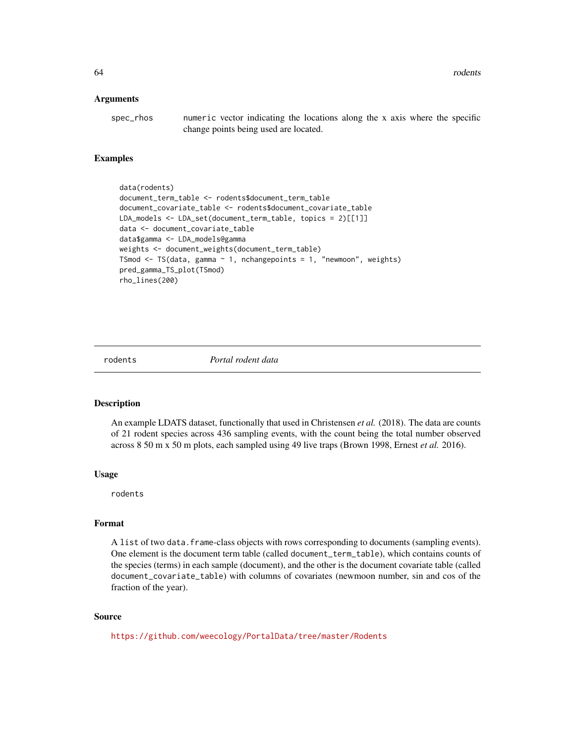## Arguments

spec_rhos numeric vector indicating the locations along the x axis where the specific change points being used are located.

## Examples

```
data(rodents)
document_term_table <- rodents$document_term_table
document_covariate_table <- rodents$document_covariate_table
LDA_models <- LDA_set(document_term_table, topics = 2)[[1]]
data <- document_covariate_table
data$gamma <- LDA_models@gamma
weights <- document_weights(document_term_table)
TSmod <- TS(data, gamma ~ 1, nchangepoints = 1, "newmoon", weights)
pred_gamma_TS_plot(TSmod)
rho_lines(200)
```

---

# rodents *Portal rodent data*

---

## Description

An example LDATS dataset, functionally that used in Christensen *et al.* (2018). The data are counts of 21 rodent species across 436 sampling events, with the count being the total number observed across 8 50 m x 50 m plots, each sampled using 49 live traps (Brown 1998, Ernest *et al.* 2016).

## Usage

```
rodents
```

## Format

A list of two data.frame-class objects with rows corresponding to documents (sampling events). One element is the document term table (called document_term_table), which contains counts of the species (terms) in each sample (document), and the other is the document covariate table (called document_covariate_table) with columns of covariates (newmoon number, sin and cos of the fraction of the year).

## Source

https://github.com/weecology/PortalData/tree/master/Rodents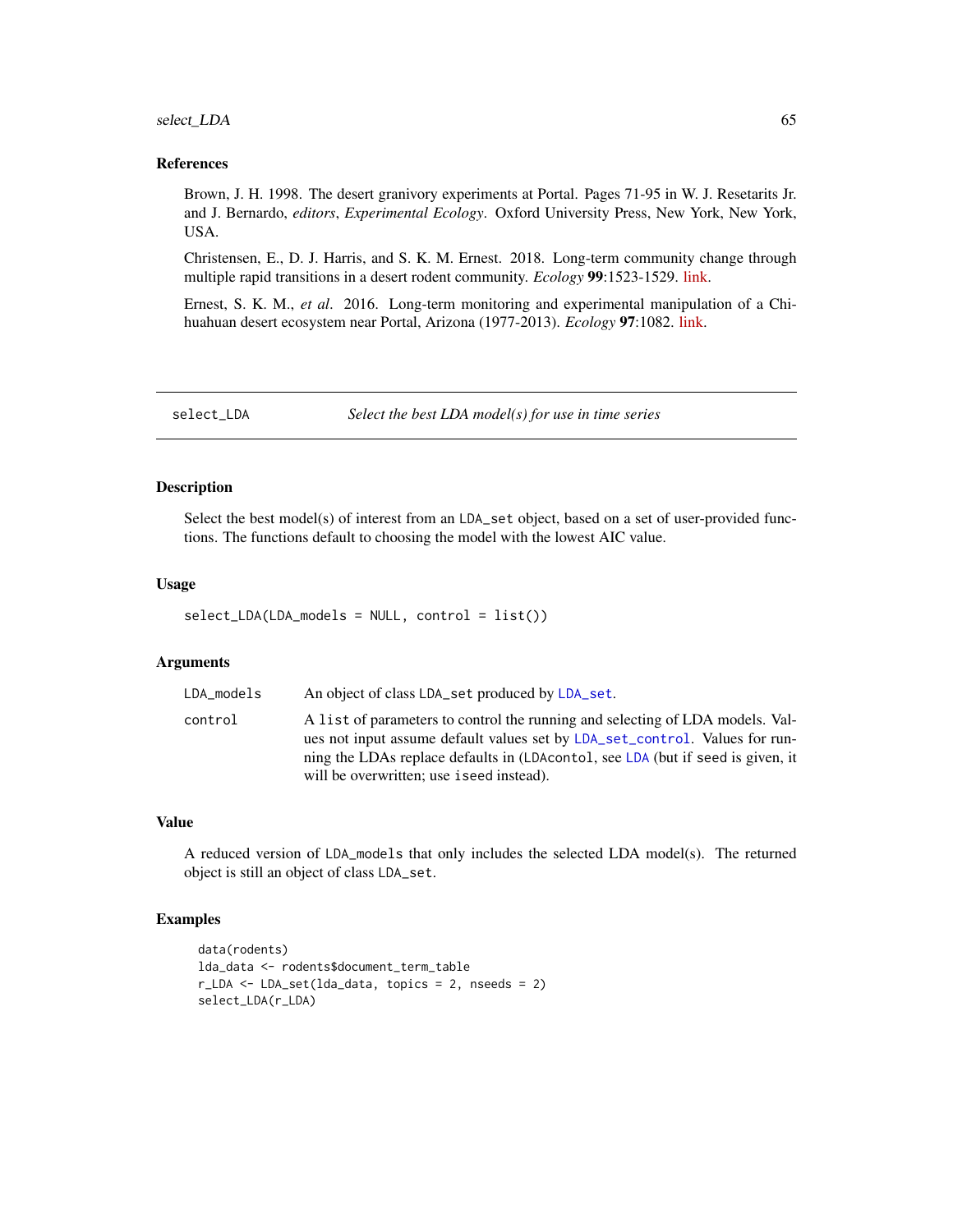### References

Brown, J. H. 1998. The desert granivory experiments at Portal. Pages 71-95 in W. J. Resetarits Jr. and J. Bernardo, *editors*, *Experimental Ecology*. Oxford University Press, New York, New York, USA.

Christensen, E., D. J. Harris, and S. K. M. Ernest. 2018. Long-term community change through multiple rapid transitions in a desert rodent community. *Ecology* **99**:1523-1529. link.

Ernest, S. K. M., *et al*. 2016. Long-term monitoring and experimental manipulation of a Chihuahuan desert ecosystem near Portal, Arizona (1977-2013). *Ecology* **97**:1082. link.

---

## select_LDA — *Select the best LDA model(s) for use in time series*

---

### Description

Select the best model(s) of interest from an `LDA_set` object, based on a set of user-provided functions. The functions default to choosing the model with the lowest AIC value.

### Usage

```
select_LDA(LDA_models = NULL, control = list())
```

### Arguments

| | |
|---|---|
| `LDA_models` | An object of class `LDA_set` produced by `LDA_set`. |
| `control` | A `list` of parameters to control the running and selecting of LDA models. Values not input assume default values set by `LDA_set_control`. Values for running the LDAs replace defaults in (`LDAcontol`, see `LDA` (but if `seed` is given, it will be overwritten; use `iseed` instead). |

### Value

A reduced version of `LDA_models` that only includes the selected LDA model(s). The returned object is still an object of class `LDA_set`.

### Examples

```
data(rodents)
lda_data <- rodents$document_term_table
r_LDA <- LDA_set(lda_data, topics = 2, nseeds = 2)
select_LDA(r_LDA)
```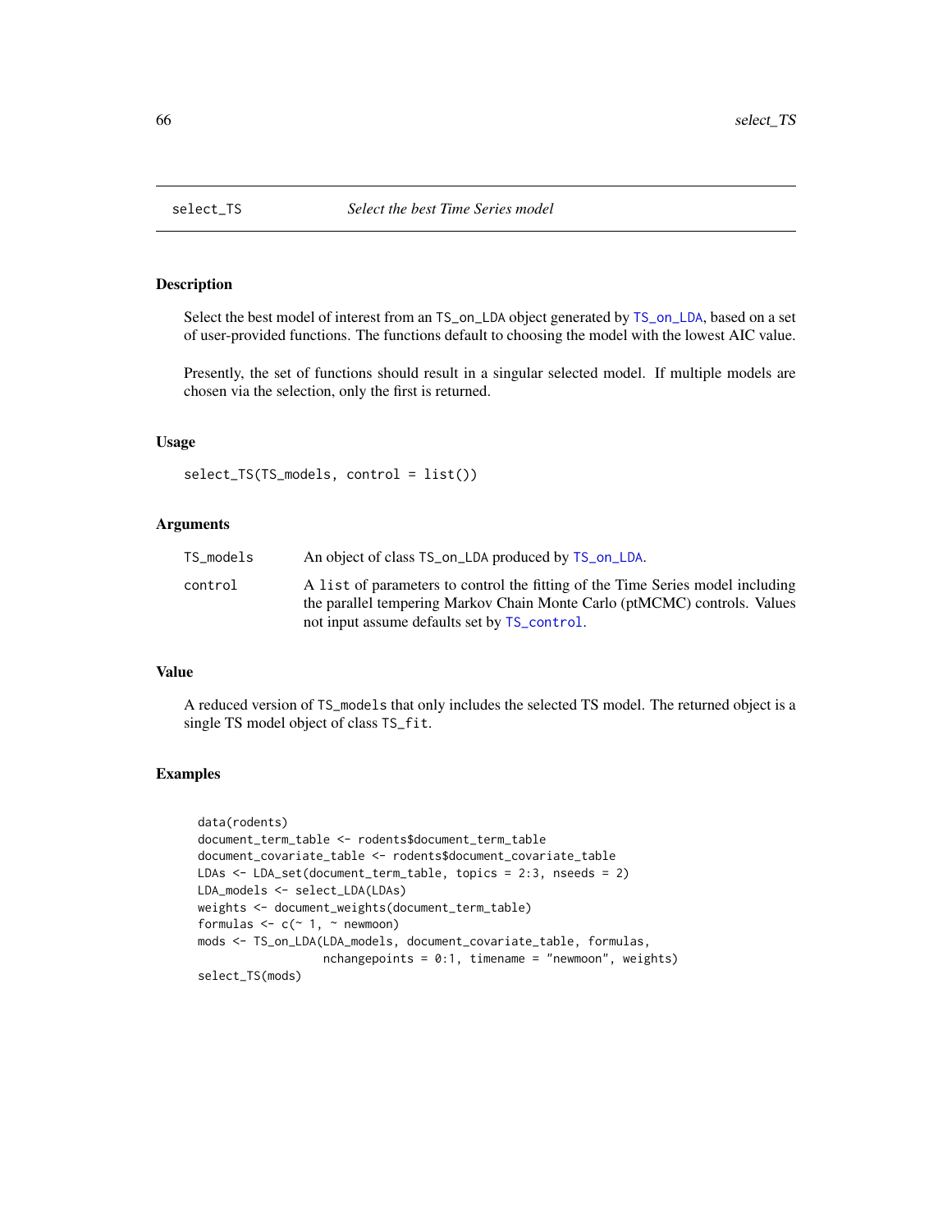# select_TS *Select the best Time Series model*

## Description

Select the best model of interest from an TS_on_LDA object generated by TS_on_LDA, based on a set of user-provided functions. The functions default to choosing the model with the lowest AIC value.

Presently, the set of functions should result in a singular selected model. If multiple models are chosen via the selection, only the first is returned.

## Usage

```
select_TS(TS_models, control = list())
```

## Arguments

| | |
|---|---|
| TS_models | An object of class TS_on_LDA produced by TS_on_LDA. |
| control | A list of parameters to control the fitting of the Time Series model including the parallel tempering Markov Chain Monte Carlo (ptMCMC) controls. Values not input assume defaults set by TS_control. |

## Value

A reduced version of TS_models that only includes the selected TS model. The returned object is a single TS model object of class TS_fit.

## Examples

```
data(rodents)
document_term_table <- rodents$document_term_table
document_covariate_table <- rodents$document_covariate_table
LDAs <- LDA_set(document_term_table, topics = 2:3, nseeds = 2)
LDA_models <- select_LDA(LDAs)
weights <- document_weights(document_term_table)
formulas <- c(~ 1, ~ newmoon)
mods <- TS_on_LDA(LDA_models, document_covariate_table, formulas,
                  nchangepoints = 0:1, timename = "newmoon", weights)
select_TS(mods)
```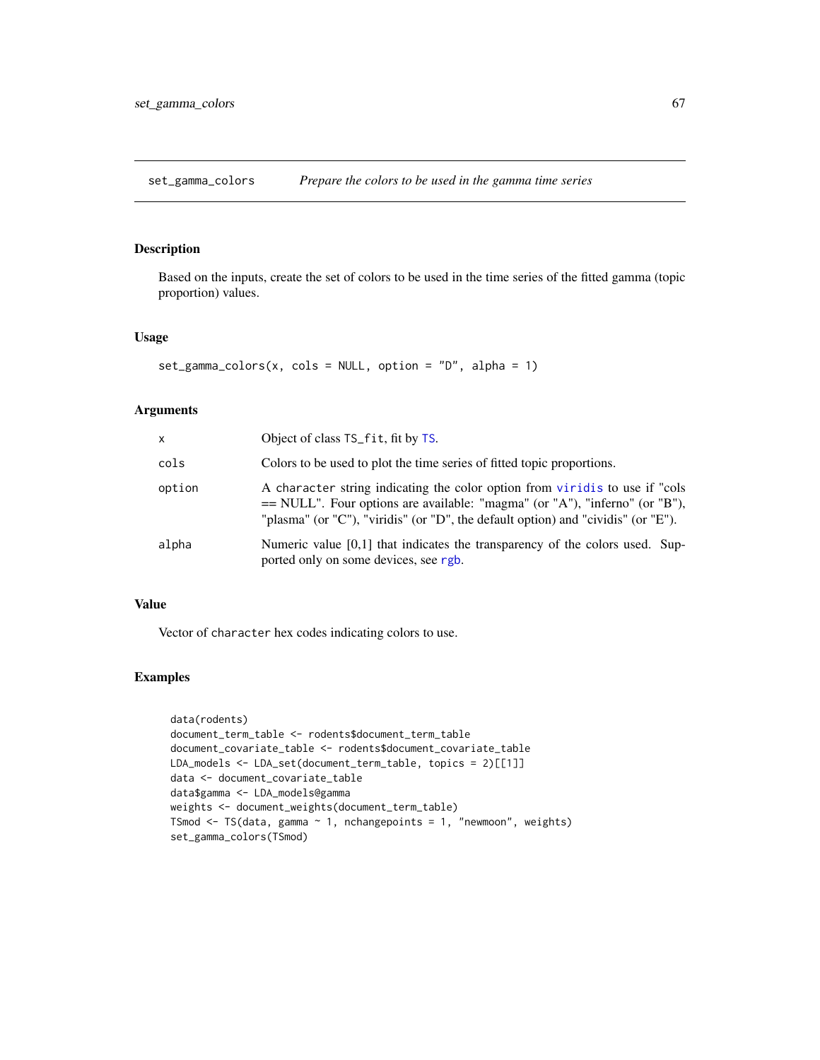## set_gamma_colors — *Prepare the colors to be used in the gamma time series*

### Description

Based on the inputs, create the set of colors to be used in the time series of the fitted gamma (topic proportion) values.

### Usage

```
set_gamma_colors(x, cols = NULL, option = "D", alpha = 1)
```

### Arguments

| | |
|---|---|
| x | Object of class `TS_fit`, fit by `TS`. |
| cols | Colors to be used to plot the time series of fitted topic proportions. |
| option | A `character` string indicating the color option from `viridis` to use if "cols == NULL". Four options are available: "magma" (or "A"), "inferno" (or "B"), "plasma" (or "C"), "viridis" (or "D", the default option) and "cividis" (or "E"). |
| alpha | Numeric value [0,1] that indicates the transparency of the colors used. Supported only on some devices, see `rgb`. |

### Value

Vector of `character` hex codes indicating colors to use.

### Examples

```
data(rodents)
document_term_table <- rodents$document_term_table
document_covariate_table <- rodents$document_covariate_table
LDA_models <- LDA_set(document_term_table, topics = 2)[[1]]
data <- document_covariate_table
data$gamma <- LDA_models@gamma
weights <- document_weights(document_term_table)
TSmod <- TS(data, gamma ~ 1, nchangepoints = 1, "newmoon", weights)
set_gamma_colors(TSmod)
```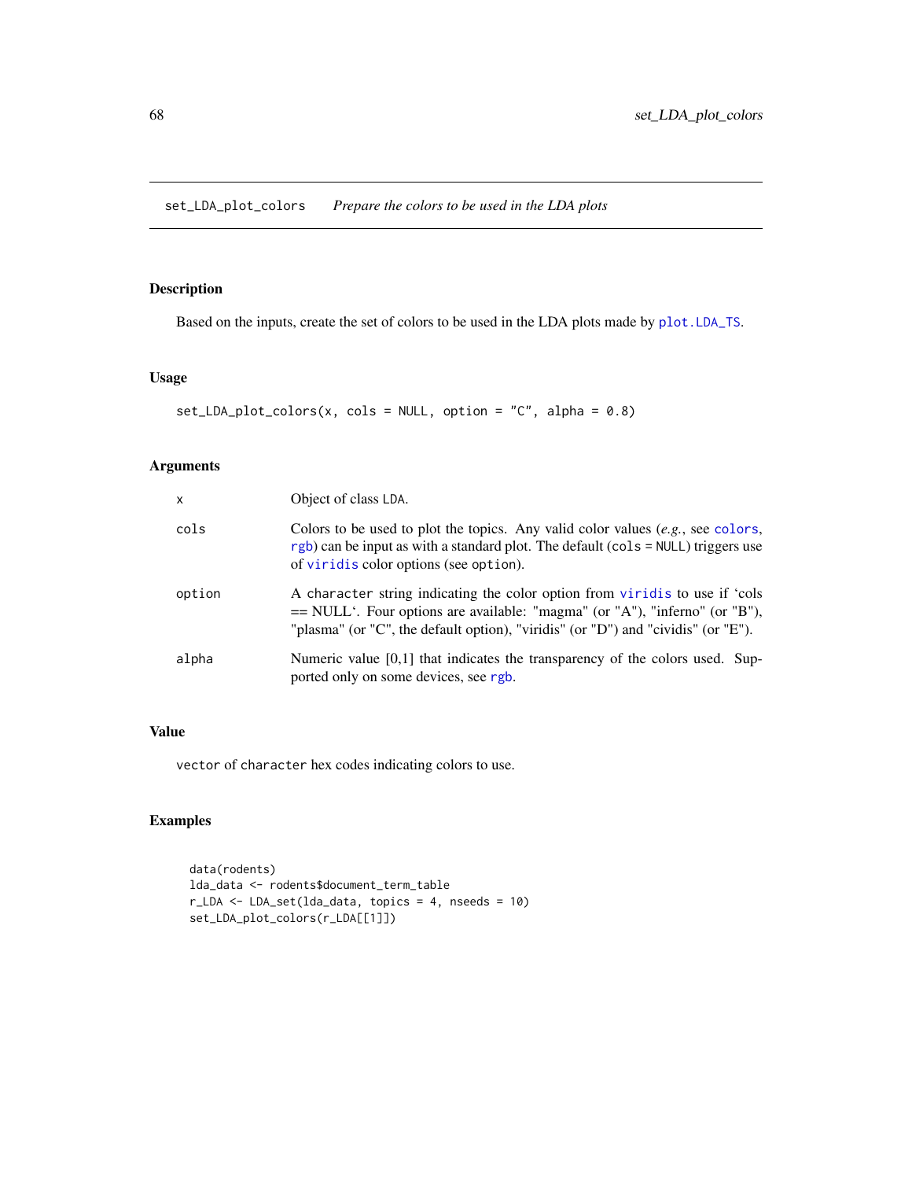# set_LDA_plot_colors *Prepare the colors to be used in the LDA plots*

## Description

Based on the inputs, create the set of colors to be used in the LDA plots made by plot.LDA_TS.

## Usage

```
set_LDA_plot_colors(x, cols = NULL, option = "C", alpha = 0.8)
```

## Arguments

| | |
|---|---|
| x | Object of class LDA. |
| cols | Colors to be used to plot the topics. Any valid color values (*e.g.*, see colors, rgb) can be input as with a standard plot. The default (cols = NULL) triggers use of viridis color options (see option). |
| option | A character string indicating the color option from viridis to use if 'cols == NULL'. Four options are available: "magma" (or "A"), "inferno" (or "B"), "plasma" (or "C", the default option), "viridis" (or "D") and "cividis" (or "E"). |
| alpha | Numeric value [0,1] that indicates the transparency of the colors used. Supported only on some devices, see rgb. |

## Value

vector of character hex codes indicating colors to use.

## Examples

```
data(rodents)
lda_data <- rodents$document_term_table
r_LDA <- LDA_set(lda_data, topics = 4, nseeds = 10)
set_LDA_plot_colors(r_LDA[[1]])
```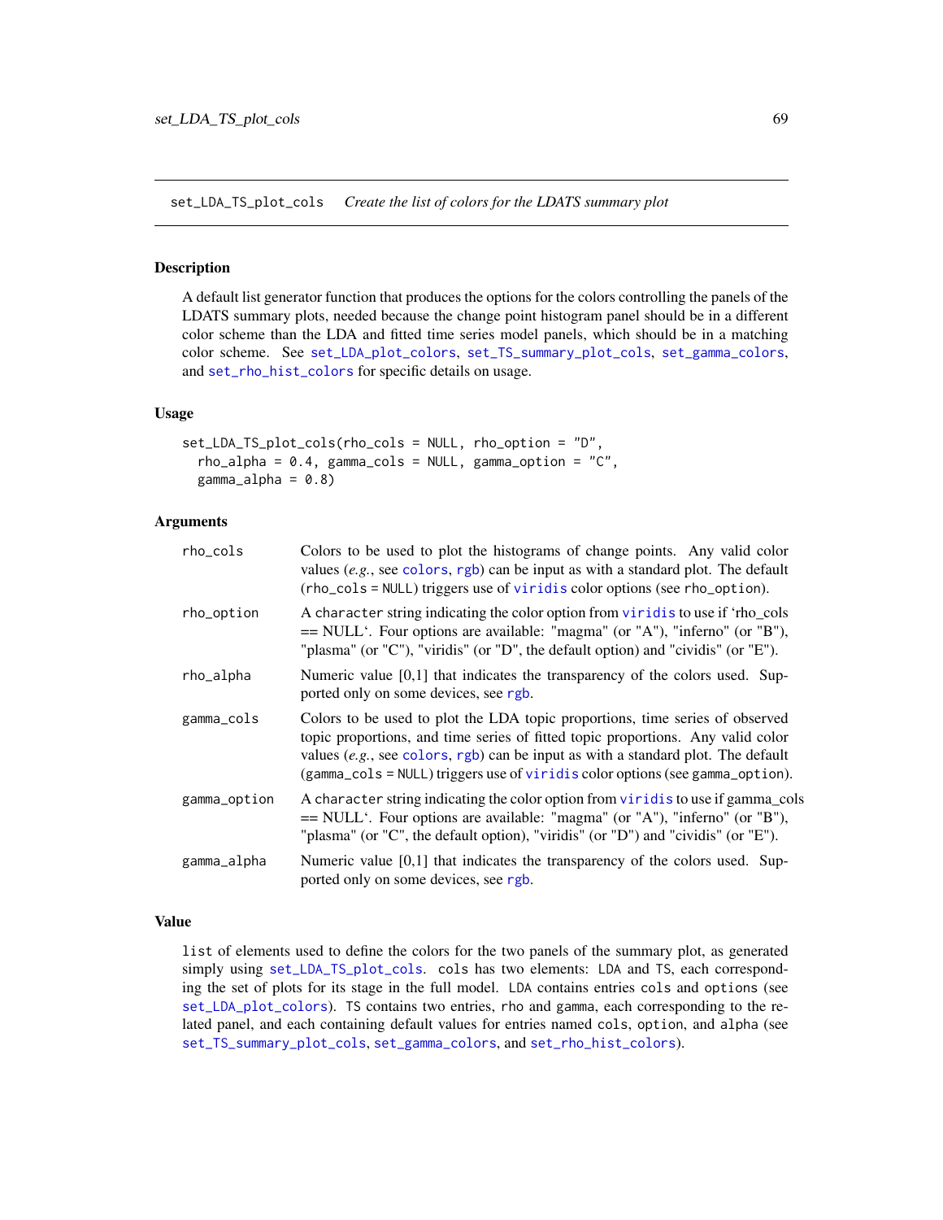set_LDA_TS_plot_cols &nbsp;&nbsp; *Create the list of colors for the LDATS summary plot*

## Description

A default list generator function that produces the options for the colors controlling the panels of the LDATS summary plots, needed because the change point histogram panel should be in a different color scheme than the LDA and fitted time series model panels, which should be in a matching color scheme. See set_LDA_plot_colors, set_TS_summary_plot_cols, set_gamma_colors, and set_rho_hist_colors for specific details on usage.

## Usage

```
set_LDA_TS_plot_cols(rho_cols = NULL, rho_option = "D",
  rho_alpha = 0.4, gamma_cols = NULL, gamma_option = "C",
  gamma_alpha = 0.8)
```

## Arguments

| | |
|---|---|
| rho_cols | Colors to be used to plot the histograms of change points. Any valid color values (*e.g.*, see colors, rgb) can be input as with a standard plot. The default (rho_cols = NULL) triggers use of viridis color options (see rho_option). |
| rho_option | A character string indicating the color option from viridis to use if 'rho_cols == NULL'. Four options are available: "magma" (or "A"), "inferno" (or "B"), "plasma" (or "C"), "viridis" (or "D", the default option) and "cividis" (or "E"). |
| rho_alpha | Numeric value [0,1] that indicates the transparency of the colors used. Supported only on some devices, see rgb. |
| gamma_cols | Colors to be used to plot the LDA topic proportions, time series of observed topic proportions, and time series of fitted topic proportions. Any valid color values (*e.g.*, see colors, rgb) can be input as with a standard plot. The default (gamma_cols = NULL) triggers use of viridis color options (see gamma_option). |
| gamma_option | A character string indicating the color option from viridis to use if gamma_cols == NULL'. Four options are available: "magma" (or "A"), "inferno" (or "B"), "plasma" (or "C", the default option), "viridis" (or "D") and "cividis" (or "E"). |
| gamma_alpha | Numeric value [0,1] that indicates the transparency of the colors used. Supported only on some devices, see rgb. |

## Value

list of elements used to define the colors for the two panels of the summary plot, as generated simply using set_LDA_TS_plot_cols. cols has two elements: LDA and TS, each corresponding the set of plots for its stage in the full model. LDA contains entries cols and options (see set_LDA_plot_colors). TS contains two entries, rho and gamma, each corresponding to the related panel, and each containing default values for entries named cols, option, and alpha (see set_TS_summary_plot_cols, set_gamma_colors, and set_rho_hist_colors).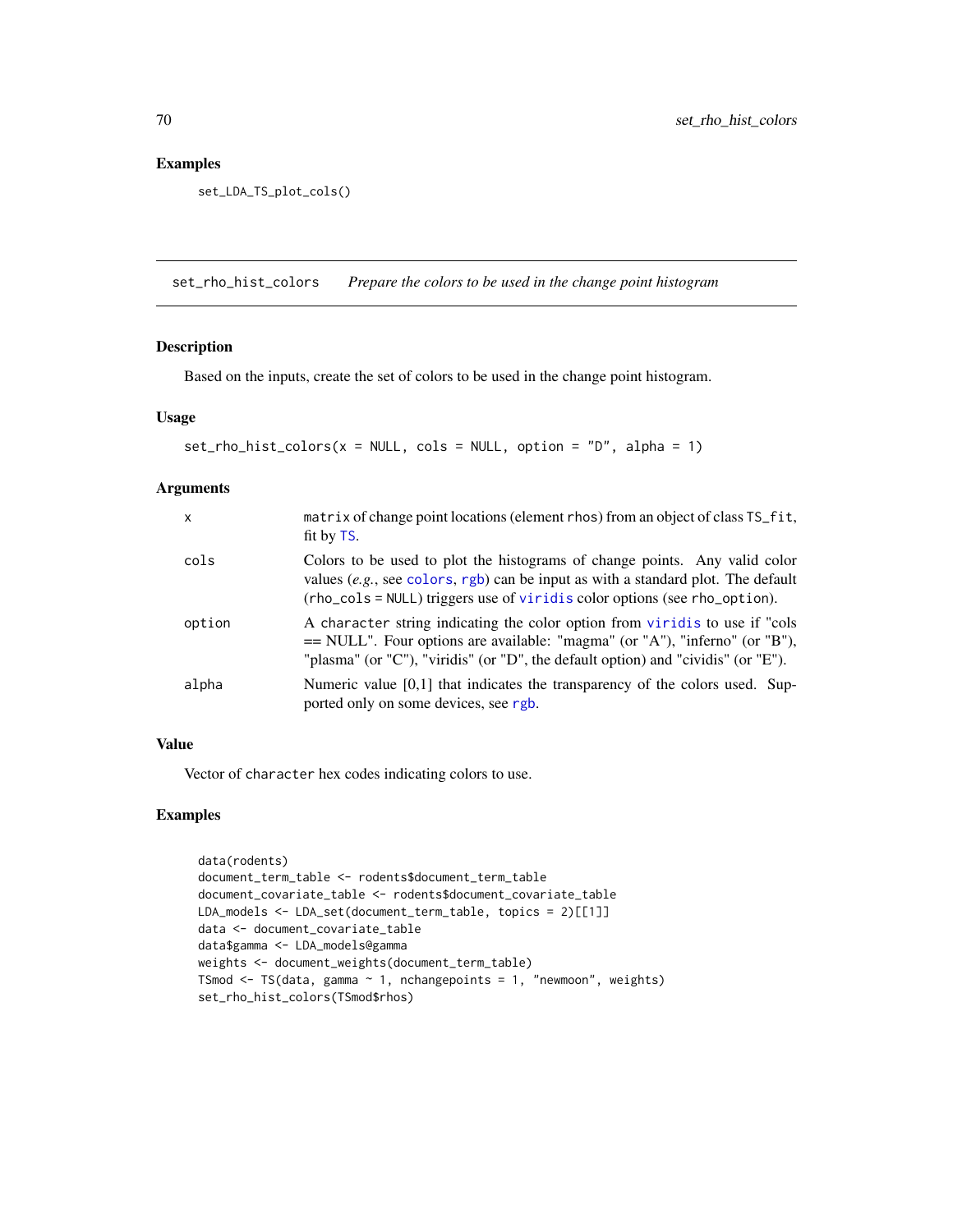## Examples

```
set_LDA_TS_plot_cols()
```

---

# set_rho_hist_colors    *Prepare the colors to be used in the change point histogram*

### Description

Based on the inputs, create the set of colors to be used in the change point histogram.

### Usage

```
set_rho_hist_colors(x = NULL, cols = NULL, option = "D", alpha = 1)
```

### Arguments

| | |
|---|---|
| x | `matrix` of change point locations (element `rhos`) from an object of class `TS_fit`, fit by `TS`. |
| cols | Colors to be used to plot the histograms of change points. Any valid color values (*e.g.*, see `colors`, `rgb`) can be input as with a standard plot. The default (`rho_cols = NULL`) triggers use of `viridis` color options (see `rho_option`). |
| option | A `character` string indicating the color option from `viridis` to use if "cols == NULL". Four options are available: "magma" (or "A"), "inferno" (or "B"), "plasma" (or "C"), "viridis" (or "D", the default option) and "cividis" (or "E"). |
| alpha | Numeric value [0,1] that indicates the transparency of the colors used. Supported only on some devices, see `rgb`. |

### Value

Vector of `character` hex codes indicating colors to use.

### Examples

```
data(rodents)
document_term_table <- rodents$document_term_table
document_covariate_table <- rodents$document_covariate_table
LDA_models <- LDA_set(document_term_table, topics = 2)[[1]]
data <- document_covariate_table
data$gamma <- LDA_models@gamma
weights <- document_weights(document_term_table)
TSmod <- TS(data, gamma ~ 1, nchangepoints = 1, "newmoon", weights)
set_rho_hist_colors(TSmod$rhos)
```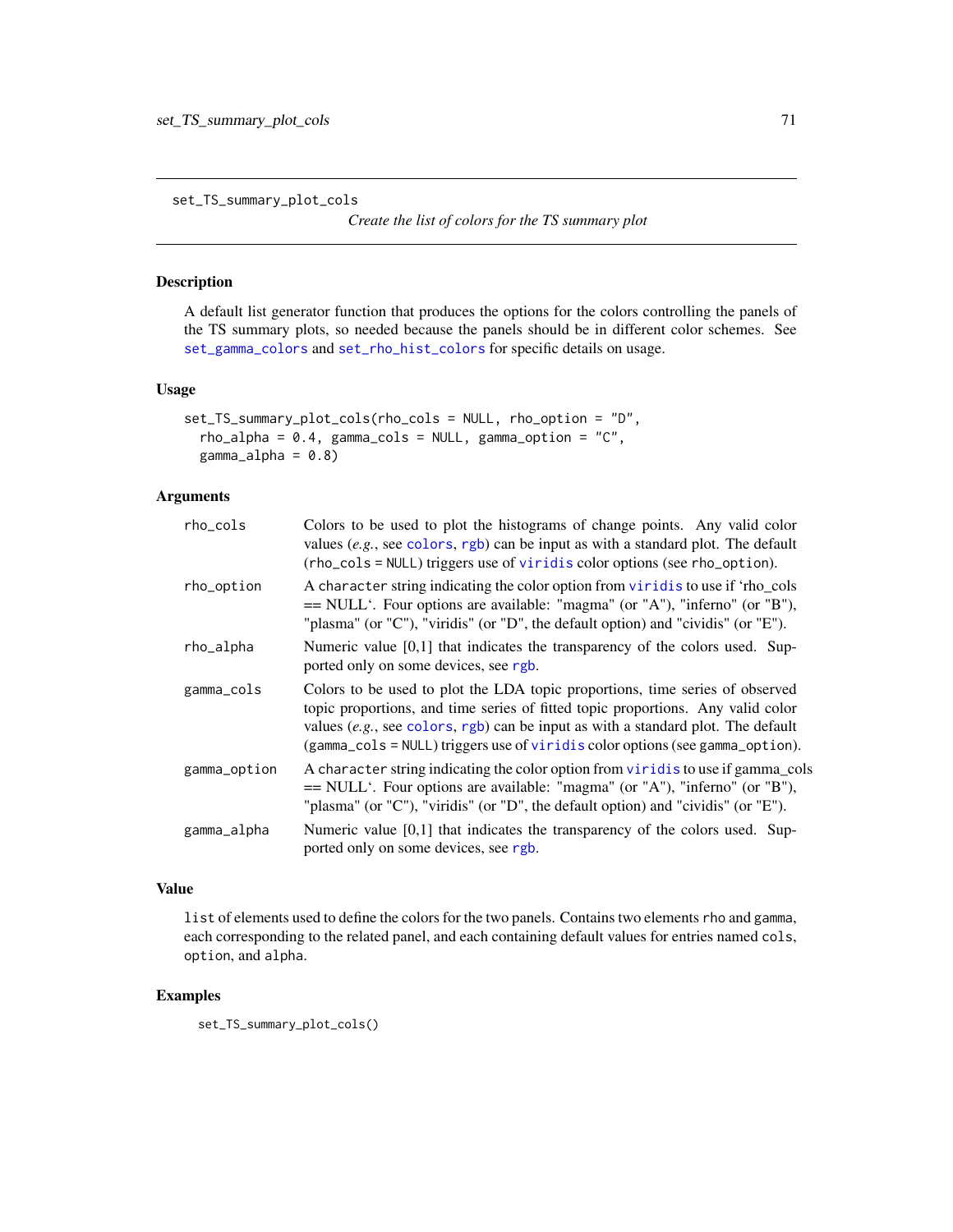set_TS_summary_plot_cols

*Create the list of colors for the TS summary plot*

## Description

A default list generator function that produces the options for the colors controlling the panels of the TS summary plots, so needed because the panels should be in different color schemes. See set_gamma_colors and set_rho_hist_colors for specific details on usage.

## Usage

```
set_TS_summary_plot_cols(rho_cols = NULL, rho_option = "D",
  rho_alpha = 0.4, gamma_cols = NULL, gamma_option = "C",
  gamma_alpha = 0.8)
```

## Arguments

| | |
|---|---|
| rho_cols | Colors to be used to plot the histograms of change points. Any valid color values (*e.g.*, see colors, rgb) can be input as with a standard plot. The default (rho_cols = NULL) triggers use of viridis color options (see rho_option). |
| rho_option | A character string indicating the color option from viridis to use if 'rho_cols == NULL'. Four options are available: "magma" (or "A"), "inferno" (or "B"), "plasma" (or "C"), "viridis" (or "D", the default option) and "cividis" (or "E"). |
| rho_alpha | Numeric value [0,1] that indicates the transparency of the colors used. Supported only on some devices, see rgb. |
| gamma_cols | Colors to be used to plot the LDA topic proportions, time series of observed topic proportions, and time series of fitted topic proportions. Any valid color values (*e.g.*, see colors, rgb) can be input as with a standard plot. The default (gamma_cols = NULL) triggers use of viridis color options (see gamma_option). |
| gamma_option | A character string indicating the color option from viridis to use if gamma_cols == NULL'. Four options are available: "magma" (or "A"), "inferno" (or "B"), "plasma" (or "C"), "viridis" (or "D", the default option) and "cividis" (or "E"). |
| gamma_alpha | Numeric value [0,1] that indicates the transparency of the colors used. Supported only on some devices, see rgb. |

## Value

list of elements used to define the colors for the two panels. Contains two elements rho and gamma, each corresponding to the related panel, and each containing default values for entries named cols, option, and alpha.

## Examples

```
set_TS_summary_plot_cols()
```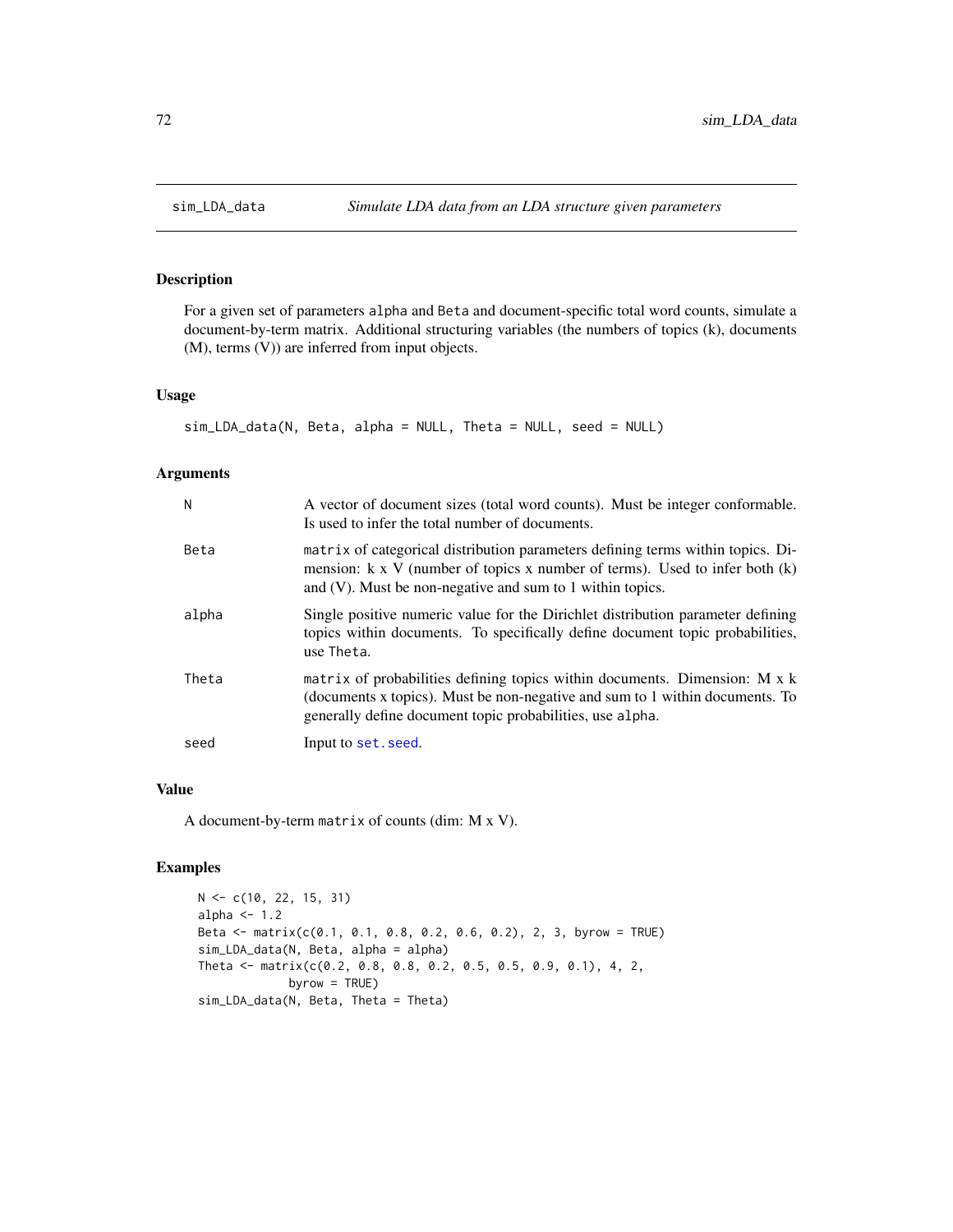# sim_LDA_data — *Simulate LDA data from an LDA structure given parameters*

## Description

For a given set of parameters alpha and Beta and document-specific total word counts, simulate a document-by-term matrix. Additional structuring variables (the numbers of topics (k), documents (M), terms (V)) are inferred from input objects.

## Usage

```
sim_LDA_data(N, Beta, alpha = NULL, Theta = NULL, seed = NULL)
```

## Arguments

| | |
|---|---|
| N | A vector of document sizes (total word counts). Must be integer conformable. Is used to infer the total number of documents. |
| Beta | matrix of categorical distribution parameters defining terms within topics. Dimension: k x V (number of topics x number of terms). Used to infer both (k) and (V). Must be non-negative and sum to 1 within topics. |
| alpha | Single positive numeric value for the Dirichlet distribution parameter defining topics within documents. To specifically define document topic probabilities, use Theta. |
| Theta | matrix of probabilities defining topics within documents. Dimension: M x k (documents x topics). Must be non-negative and sum to 1 within documents. To generally define document topic probabilities, use alpha. |
| seed | Input to set.seed. |

## Value

A document-by-term matrix of counts (dim: M x V).

## Examples

```
N <- c(10, 22, 15, 31)
alpha <- 1.2
Beta <- matrix(c(0.1, 0.1, 0.8, 0.2, 0.6, 0.2), 2, 3, byrow = TRUE)
sim_LDA_data(N, Beta, alpha = alpha)
Theta <- matrix(c(0.2, 0.8, 0.8, 0.2, 0.5, 0.5, 0.9, 0.1), 4, 2,
           byrow = TRUE)
sim_LDA_data(N, Beta, Theta = Theta)
```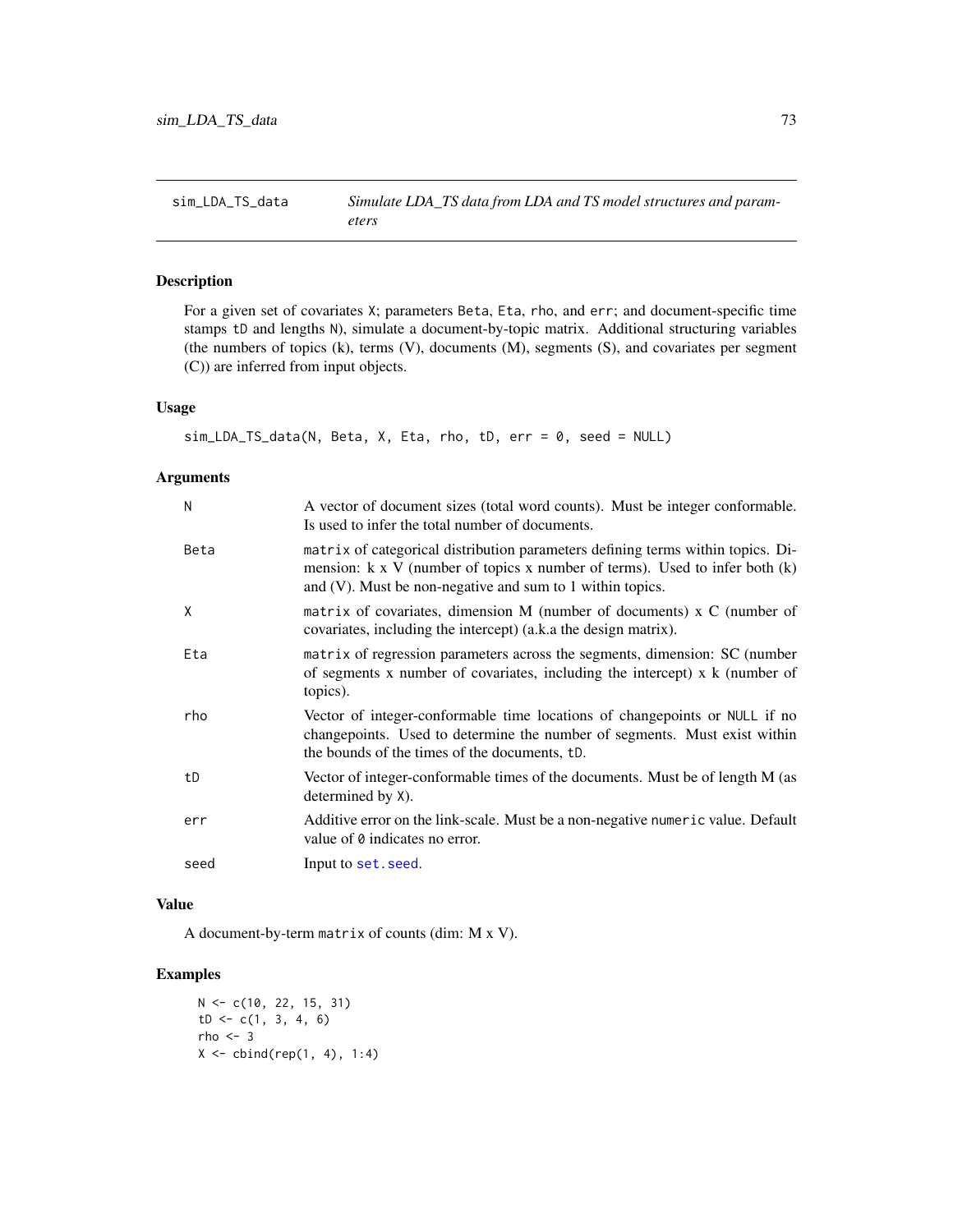## sim_LDA_TS_data — *Simulate LDA_TS data from LDA and TS model structures and parameters*

### Description

For a given set of covariates `X`; parameters `Beta`, `Eta`, `rho`, and `err`; and document-specific time stamps `tD` and lengths `N`), simulate a document-by-topic matrix. Additional structuring variables (the numbers of topics (k), terms (V), documents (M), segments (S), and covariates per segment (C)) are inferred from input objects.

### Usage

```
sim_LDA_TS_data(N, Beta, X, Eta, rho, tD, err = 0, seed = NULL)
```

### Arguments

| | |
|---|---|
| `N` | A vector of document sizes (total word counts). Must be integer conformable. Is used to infer the total number of documents. |
| `Beta` | `matrix` of categorical distribution parameters defining terms within topics. Dimension: k x V (number of topics x number of terms). Used to infer both (k) and (V). Must be non-negative and sum to 1 within topics. |
| `X` | `matrix` of covariates, dimension M (number of documents) x C (number of covariates, including the intercept) (a.k.a the design matrix). |
| `Eta` | `matrix` of regression parameters across the segments, dimension: SC (number of segments x number of covariates, including the intercept) x k (number of topics). |
| `rho` | Vector of integer-conformable time locations of changepoints or `NULL` if no changepoints. Used to determine the number of segments. Must exist within the bounds of the times of the documents, `tD`. |
| `tD` | Vector of integer-conformable times of the documents. Must be of length M (as determined by `X`). |
| `err` | Additive error on the link-scale. Must be a non-negative `numeric` value. Default value of `0` indicates no error. |
| `seed` | Input to `set.seed`. |

### Value

A document-by-term `matrix` of counts (dim: M x V).

### Examples

```
N <- c(10, 22, 15, 31)
tD <- c(1, 3, 4, 6)
rho <- 3
X <- cbind(rep(1, 4), 1:4)
```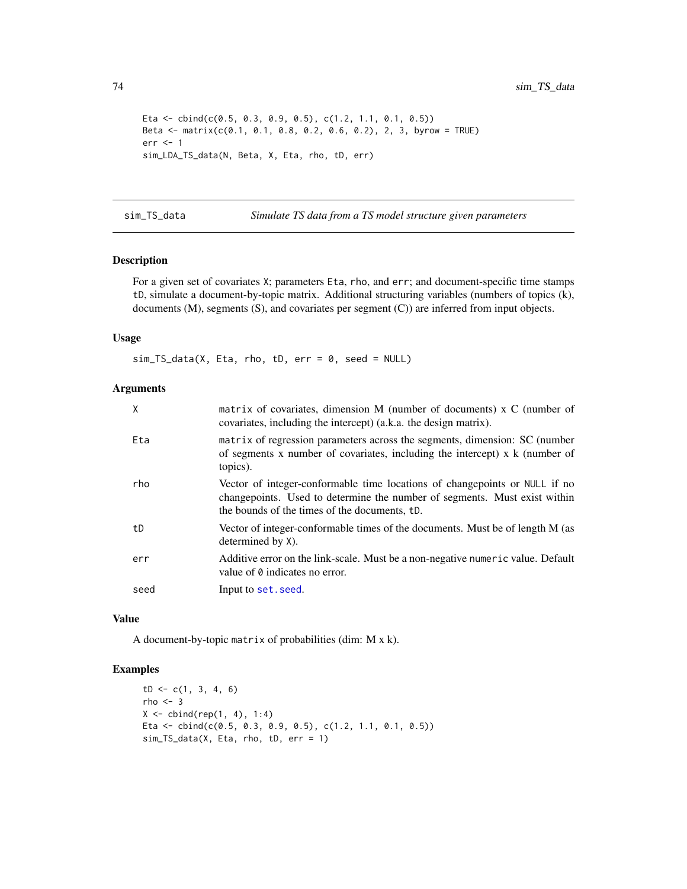```
Eta <- cbind(c(0.5, 0.3, 0.9, 0.5), c(1.2, 1.1, 0.1, 0.5))
Beta <- matrix(c(0.1, 0.1, 0.8, 0.2, 0.6, 0.2), 2, 3, byrow = TRUE)
err <- 1
sim_LDA_TS_data(N, Beta, X, Eta, rho, tD, err)
```

---

## sim_TS_data — *Simulate TS data from a TS model structure given parameters*

### Description

For a given set of covariates X; parameters Eta, rho, and err; and document-specific time stamps tD, simulate a document-by-topic matrix. Additional structuring variables (numbers of topics (k), documents (M), segments (S), and covariates per segment (C)) are inferred from input objects.

### Usage

```
sim_TS_data(X, Eta, rho, tD, err = 0, seed = NULL)
```

### Arguments

| | |
|---|---|
| X | matrix of covariates, dimension M (number of documents) x C (number of covariates, including the intercept) (a.k.a. the design matrix). |
| Eta | matrix of regression parameters across the segments, dimension: SC (number of segments x number of covariates, including the intercept) x k (number of topics). |
| rho | Vector of integer-conformable time locations of changepoints or NULL if no changepoints. Used to determine the number of segments. Must exist within the bounds of the times of the documents, tD. |
| tD | Vector of integer-conformable times of the documents. Must be of length M (as determined by X). |
| err | Additive error on the link-scale. Must be a non-negative numeric value. Default value of 0 indicates no error. |
| seed | Input to set.seed. |

### Value

A document-by-topic matrix of probabilities (dim: M x k).

### Examples

```
tD <- c(1, 3, 4, 6)
rho <- 3
X <- cbind(rep(1, 4), 1:4)
Eta <- cbind(c(0.5, 0.3, 0.9, 0.5), c(1.2, 1.1, 0.1, 0.5))
sim_TS_data(X, Eta, rho, tD, err = 1)
```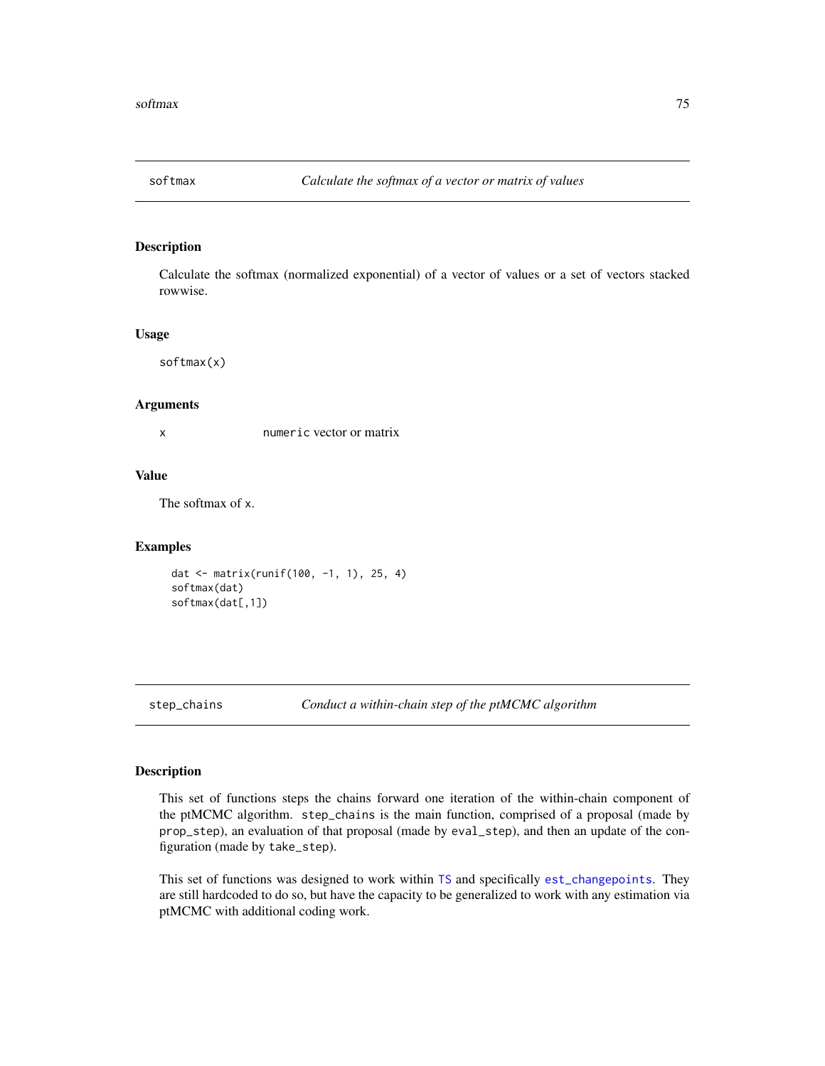## softmax — *Calculate the softmax of a vector or matrix of values*

### Description

Calculate the softmax (normalized exponential) of a vector of values or a set of vectors stacked rowwise.

### Usage

```
softmax(x)
```

### Arguments

| | |
|---|---|
| x | numeric vector or matrix |

### Value

The softmax of x.

### Examples

```
dat <- matrix(runif(100, -1, 1), 25, 4)
softmax(dat)
softmax(dat[,1])
```

## step_chains — *Conduct a within-chain step of the ptMCMC algorithm*

### Description

This set of functions steps the chains forward one iteration of the within-chain component of the ptMCMC algorithm. step_chains is the main function, comprised of a proposal (made by prop_step), an evaluation of that proposal (made by eval_step), and then an update of the configuration (made by take_step).

This set of functions was designed to work within TS and specifically est_changepoints. They are still hardcoded to do so, but have the capacity to be generalized to work with any estimation via ptMCMC with additional coding work.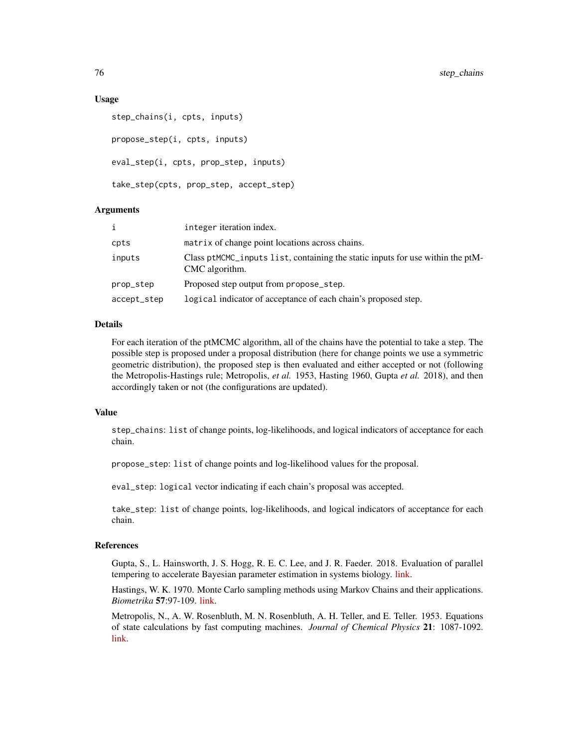### Usage

```
step_chains(i, cpts, inputs)

propose_step(i, cpts, inputs)

eval_step(i, cpts, prop_step, inputs)

take_step(cpts, prop_step, accept_step)
```

### Arguments

| | |
|---|---|
| i | `integer` iteration index. |
| cpts | `matrix` of change point locations across chains. |
| inputs | Class `ptMCMC_inputs` `list`, containing the static inputs for use within the ptMCMC algorithm. |
| prop_step | Proposed step output from `propose_step`. |
| accept_step | `logical` indicator of acceptance of each chain's proposed step. |

### Details

For each iteration of the ptMCMC algorithm, all of the chains have the potential to take a step. The possible step is proposed under a proposal distribution (here for change points we use a symmetric geometric distribution), the proposed step is then evaluated and either accepted or not (following the Metropolis-Hastings rule; Metropolis, *et al.* 1953, Hasting 1960, Gupta *et al.* 2018), and then accordingly taken or not (the configurations are updated).

### Value

`step_chains`: `list` of change points, log-likelihoods, and logical indicators of acceptance for each chain.

`propose_step`: `list` of change points and log-likelihood values for the proposal.

`eval_step`: `logical` vector indicating if each chain's proposal was accepted.

`take_step`: `list` of change points, log-likelihoods, and logical indicators of acceptance for each chain.

### References

Gupta, S., L. Hainsworth, J. S. Hogg, R. E. C. Lee, and J. R. Faeder. 2018. Evaluation of parallel tempering to accelerate Bayesian parameter estimation in systems biology. link.

Hastings, W. K. 1970. Monte Carlo sampling methods using Markov Chains and their applications. *Biometrika* **57**:97-109. link.

Metropolis, N., A. W. Rosenbluth, M. N. Rosenbluth, A. H. Teller, and E. Teller. 1953. Equations of state calculations by fast computing machines. *Journal of Chemical Physics* **21**: 1087-1092. link.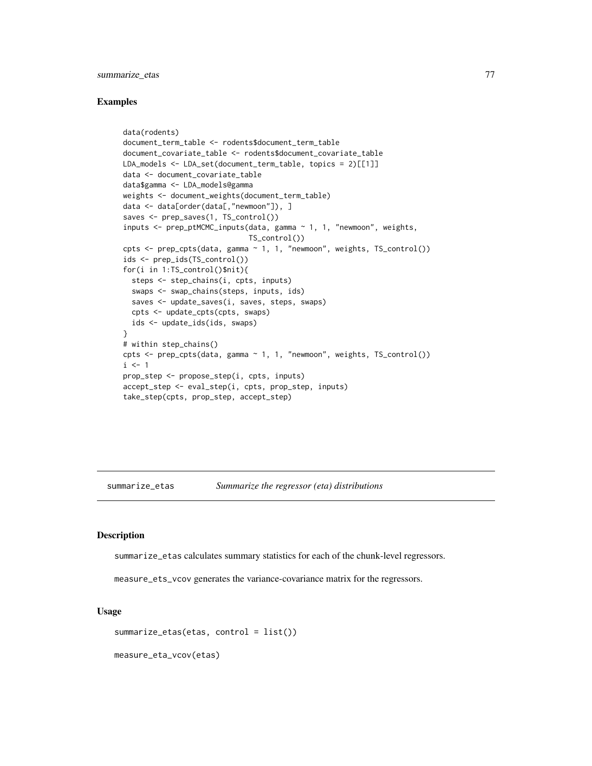### Examples

```
data(rodents)
document_term_table <- rodents$document_term_table
document_covariate_table <- rodents$document_covariate_table
LDA_models <- LDA_set(document_term_table, topics = 2)[[1]]
data <- document_covariate_table
data$gamma <- LDA_models@gamma
weights <- document_weights(document_term_table)
data <- data[order(data[,"newmoon"]), ]
saves <- prep_saves(1, TS_control())
inputs <- prep_ptMCMC_inputs(data, gamma ~ 1, 1, "newmoon", weights,
                             TS_control())
cpts <- prep_cpts(data, gamma ~ 1, 1, "newmoon", weights, TS_control())
ids <- prep_ids(TS_control())
for(i in 1:TS_control()$nit){
  steps <- step_chains(i, cpts, inputs)
  swaps <- swap_chains(steps, inputs, ids)
  saves <- update_saves(i, saves, steps, swaps)
  cpts <- update_cpts(cpts, swaps)
  ids <- update_ids(ids, swaps)
}
# within step_chains()
cpts <- prep_cpts(data, gamma ~ 1, 1, "newmoon", weights, TS_control())
i <- 1
prop_step <- propose_step(i, cpts, inputs)
accept_step <- eval_step(i, cpts, prop_step, inputs)
take_step(cpts, prop_step, accept_step)
```

---

## summarize_etas    *Summarize the regressor (eta) distributions*

### Description

summarize_etas calculates summary statistics for each of the chunk-level regressors.

measure_ets_vcov generates the variance-covariance matrix for the regressors.

### Usage

```
summarize_etas(etas, control = list())

measure_eta_vcov(etas)
```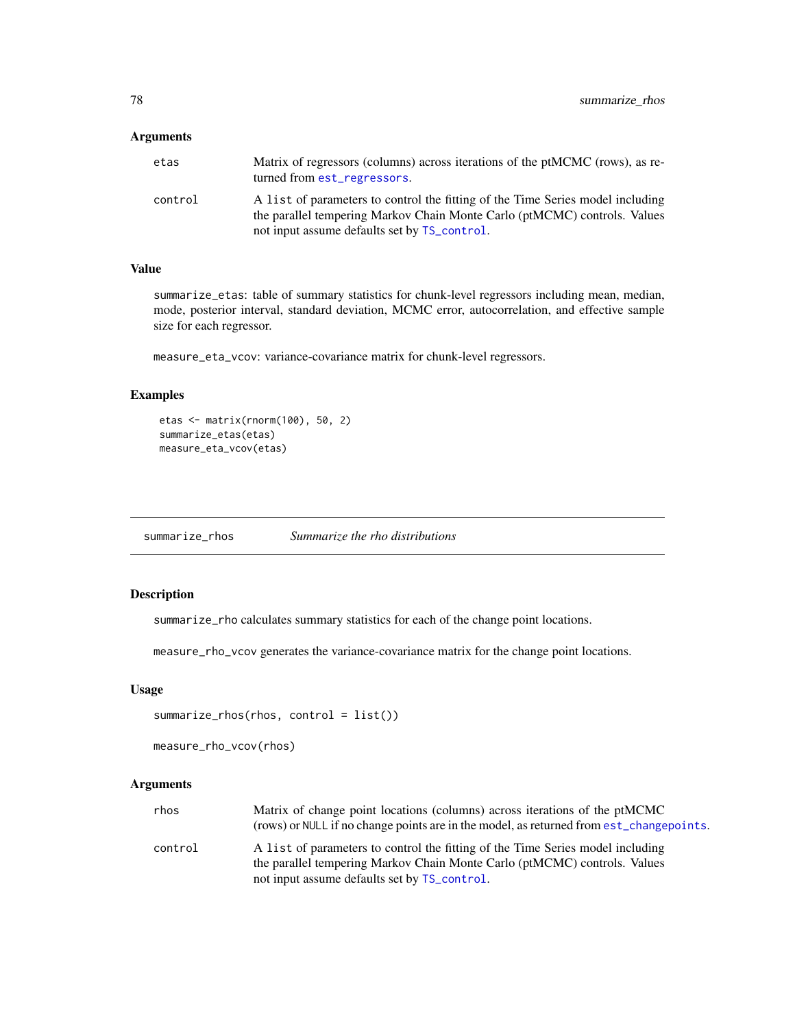### Arguments

| | |
|---|---|
| etas | Matrix of regressors (columns) across iterations of the ptMCMC (rows), as returned from `est_regressors`. |
| control | A list of parameters to control the fitting of the Time Series model including the parallel tempering Markov Chain Monte Carlo (ptMCMC) controls. Values not input assume defaults set by `TS_control`. |

### Value

`summarize_etas`: table of summary statistics for chunk-level regressors including mean, median, mode, posterior interval, standard deviation, MCMC error, autocorrelation, and effective sample size for each regressor.

`measure_eta_vcov`: variance-covariance matrix for chunk-level regressors.

### Examples

```
etas <- matrix(rnorm(100), 50, 2)
summarize_etas(etas)
measure_eta_vcov(etas)
```

---

## summarize_rhos    *Summarize the rho distributions*

### Description

`summarize_rho` calculates summary statistics for each of the change point locations.

`measure_rho_vcov` generates the variance-covariance matrix for the change point locations.

### Usage

```
summarize_rhos(rhos, control = list())

measure_rho_vcov(rhos)
```

### Arguments

| | |
|---|---|
| rhos | Matrix of change point locations (columns) across iterations of the ptMCMC (rows) or NULL if no change points are in the model, as returned from `est_changepoints`. |
| control | A list of parameters to control the fitting of the Time Series model including the parallel tempering Markov Chain Monte Carlo (ptMCMC) controls. Values not input assume defaults set by `TS_control`. |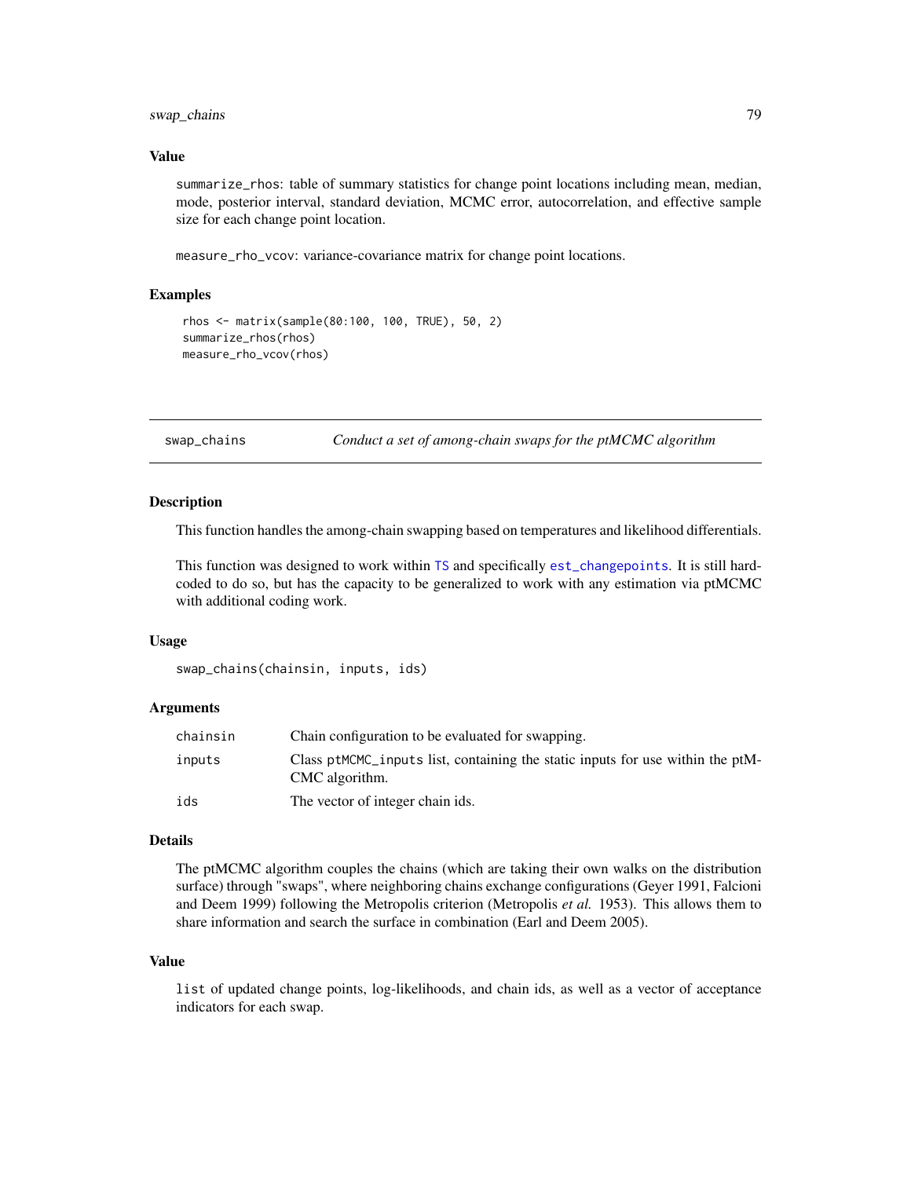### Value

summarize_rhos: table of summary statistics for change point locations including mean, median, mode, posterior interval, standard deviation, MCMC error, autocorrelation, and effective sample size for each change point location.

measure_rho_vcov: variance-covariance matrix for change point locations.

### Examples

```
rhos <- matrix(sample(80:100, 100, TRUE), 50, 2)
summarize_rhos(rhos)
measure_rho_vcov(rhos)
```

---

## swap_chains — *Conduct a set of among-chain swaps for the ptMCMC algorithm*

---

### Description

This function handles the among-chain swapping based on temperatures and likelihood differentials.

This function was designed to work within TS and specifically est_changepoints. It is still hard-coded to do so, but has the capacity to be generalized to work with any estimation via ptMCMC with additional coding work.

### Usage

```
swap_chains(chainsin, inputs, ids)
```

### Arguments

| | |
|---|---|
| chainsin | Chain configuration to be evaluated for swapping. |
| inputs | Class ptMCMC_inputs list, containing the static inputs for use within the ptMCMC algorithm. |
| ids | The vector of integer chain ids. |

### Details

The ptMCMC algorithm couples the chains (which are taking their own walks on the distribution surface) through "swaps", where neighboring chains exchange configurations (Geyer 1991, Falcioni and Deem 1999) following the Metropolis criterion (Metropolis *et al.* 1953). This allows them to share information and search the surface in combination (Earl and Deem 2005).

### Value

list of updated change points, log-likelihoods, and chain ids, as well as a vector of acceptance indicators for each swap.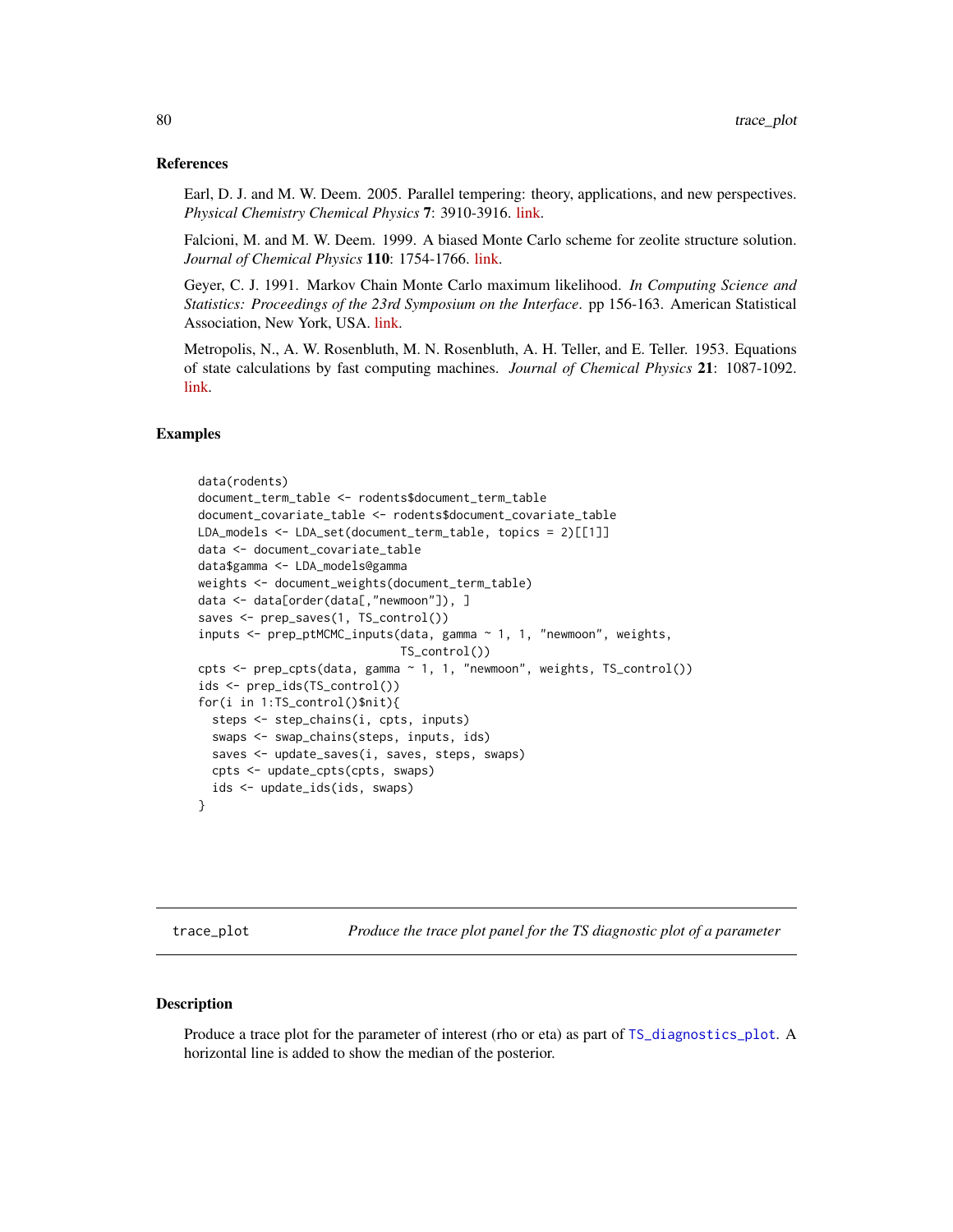### References

Earl, D. J. and M. W. Deem. 2005. Parallel tempering: theory, applications, and new perspectives. *Physical Chemistry Chemical Physics* **7**: 3910-3916. link.

Falcioni, M. and M. W. Deem. 1999. A biased Monte Carlo scheme for zeolite structure solution. *Journal of Chemical Physics* **110**: 1754-1766. link.

Geyer, C. J. 1991. Markov Chain Monte Carlo maximum likelihood. *In Computing Science and Statistics: Proceedings of the 23rd Symposium on the Interface*. pp 156-163. American Statistical Association, New York, USA. link.

Metropolis, N., A. W. Rosenbluth, M. N. Rosenbluth, A. H. Teller, and E. Teller. 1953. Equations of state calculations by fast computing machines. *Journal of Chemical Physics* **21**: 1087-1092. link.

### Examples

```
data(rodents)
document_term_table <- rodents$document_term_table
document_covariate_table <- rodents$document_covariate_table
LDA_models <- LDA_set(document_term_table, topics = 2)[[1]]
data <- document_covariate_table
data$gamma <- LDA_models@gamma
weights <- document_weights(document_term_table)
data <- data[order(data[,"newmoon"]), ]
saves <- prep_saves(1, TS_control())
inputs <- prep_ptMCMC_inputs(data, gamma ~ 1, 1, "newmoon", weights,
                             TS_control())
cpts <- prep_cpts(data, gamma ~ 1, 1, "newmoon", weights, TS_control())
ids <- prep_ids(TS_control())
for(i in 1:TS_control()$nit){
  steps <- step_chains(i, cpts, inputs)
  swaps <- swap_chains(steps, inputs, ids)
  saves <- update_saves(i, saves, steps, swaps)
  cpts <- update_cpts(cpts, swaps)
  ids <- update_ids(ids, swaps)
}
```

## trace_plot *Produce the trace plot panel for the TS diagnostic plot of a parameter*

### Description

Produce a trace plot for the parameter of interest (rho or eta) as part of TS_diagnostics_plot. A horizontal line is added to show the median of the posterior.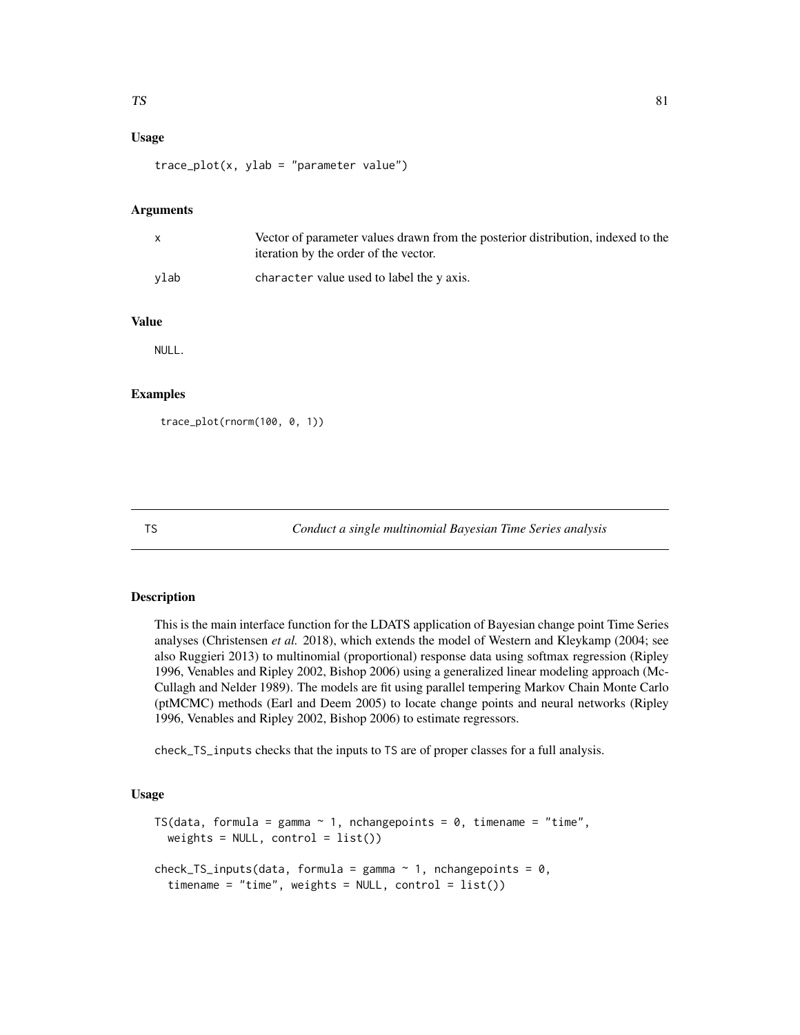### Usage

```
trace_plot(x, ylab = "parameter value")
```

### Arguments

| | |
|---|---|
| x | Vector of parameter values drawn from the posterior distribution, indexed to the iteration by the order of the vector. |
| ylab | character value used to label the y axis. |

### Value

NULL.

### Examples

```
trace_plot(rnorm(100, 0, 1))
```

---

## TS — *Conduct a single multinomial Bayesian Time Series analysis*

### Description

This is the main interface function for the LDATS application of Bayesian change point Time Series analyses (Christensen *et al.* 2018), which extends the model of Western and Kleykamp (2004; see also Ruggieri 2013) to multinomial (proportional) response data using softmax regression (Ripley 1996, Venables and Ripley 2002, Bishop 2006) using a generalized linear modeling approach (McCullagh and Nelder 1989). The models are fit using parallel tempering Markov Chain Monte Carlo (ptMCMC) methods (Earl and Deem 2005) to locate change points and neural networks (Ripley 1996, Venables and Ripley 2002, Bishop 2006) to estimate regressors.

check_TS_inputs checks that the inputs to TS are of proper classes for a full analysis.

### Usage

```
TS(data, formula = gamma ~ 1, nchangepoints = 0, timename = "time",
  weights = NULL, control = list())

check_TS_inputs(data, formula = gamma ~ 1, nchangepoints = 0,
  timename = "time", weights = NULL, control = list())
```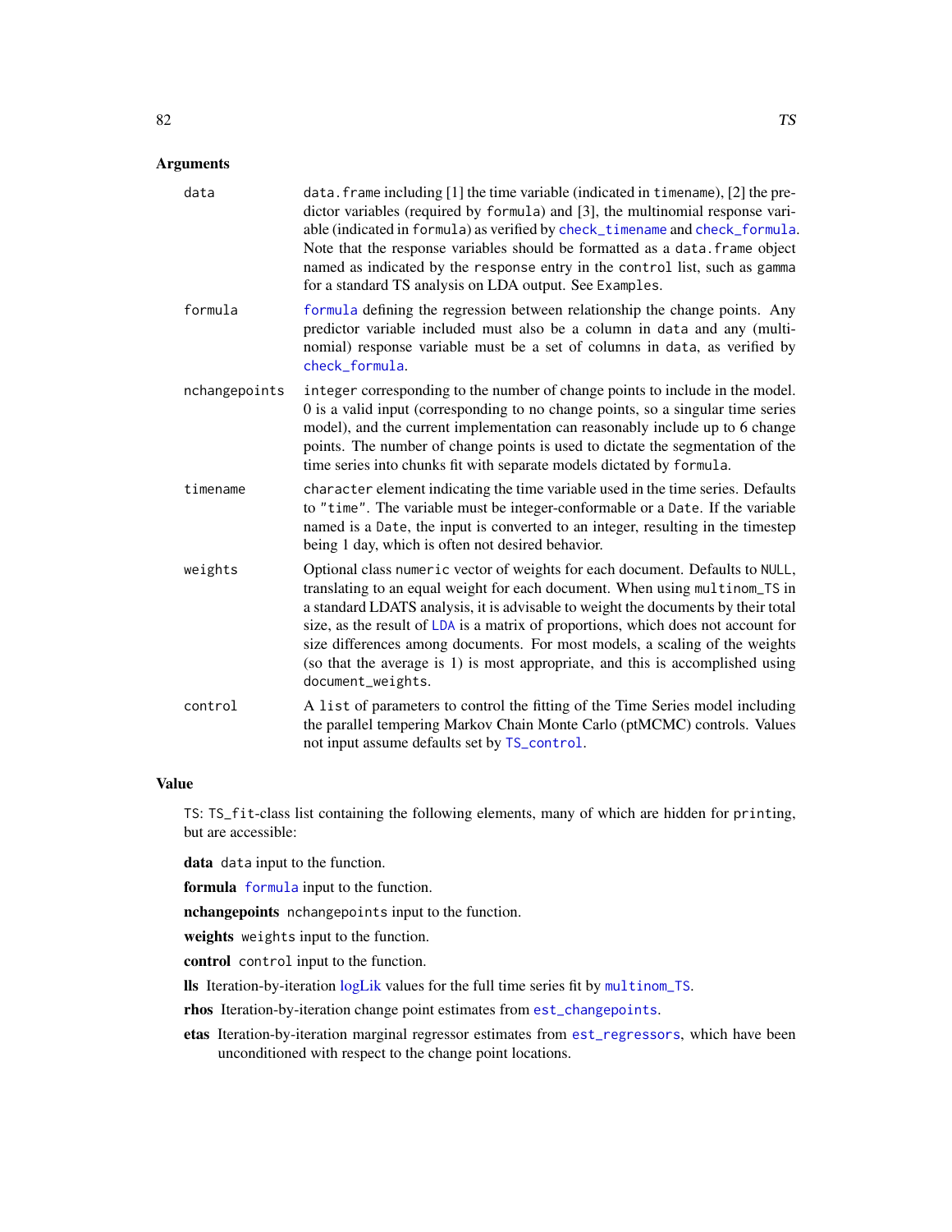### Arguments

**data** — `data.frame` including [1] the time variable (indicated in `timename`), [2] the predictor variables (required by `formula`) and [3], the multinomial response variable (indicated in `formula`) as verified by `check_timename` and `check_formula`. Note that the response variables should be formatted as a `data.frame` object named as indicated by the `response` entry in the `control` list, such as `gamma` for a standard TS analysis on LDA output. See `Examples`.

**formula** — `formula` defining the regression between relationship the change points. Any predictor variable included must also be a column in `data` and any (multinomial) response variable must be a set of columns in `data`, as verified by `check_formula`.

**nchangepoints** — `integer` corresponding to the number of change points to include in the model. 0 is a valid input (corresponding to no change points, so a singular time series model), and the current implementation can reasonably include up to 6 change points. The number of change points is used to dictate the segmentation of the time series into chunks fit with separate models dictated by `formula`.

**timename** — `character` element indicating the time variable used in the time series. Defaults to `"time"`. The variable must be integer-conformable or a `Date`. If the variable named is a `Date`, the input is converted to an integer, resulting in the timestep being 1 day, which is often not desired behavior.

**weights** — Optional class `numeric` vector of weights for each document. Defaults to `NULL`, translating to an equal weight for each document. When using `multinom_TS` in a standard LDATS analysis, it is advisable to weight the documents by their total size, as the result of `LDA` is a matrix of proportions, which does not account for size differences among documents. For most models, a scaling of the weights (so that the average is 1) is most appropriate, and this is accomplished using `document_weights`.

**control** — A `list` of parameters to control the fitting of the Time Series model including the parallel tempering Markov Chain Monte Carlo (ptMCMC) controls. Values not input assume defaults set by `TS_control`.

### Value

`TS`: `TS_fit`-class list containing the following elements, many of which are hidden for `printing`, but are accessible:

- **data** `data` input to the function.
- **formula** `formula` input to the function.
- **nchangepoints** `nchangepoints` input to the function.
- **weights** `weights` input to the function.
- **control** `control` input to the function.
- **lls** Iteration-by-iteration logLik values for the full time series fit by `multinom_TS`.
- **rhos** Iteration-by-iteration change point estimates from `est_changepoints`.
- **etas** Iteration-by-iteration marginal regressor estimates from `est_regressors`, which have been unconditioned with respect to the change point locations.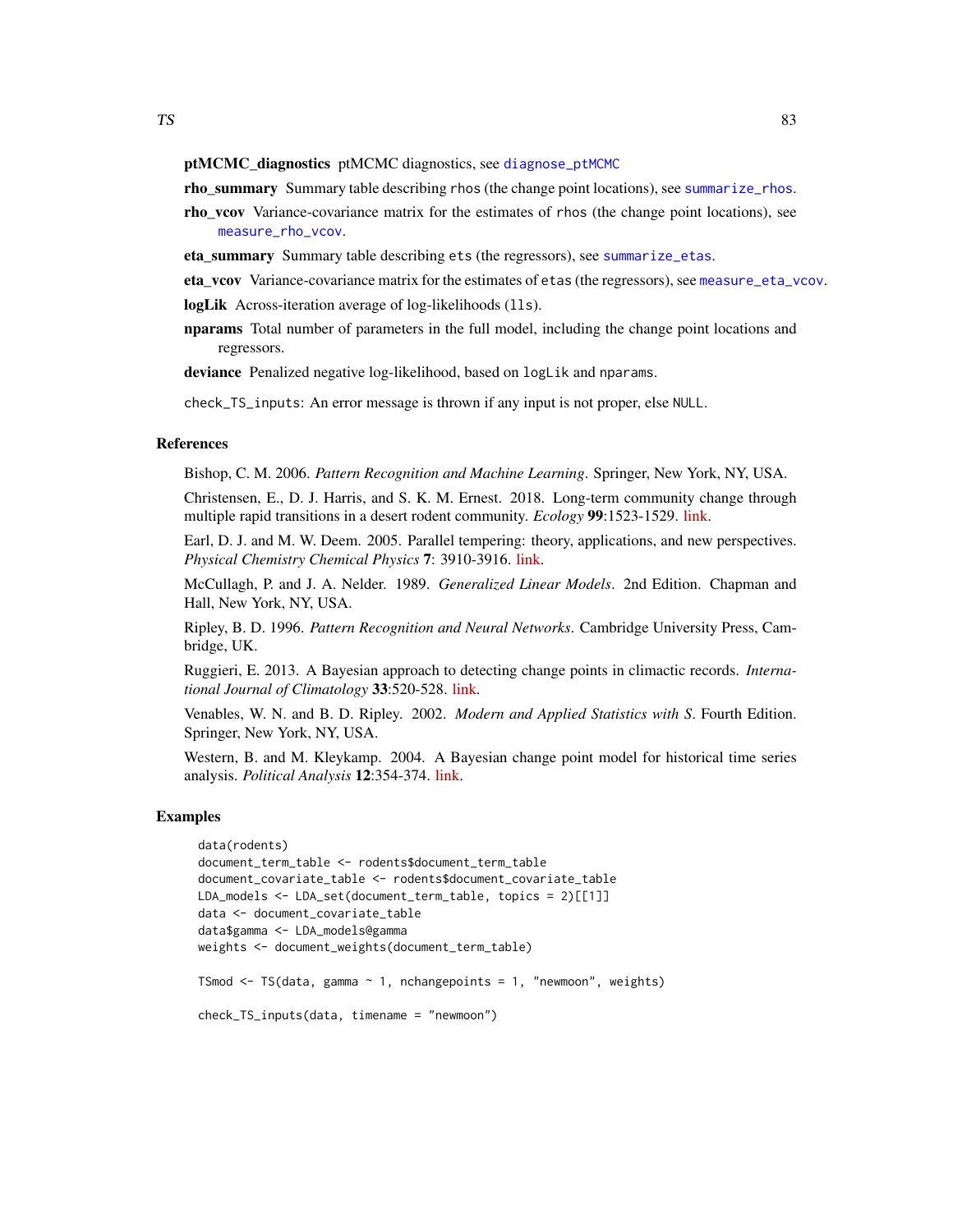**ptMCMC_diagnostics** ptMCMC diagnostics, see `diagnose_ptMCMC`

**rho_summary** Summary table describing `rhos` (the change point locations), see `summarize_rhos`.

**rho_vcov** Variance-covariance matrix for the estimates of `rhos` (the change point locations), see `measure_rho_vcov`.

**eta_summary** Summary table describing `ets` (the regressors), see `summarize_etas`.

**eta_vcov** Variance-covariance matrix for the estimates of `etas` (the regressors), see `measure_eta_vcov`.

**logLik** Across-iteration average of log-likelihoods (`lls`).

**nparams** Total number of parameters in the full model, including the change point locations and regressors.

**deviance** Penalized negative log-likelihood, based on `logLik` and `nparams`.

`check_TS_inputs`: An error message is thrown if any input is not proper, else `NULL`.

### References

Bishop, C. M. 2006. *Pattern Recognition and Machine Learning*. Springer, New York, NY, USA.

Christensen, E., D. J. Harris, and S. K. M. Ernest. 2018. Long-term community change through multiple rapid transitions in a desert rodent community. *Ecology* **99**:1523-1529. link.

Earl, D. J. and M. W. Deem. 2005. Parallel tempering: theory, applications, and new perspectives. *Physical Chemistry Chemical Physics* **7**: 3910-3916. link.

McCullagh, P. and J. A. Nelder. 1989. *Generalized Linear Models*. 2nd Edition. Chapman and Hall, New York, NY, USA.

Ripley, B. D. 1996. *Pattern Recognition and Neural Networks*. Cambridge University Press, Cambridge, UK.

Ruggieri, E. 2013. A Bayesian approach to detecting change points in climactic records. *International Journal of Climatology* **33**:520-528. link.

Venables, W. N. and B. D. Ripley. 2002. *Modern and Applied Statistics with S*. Fourth Edition. Springer, New York, NY, USA.

Western, B. and M. Kleykamp. 2004. A Bayesian change point model for historical time series analysis. *Political Analysis* **12**:354-374. link.

### Examples

```
data(rodents)
document_term_table <- rodents$document_term_table
document_covariate_table <- rodents$document_covariate_table
LDA_models <- LDA_set(document_term_table, topics = 2)[[1]]
data <- document_covariate_table
data$gamma <- LDA_models@gamma
weights <- document_weights(document_term_table)

TSmod <- TS(data, gamma ~ 1, nchangepoints = 1, "newmoon", weights)

check_TS_inputs(data, timename = "newmoon")
```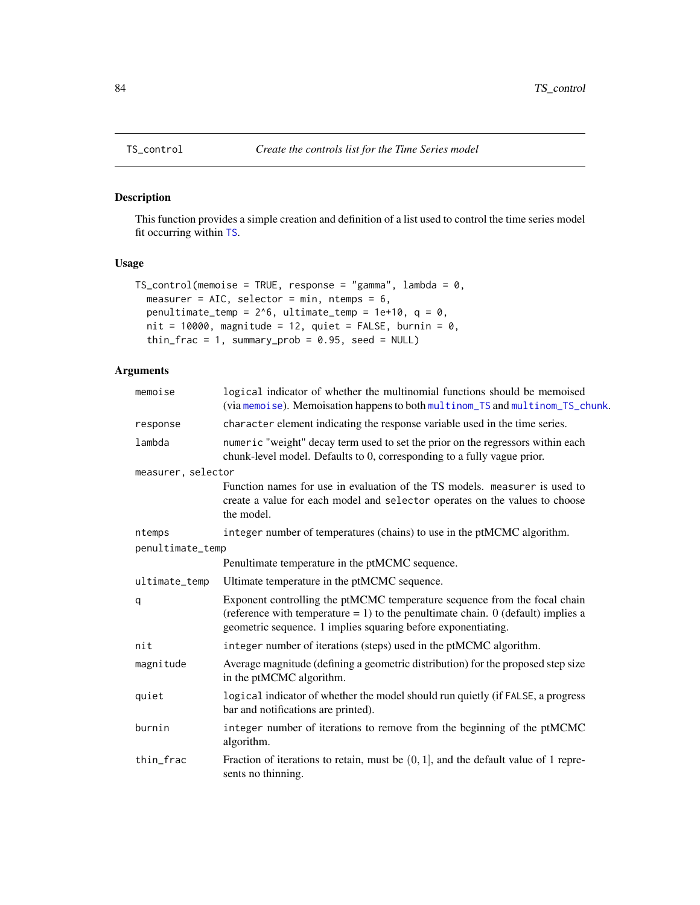# TS_control — *Create the controls list for the Time Series model*

## Description

This function provides a simple creation and definition of a list used to control the time series model fit occurring within TS.

## Usage

```
TS_control(memoise = TRUE, response = "gamma", lambda = 0,
  measurer = AIC, selector = min, ntemps = 6,
  penultimate_temp = 2^6, ultimate_temp = 1e+10, q = 0,
  nit = 10000, magnitude = 12, quiet = FALSE, burnin = 0,
  thin_frac = 1, summary_prob = 0.95, seed = NULL)
```

## Arguments

| Argument | Description |
|---|---|
| `memoise` | `logical` indicator of whether the multinomial functions should be memoised (via `memoise`). Memoisation happens to both `multinom_TS` and `multinom_TS_chunk`. |
| `response` | `character` element indicating the response variable used in the time series. |
| `lambda` | `numeric` "weight" decay term used to set the prior on the regressors within each chunk-level model. Defaults to 0, corresponding to a fully vague prior. |
| `measurer, selector` | Function names for use in evaluation of the TS models. `measurer` is used to create a value for each model and `selector` operates on the values to choose the model. |
| `ntemps` | `integer` number of temperatures (chains) to use in the ptMCMC algorithm. |
| `penultimate_temp` | Penultimate temperature in the ptMCMC sequence. |
| `ultimate_temp` | Ultimate temperature in the ptMCMC sequence. |
| `q` | Exponent controlling the ptMCMC temperature sequence from the focal chain (reference with temperature = 1) to the penultimate chain. 0 (default) implies a geometric sequence. 1 implies squaring before exponentiating. |
| `nit` | `integer` number of iterations (steps) used in the ptMCMC algorithm. |
| `magnitude` | Average magnitude (defining a geometric distribution) for the proposed step size in the ptMCMC algorithm. |
| `quiet` | `logical` indicator of whether the model should run quietly (if `FALSE`, a progress bar and notifications are printed). |
| `burnin` | `integer` number of iterations to remove from the beginning of the ptMCMC algorithm. |
| `thin_frac` | Fraction of iterations to retain, must be $(0, 1]$, and the default value of 1 represents no thinning. |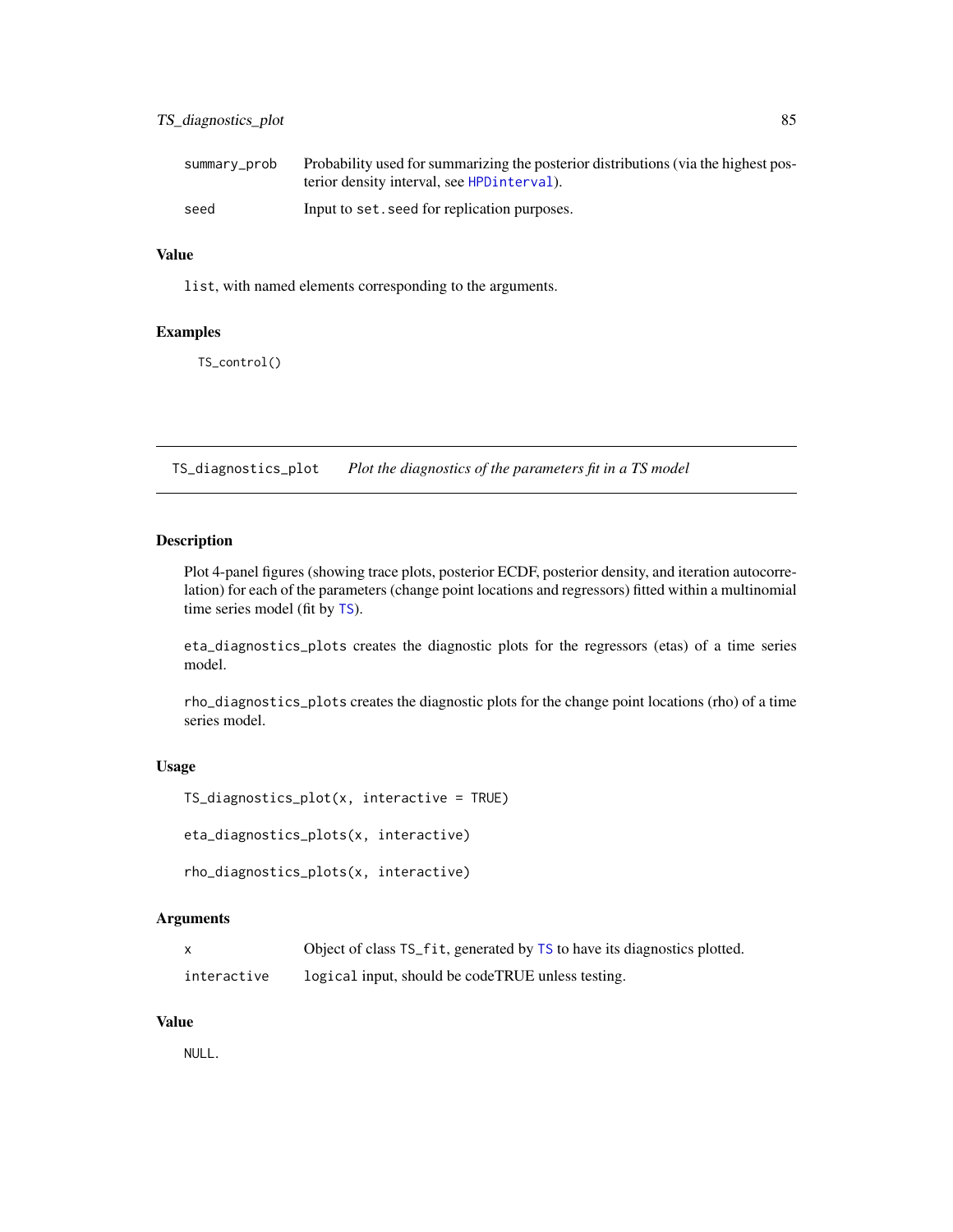| | |
|---|---|
| summary_prob | Probability used for summarizing the posterior distributions (via the highest posterior density interval, see HPDinterval). |
| seed | Input to set.seed for replication purposes. |

### Value

list, with named elements corresponding to the arguments.

### Examples

```
TS_control()
```

---

## TS_diagnostics_plot *Plot the diagnostics of the parameters fit in a TS model*

---

### Description

Plot 4-panel figures (showing trace plots, posterior ECDF, posterior density, and iteration autocorrelation) for each of the parameters (change point locations and regressors) fitted within a multinomial time series model (fit by TS).

eta_diagnostics_plots creates the diagnostic plots for the regressors (etas) of a time series model.

rho_diagnostics_plots creates the diagnostic plots for the change point locations (rho) of a time series model.

### Usage

```
TS_diagnostics_plot(x, interactive = TRUE)

eta_diagnostics_plots(x, interactive)

rho_diagnostics_plots(x, interactive)
```

### Arguments

| | |
|---|---|
| x | Object of class TS_fit, generated by TS to have its diagnostics plotted. |
| interactive | logical input, should be codeTRUE unless testing. |

### Value

NULL.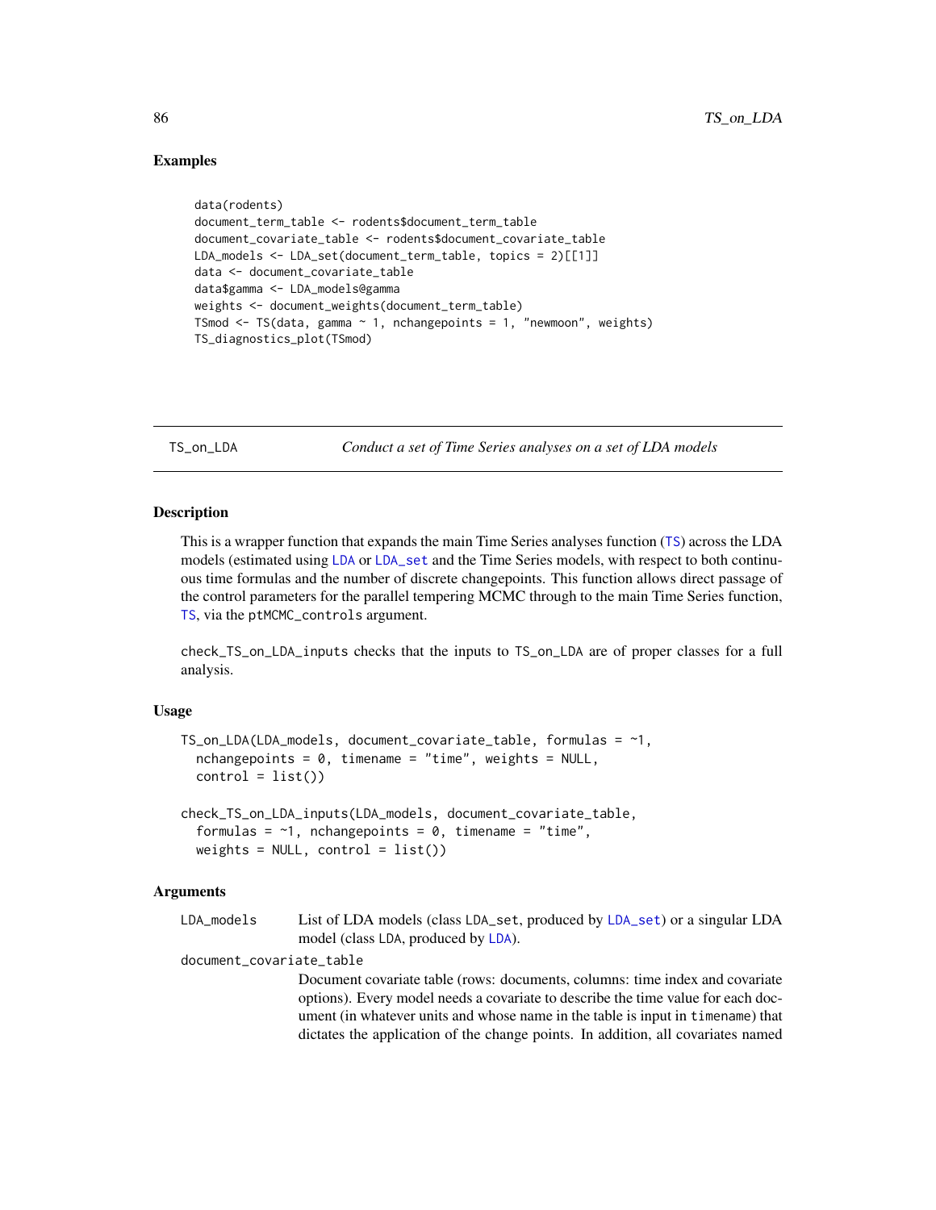## Examples

```
data(rodents)
document_term_table <- rodents$document_term_table
document_covariate_table <- rodents$document_covariate_table
LDA_models <- LDA_set(document_term_table, topics = 2)[[1]]
data <- document_covariate_table
data$gamma <- LDA_models@gamma
weights <- document_weights(document_term_table)
TSmod <- TS(data, gamma ~ 1, nchangepoints = 1, "newmoon", weights)
TS_diagnostics_plot(TSmod)
```

---

# TS_on_LDA — *Conduct a set of Time Series analyses on a set of LDA models*

---

## Description

This is a wrapper function that expands the main Time Series analyses function (TS) across the LDA models (estimated using LDA or LDA_set and the Time Series models, with respect to both continuous time formulas and the number of discrete changepoints. This function allows direct passage of the control parameters for the parallel tempering MCMC through to the main Time Series function, TS, via the ptMCMC_controls argument.

check_TS_on_LDA_inputs checks that the inputs to TS_on_LDA are of proper classes for a full analysis.

## Usage

```
TS_on_LDA(LDA_models, document_covariate_table, formulas = ~1,
  nchangepoints = 0, timename = "time", weights = NULL,
  control = list())

check_TS_on_LDA_inputs(LDA_models, document_covariate_table,
  formulas = ~1, nchangepoints = 0, timename = "time",
  weights = NULL, control = list())
```

## Arguments

`LDA_models` List of LDA models (class LDA_set, produced by LDA_set) or a singular LDA model (class LDA, produced by LDA).

`document_covariate_table`
Document covariate table (rows: documents, columns: time index and covariate options). Every model needs a covariate to describe the time value for each document (in whatever units and whose name in the table is input in timename) that dictates the application of the change points. In addition, all covariates named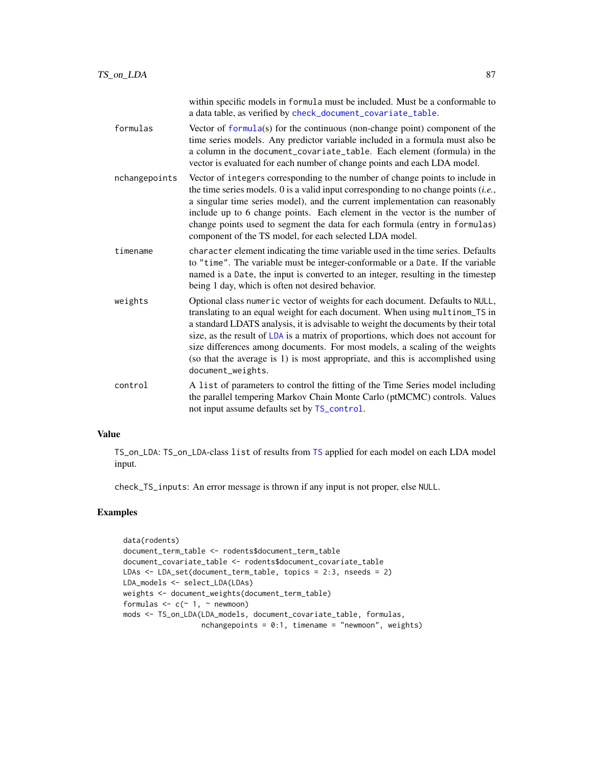within specific models in formula must be included. Must be a conformable to a data table, as verified by check_document_covariate_table.

formulas
: Vector of formula(s) for the continuous (non-change point) component of the time series models. Any predictor variable included in a formula must also be a column in the document_covariate_table. Each element (formula) in the vector is evaluated for each number of change points and each LDA model.

nchangepoints
: Vector of integers corresponding to the number of change points to include in the time series models. 0 is a valid input corresponding to no change points (*i.e.*, a singular time series model), and the current implementation can reasonably include up to 6 change points. Each element in the vector is the number of change points used to segment the data for each formula (entry in formulas) component of the TS model, for each selected LDA model.

timename
: character element indicating the time variable used in the time series. Defaults to "time". The variable must be integer-conformable or a Date. If the variable named is a Date, the input is converted to an integer, resulting in the timestep being 1 day, which is often not desired behavior.

weights
: Optional class numeric vector of weights for each document. Defaults to NULL, translating to an equal weight for each document. When using multinom_TS in a standard LDATS analysis, it is advisable to weight the documents by their total size, as the result of LDA is a matrix of proportions, which does not account for size differences among documents. For most models, a scaling of the weights (so that the average is 1) is most appropriate, and this is accomplished using document_weights.

control
: A list of parameters to control the fitting of the Time Series model including the parallel tempering Markov Chain Monte Carlo (ptMCMC) controls. Values not input assume defaults set by TS_control.

## Value

TS_on_LDA: TS_on_LDA-class list of results from TS applied for each model on each LDA model input.

check_TS_inputs: An error message is thrown if any input is not proper, else NULL.

## Examples

```
data(rodents)
document_term_table <- rodents$document_term_table
document_covariate_table <- rodents$document_covariate_table
LDAs <- LDA_set(document_term_table, topics = 2:3, nseeds = 2)
LDA_models <- select_LDA(LDAs)
weights <- document_weights(document_term_table)
formulas <- c(~ 1, ~ newmoon)
mods <- TS_on_LDA(LDA_models, document_covariate_table, formulas,
                  nchangepoints = 0:1, timename = "newmoon", weights)
```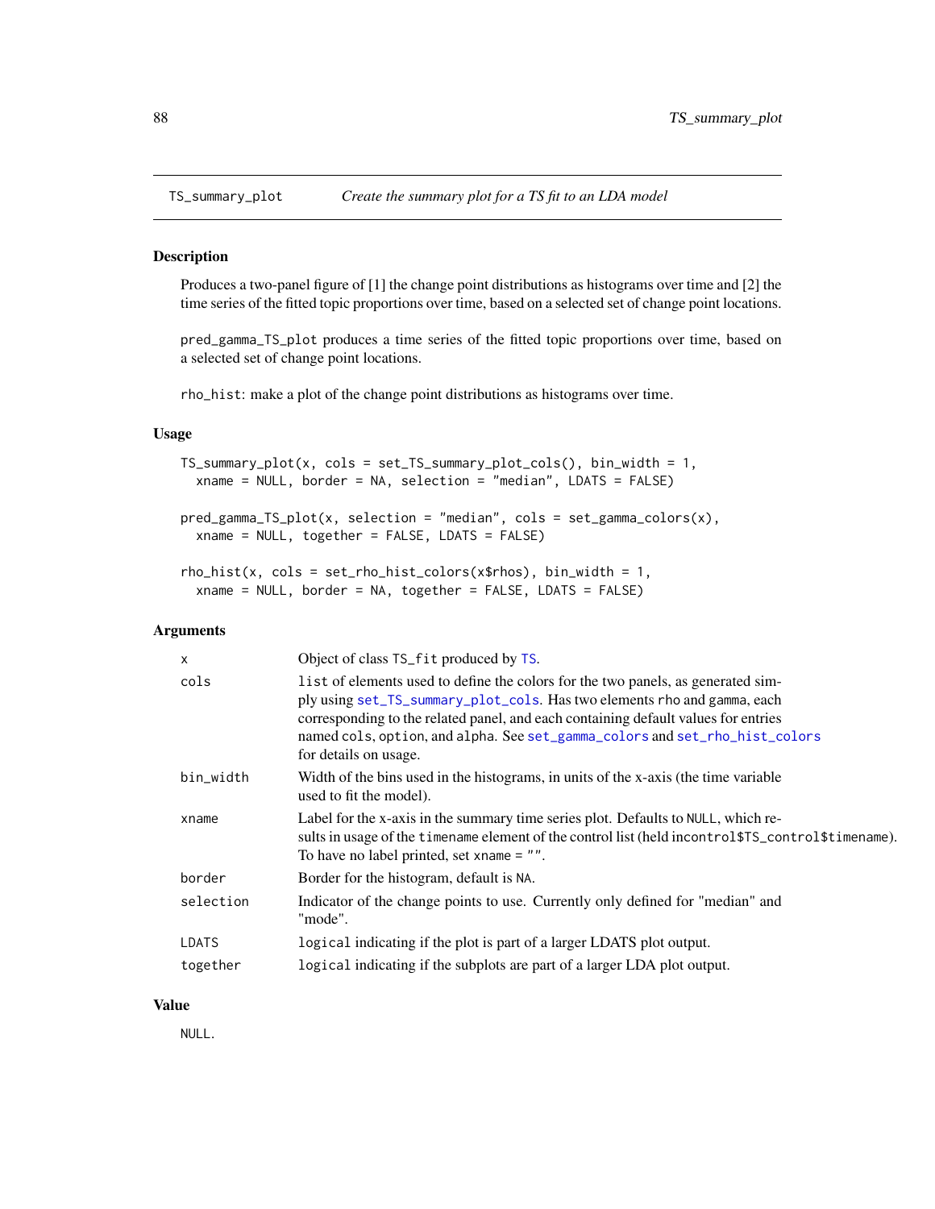## TS_summary_plot — *Create the summary plot for a TS fit to an LDA model*

### Description

Produces a two-panel figure of [1] the change point distributions as histograms over time and [2] the time series of the fitted topic proportions over time, based on a selected set of change point locations.

`pred_gamma_TS_plot` produces a time series of the fitted topic proportions over time, based on a selected set of change point locations.

`rho_hist`: make a plot of the change point distributions as histograms over time.

### Usage

```
TS_summary_plot(x, cols = set_TS_summary_plot_cols(), bin_width = 1,
  xname = NULL, border = NA, selection = "median", LDATS = FALSE)

pred_gamma_TS_plot(x, selection = "median", cols = set_gamma_colors(x),
  xname = NULL, together = FALSE, LDATS = FALSE)

rho_hist(x, cols = set_rho_hist_colors(x$rhos), bin_width = 1,
  xname = NULL, border = NA, together = FALSE, LDATS = FALSE)
```

### Arguments

| | |
|---|---|
| `x` | Object of class `TS_fit` produced by `TS`. |
| `cols` | `list` of elements used to define the colors for the two panels, as generated simply using `set_TS_summary_plot_cols`. Has two elements `rho` and `gamma`, each corresponding to the related panel, and each containing default values for entries named `cols`, `option`, and `alpha`. See `set_gamma_colors` and `set_rho_hist_colors` for details on usage. |
| `bin_width` | Width of the bins used in the histograms, in units of the x-axis (the time variable used to fit the model). |
| `xname` | Label for the x-axis in the summary time series plot. Defaults to `NULL`, which results in usage of the `timename` element of the control list (held in`control$TS_control$timename`). To have no label printed, set `xname = ""`. |
| `border` | Border for the histogram, default is `NA`. |
| `selection` | Indicator of the change points to use. Currently only defined for "median" and "mode". |
| `LDATS` | `logical` indicating if the plot is part of a larger LDATS plot output. |
| `together` | `logical` indicating if the subplots are part of a larger LDA plot output. |

### Value

`NULL`.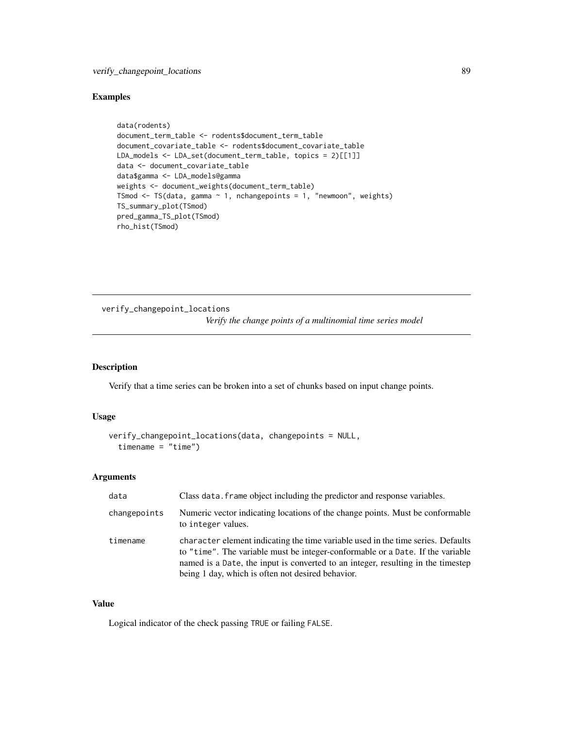### Examples

```
data(rodents)
document_term_table <- rodents$document_term_table
document_covariate_table <- rodents$document_covariate_table
LDA_models <- LDA_set(document_term_table, topics = 2)[[1]]
data <- document_covariate_table
data$gamma <- LDA_models@gamma
weights <- document_weights(document_term_table)
TSmod <- TS(data, gamma ~ 1, nchangepoints = 1, "newmoon", weights)
TS_summary_plot(TSmod)
pred_gamma_TS_plot(TSmod)
rho_hist(TSmod)
```

---

## verify_changepoint_locations

*Verify the change points of a multinomial time series model*

---

### Description

Verify that a time series can be broken into a set of chunks based on input change points.

### Usage

```
verify_changepoint_locations(data, changepoints = NULL,
  timename = "time")
```

### Arguments

| | |
|---|---|
| data | Class `data.frame` object including the predictor and response variables. |
| changepoints | Numeric vector indicating locations of the change points. Must be conformable to `integer` values. |
| timename | `character` element indicating the time variable used in the time series. Defaults to `"time"`. The variable must be integer-conformable or a `Date`. If the variable named is a `Date`, the input is converted to an integer, resulting in the timestep being 1 day, which is often not desired behavior. |

### Value

Logical indicator of the check passing `TRUE` or failing `FALSE`.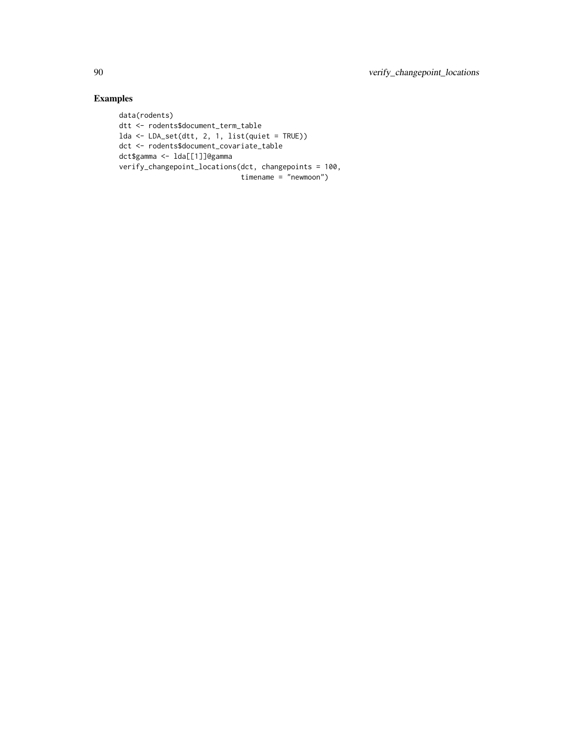## Examples

```
data(rodents)
dtt <- rodents$document_term_table
lda <- LDA_set(dtt, 2, 1, list(quiet = TRUE))
dct <- rodents$document_covariate_table
dct$gamma <- lda[[1]]@gamma
verify_changepoint_locations(dct, changepoints = 100,
                             timename = "newmoon")
```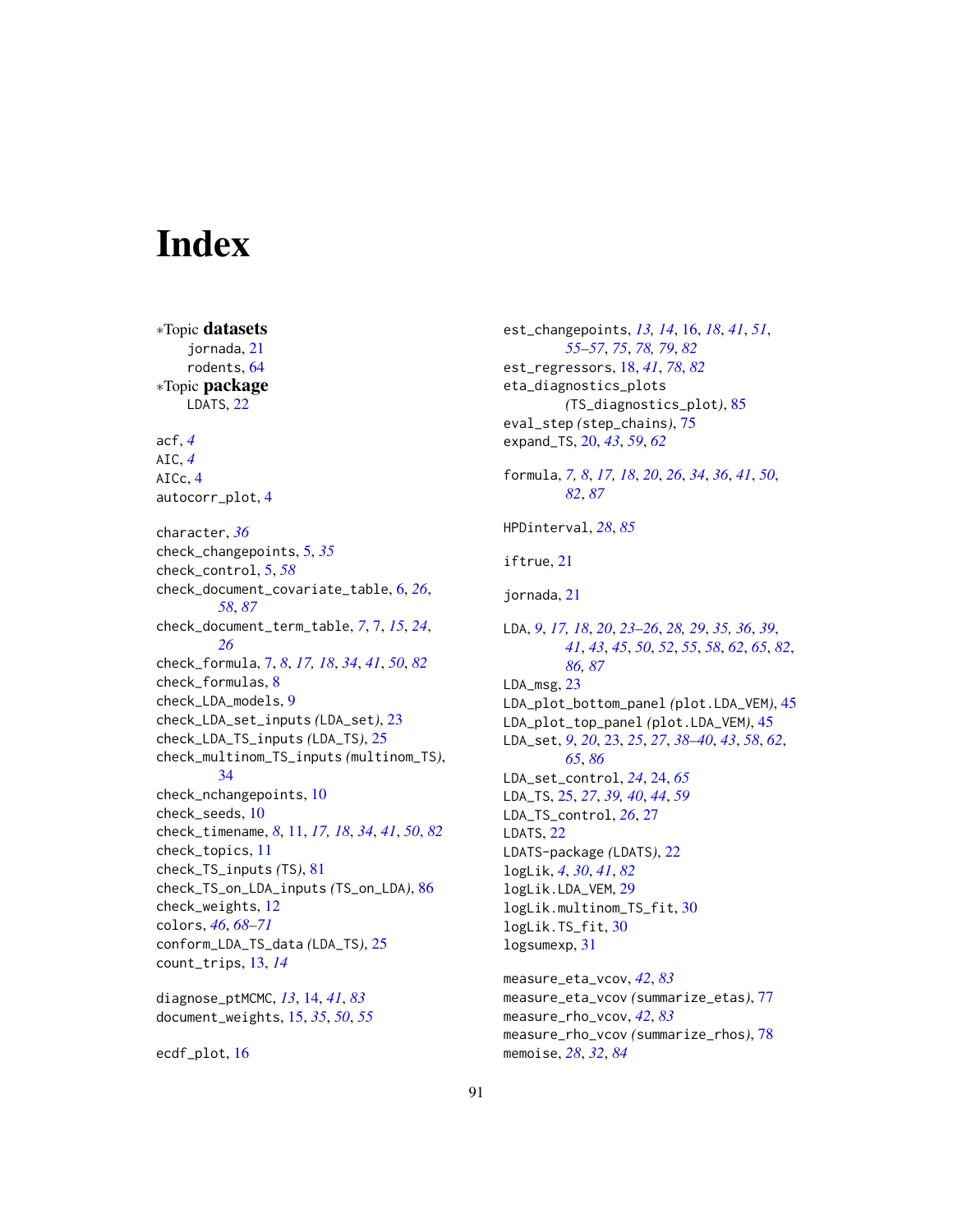# Index

∗Topic **datasets**
- jornada, 21
- rodents, 64

∗Topic **package**
- LDATS, 22

acf, *4*
AIC, *4*
AICc, 4
autocorr_plot, 4

character, *36*
check_changepoints, 5, *35*
check_control, 5, *58*
check_document_covariate_table, 6, *26*, *58*, *87*
check_document_term_table, *7*, 7, *15*, *24*, *26*
check_formula, 7, *8*, *17, 18*, *34*, *41*, *50*, *82*
check_formulas, 8
check_LDA_models, 9
check_LDA_set_inputs *(*LDA_set*)*, 23
check_LDA_TS_inputs *(*LDA_TS*)*, 25
check_multinom_TS_inputs *(*multinom_TS*)*, 34
check_nchangepoints, 10
check_seeds, 10
check_timename, *8*, 11, *17, 18*, *34*, *41*, *50*, *82*
check_topics, 11
check_TS_inputs *(*TS*)*, 81
check_TS_on_LDA_inputs *(*TS_on_LDA*)*, 86
check_weights, 12
colors, *46*, *68–71*
conform_LDA_TS_data *(*LDA_TS*)*, 25
count_trips, 13, *14*

diagnose_ptMCMC, *13*, 14, *41*, *83*
document_weights, 15, *35*, *50*, *55*

ecdf_plot, 16
est_changepoints, *13, 14*, 16, *18*, *41*, *51*, *55–57*, *75*, *78, 79*, *82*
est_regressors, 18, *41*, *78*, *82*
eta_diagnostics_plots *(*TS_diagnostics_plot*)*, 85
eval_step *(*step_chains*)*, 75
expand_TS, 20, *43*, *59*, *62*

formula, *7, 8*, *17, 18*, *20*, *26*, *34*, *36*, *41*, *50*, *82*, *87*

HPDinterval, *28*, *85*

iftrue, 21

jornada, 21

LDA, *9*, *17, 18*, *20*, *23–26*, *28, 29*, *35, 36*, *39*, *41*, *43*, *45*, *50*, *52*, *55*, *58*, *62*, *65*, *82*, *86, 87*
LDA_msg, 23
LDA_plot_bottom_panel *(*plot.LDA_VEM*)*, 45
LDA_plot_top_panel *(*plot.LDA_VEM*)*, 45
LDA_set, *9*, *20*, 23, *25*, *27*, *38–40*, *43*, *58*, *62*, *65*, *86*
LDA_set_control, *24*, 24, *65*
LDA_TS, 25, *27*, *39, 40*, *44*, *59*
LDA_TS_control, *26*, 27
LDATS, 22
LDATS-package *(*LDATS*)*, 22
logLik, *4*, *30*, *41*, *82*
logLik.LDA_VEM, 29
logLik.multinom_TS_fit, 30
logLik.TS_fit, 30
logsumexp, 31

measure_eta_vcov, *42*, *83*
measure_eta_vcov *(*summarize_etas*)*, 77
measure_rho_vcov, *42*, *83*
measure_rho_vcov *(*summarize_rhos*)*, 78
memoise, *28*, *32*, *84*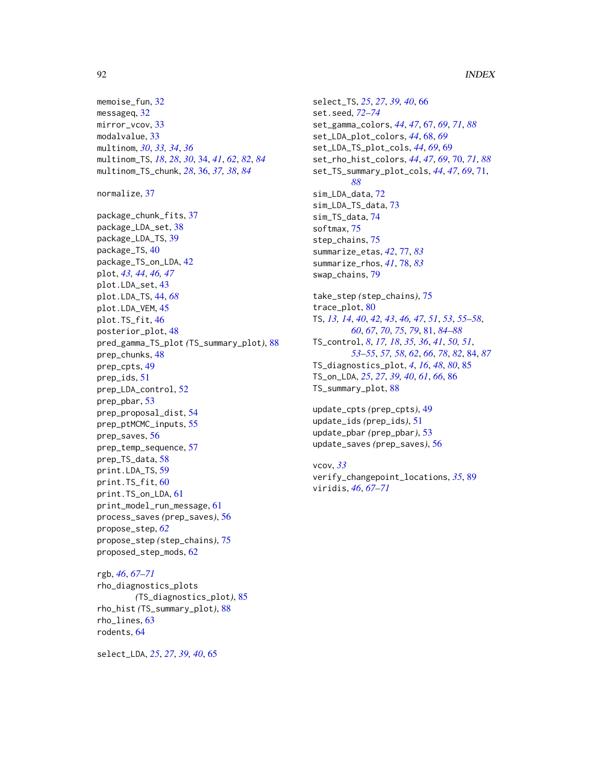memoise_fun, 32
messageq, 32
mirror_vcov, 33
modalvalue, 33
multinom, *30*, *33, 34*, *36*
multinom_TS, *18*, *28*, *30*, 34, *41*, *62*, *82*, *84*
multinom_TS_chunk, *28*, 36, *37, 38*, *84*

normalize, 37

package_chunk_fits, 37
package_LDA_set, 38
package_LDA_TS, 39
package_TS, 40
package_TS_on_LDA, 42
plot, *43, 44*, *46, 47*
plot.LDA_set, 43
plot.LDA_TS, 44, *68*
plot.LDA_VEM, 45
plot.TS_fit, 46
posterior_plot, 48
pred_gamma_TS_plot *(*TS_summary_plot*)*, 88
prep_chunks, 48
prep_cpts, 49
prep_ids, 51
prep_LDA_control, 52
prep_pbar, 53
prep_proposal_dist, 54
prep_ptMCMC_inputs, 55
prep_saves, 56
prep_temp_sequence, 57
prep_TS_data, 58
print.LDA_TS, 59
print.TS_fit, 60
print.TS_on_LDA, 61
print_model_run_message, 61
process_saves *(*prep_saves*)*, 56
propose_step, *62*
propose_step *(*step_chains*)*, 75
proposed_step_mods, 62

rgb, *46*, *67–71*
rho_diagnostics_plots *(*TS_diagnostics_plot*)*, 85
rho_hist *(*TS_summary_plot*)*, 88
rho_lines, 63
rodents, 64

select_LDA, *25*, *27*, *39, 40*, 65
select_TS, *25*, *27*, *39, 40*, 66
set.seed, *72–74*
set_gamma_colors, *44*, *47*, 67, *69*, *71*, *88*
set_LDA_plot_colors, *44*, 68, *69*
set_LDA_TS_plot_cols, *44*, *69*, 69
set_rho_hist_colors, *44*, *47*, *69*, 70, *71*, *88*
set_TS_summary_plot_cols, *44*, *47*, *69*, 71, *88*
sim_LDA_data, 72
sim_LDA_TS_data, 73
sim_TS_data, 74
softmax, 75
step_chains, 75
summarize_etas, *42*, 77, *83*
summarize_rhos, *41*, 78, *83*
swap_chains, 79

take_step *(*step_chains*)*, 75
trace_plot, 80
TS, *13, 14*, *40*, *42, 43*, *46, 47*, *51*, *53*, *55–58*, *60*, *67*, *70*, *75*, *79*, 81, *84–88*
TS_control, *8*, *17, 18*, *35, 36*, *41*, *50, 51*, *53–55*, *57, 58*, *62*, *66*, *78*, *82*, 84, *87*
TS_diagnostics_plot, *4*, *16*, *48*, *80*, 85
TS_on_LDA, *25*, *27*, *39, 40*, *61*, *66*, 86
TS_summary_plot, 88

update_cpts *(*prep_cpts*)*, 49
update_ids *(*prep_ids*)*, 51
update_pbar *(*prep_pbar*)*, 53
update_saves *(*prep_saves*)*, 56

vcov, *33*
verify_changepoint_locations, *35*, 89
viridis, *46*, *67–71*